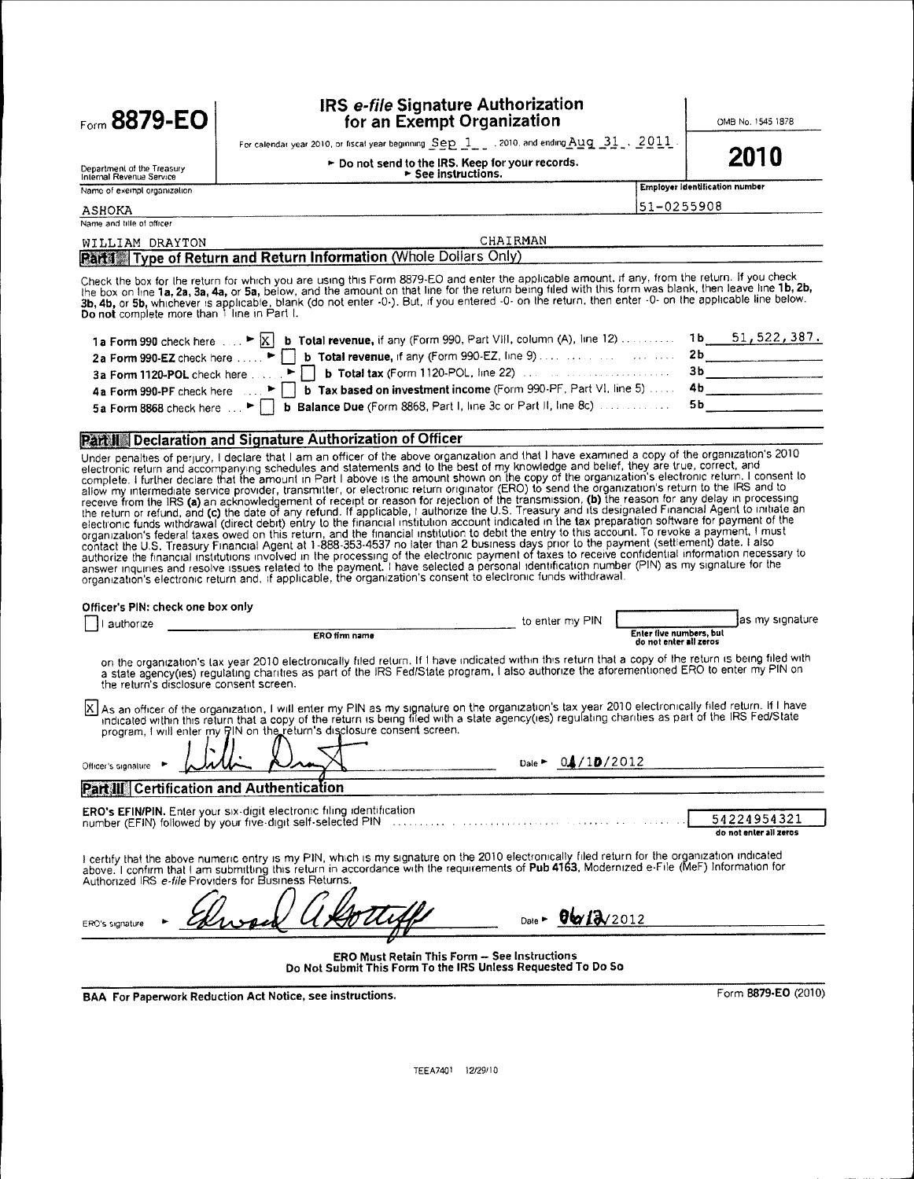# Form 8879-EO

## IRS *e-file* Signature Authorization for an Exempt Organization

OMB No. 1545 1878

For calendar year 2010, or fiscal year beginning Sep 1, 2010, and ending Aug 31, 2011.

► Do not send to the IRS. Keep for your records.
► See instructions.

**2010**

Department of the Treasury
Internal Revenue Service

Name of exempt organization: ASHOKA

Employer identification number: 51-0255908

Name and title of officer: WILLIAM DRAYTON CHAIRMAN

## Part I Type of Return and Return Information (Whole Dollars Only)

Check the box for the return for which you are using this Form 8879-EO and enter the applicable amount, if any, from the return. If you check the box on line **1a, 2a, 3a, 4a,** or **5a,** below, and the amount on that line for the return being filed with this form was blank, then leave line **1b, 2b, 3b, 4b,** or **5b,** whichever is applicable, blank (do not enter -0-). But, if you entered -0- on the return, then enter -0- on the applicable line below. **Do not** complete more than 1 line in Part I.

| | | | |
|---|---|---|---|
| **1a Form 990** check here ► [X] | **b Total revenue,** if any (Form 990, Part VIII, column (A), line 12) | 1b | 51,522,387. |
| **2a Form 990-EZ** check here ► [ ] | **b Total revenue,** if any (Form 990-EZ, line 9) | 2b | |
| **3a Form 1120-POL** check here ► [ ] | **b Total tax** (Form 1120-POL, line 22) | 3b | |
| **4a Form 990-PF** check here ► [ ] | **b Tax based on investment income** (Form 990-PF, Part VI, line 5) | 4b | |
| **5a Form 8868** check here ► [ ] | **b Balance Due** (Form 8868, Part I, line 3c or Part II, line 8c) | 5b | |

## Part II Declaration and Signature Authorization of Officer

Under penalties of perjury, I declare that I am an officer of the above organization and that I have examined a copy of the organization's 2010 electronic return and accompanying schedules and statements and to the best of my knowledge and belief, they are true, correct, and complete. I further declare that the amount in Part I above is the amount shown on the copy of the organization's electronic return. I consent to allow my intermediate service provider, transmitter, or electronic return originator (ERO) to send the organization's return to the IRS and to receive from the IRS **(a)** an acknowledgement of receipt or reason for rejection of the transmission, **(b)** the reason for any delay in processing the return or refund, and **(c)** the date of any refund. If applicable, I authorize the U.S. Treasury and its designated Financial Agent to initiate an electronic funds withdrawal (direct debit) entry to the financial institution account indicated in the tax preparation software for payment of the organization's federal taxes owed on this return, and the financial institution to debit the entry to this account. To revoke a payment, I must contact the U.S. Treasury Financial Agent at 1-888-353-4537 no later than 2 business days prior to the payment (settlement) date. I also authorize the financial institutions involved in the processing of the electronic payment of taxes to receive confidential information necessary to answer inquiries and resolve issues related to the payment. I have selected a personal identification number (PIN) as my signature for the organization's electronic return and, if applicable, the organization's consent to electronic funds withdrawal.

**Officer's PIN: check one box only**

[ ] I authorize ________________ (ERO firm name) to enter my PIN [__________] (Enter five numbers, but do not enter all zeros) as my signature on the organization's tax year 2010 electronically filed return. If I have indicated within this return that a copy of the return is being filed with a state agency(ies) regulating charities as part of the IRS Fed/State program, I also authorize the aforementioned ERO to enter my PIN on the return's disclosure consent screen.

[X] As an officer of the organization, I will enter my PIN as my signature on the organization's tax year 2010 electronically filed return. If I have indicated within this return that a copy of the return is being filed with a state agency(ies) regulating charities as part of the IRS Fed/State program, I will enter my PIN on the return's disclosure consent screen.

Officer's signature ► [signature] Date ► 04/10/2012

## Part III Certification and Authentication

**ERO's EFIN/PIN.** Enter your six-digit electronic filing identification number (EFIN) followed by your five-digit self-selected PIN: 54224954321 (do not enter all zeros)

I certify that the above numeric entry is my PIN, which is my signature on the 2010 electronically filed return for the organization indicated above. I confirm that I am submitting this return in accordance with the requirements of **Pub 4163**, Modernized e-File (MeF) Information for Authorized IRS *e-file* Providers for Business Returns.

ERO's signature ► [signature] Date ► 06/12/2012

**ERO Must Retain This Form — See Instructions**
**Do Not Submit This Form To the IRS Unless Requested To Do So**

**BAA For Paperwork Reduction Act Notice, see instructions.** Form **8879-EO** (2010)

TEEA7401 12/29/10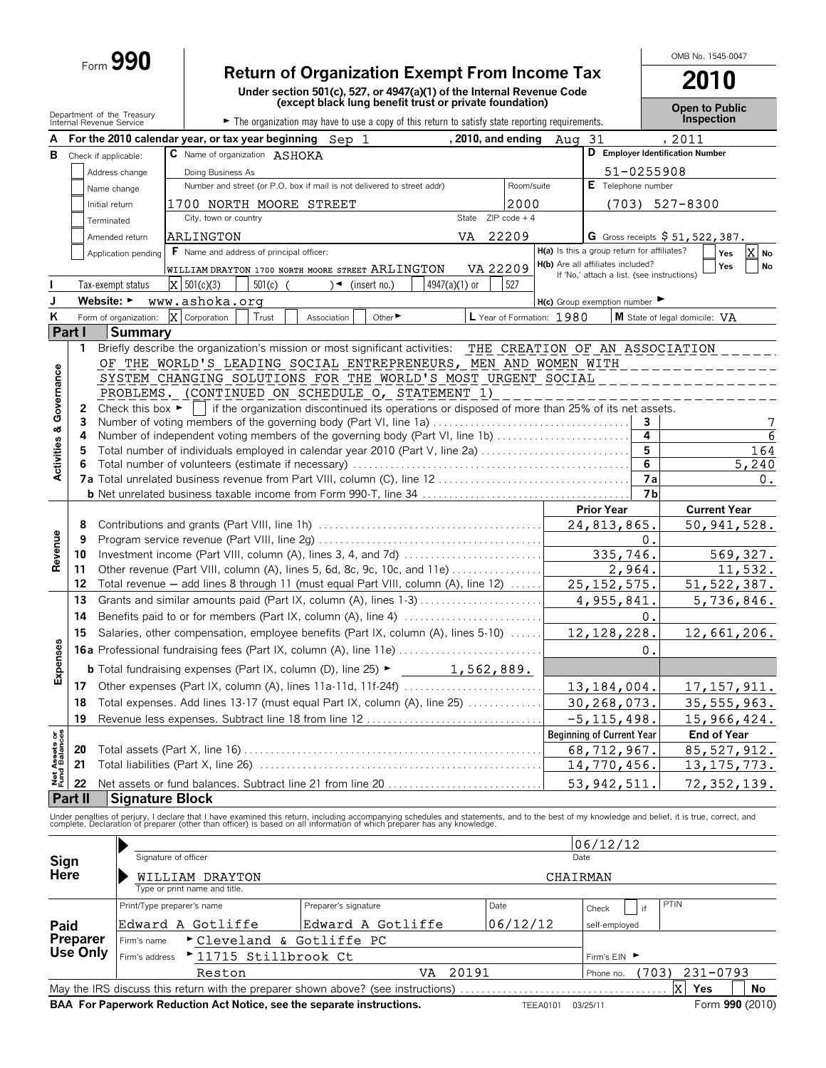Form **990**

# Return of Organization Exempt From Income Tax

**Under section 501(c), 527, or 4947(a)(1) of the Internal Revenue Code (except black lung benefit trust or private foundation)**

Department of the Treasury
Internal Revenue Service

► The organization may have to use a copy of this return to satisfy state reporting requirements.

OMB No. 1545-0047

**2010**

**Open to Public Inspection**

**A** For the 2010 calendar year, or tax year beginning Sep 1 , 2010, and ending Aug 31 , 2011

**B** Check if applicable:
- [ ] Address change
- [ ] Name change
- [ ] Initial return
- [ ] Terminated
- [ ] Amended return
- [ ] Application pending

**C** Name of organization: ASHOKA

Doing Business As

Number and street (or P.O. box if mail is not delivered to street addr): 1700 NORTH MOORE STREET — Room/suite: 2000

City, town or country: ARLINGTON — State: VA — ZIP code + 4: 22209

**D** Employer Identification Number: 51-0255908

**E** Telephone number: (703) 527-8300

**G** Gross receipts $ 51,522,387.

**F** Name and address of principal officer: WILLIAM DRAYTON 1700 NORTH MOORE STREET ARLINGTON VA 22209

**H(a)** Is this a group return for affiliates? [ ] Yes [X] No

**H(b)** Are all affiliates included? [ ] Yes [ ] No — If 'No,' attach a list. (see instructions)

**I** Tax-exempt status: [X] 501(c)(3) [ ] 501(c) ( ) ◄ (insert no.) [ ] 4947(a)(1) or [ ] 527

**J** Website: ► www.ashoka.org

**H(c)** Group exemption number ►

**K** Form of organization: [X] Corporation [ ] Trust [ ] Association [ ] Other ►

**L** Year of Formation: 1980

**M** State of legal domicile: VA

## Part I Summary

### Activities & Governance

1 Briefly describe the organization's mission or most significant activities: THE CREATION OF AN ASSOCIATION OF THE WORLD'S LEADING SOCIAL ENTREPRENEURS, MEN AND WOMEN WITH SYSTEM CHANGING SOLUTIONS FOR THE WORLD'S MOST URGENT SOCIAL PROBLEMS. (CONTINUED ON SCHEDULE O, STATEMENT 1)

2 Check this box ► [ ] if the organization discontinued its operations or disposed of more than 25% of its net assets.

| | | | |
|---|---|---|---|
| 3 | Number of voting members of the governing body (Part VI, line 1a) | 3 | 7 |
| 4 | Number of independent voting members of the governing body (Part VI, line 1b) | 4 | 6 |
| 5 | Total number of individuals employed in calendar year 2010 (Part V, line 2a) | 5 | 164 |
| 6 | Total number of volunteers (estimate if necessary) | 6 | 5,240 |
| 7a | Total unrelated business revenue from Part VIII, column (C), line 12 | 7a | 0. |
| b | Net unrelated business taxable income from Form 990-T, line 34 | 7b | |

### Revenue, Expenses, and Net Assets

| | | Prior Year | Current Year |
|---|---|---|---|
| 8 | Contributions and grants (Part VIII, line 1h) | 24,813,865. | 50,941,528. |
| 9 | Program service revenue (Part VIII, line 2g) | 0. | |
| 10 | Investment income (Part VIII, column (A), lines 3, 4, and 7d) | 335,746. | 569,327. |
| 11 | Other revenue (Part VIII, column (A), lines 5, 6d, 8c, 9c, 10c, and 11e) | 2,964. | 11,532. |
| 12 | Total revenue — add lines 8 through 11 (must equal Part VIII, column (A), line 12) | 25,152,575. | 51,522,387. |
| 13 | Grants and similar amounts paid (Part IX, column (A), lines 1-3) | 4,955,841. | 5,736,846. |
| 14 | Benefits paid to or for members (Part IX, column (A), line 4) | 0. | |
| 15 | Salaries, other compensation, employee benefits (Part IX, column (A), lines 5-10) | 12,128,228. | 12,661,206. |
| 16a | Professional fundraising fees (Part IX, column (A), line 11e) | 0. | |
| b | Total fundraising expenses (Part IX, column (D), line 25) ► 1,562,889. | | |
| 17 | Other expenses (Part IX, column (A), lines 11a-11d, 11f-24f) | 13,184,004. | 17,157,911. |
| 18 | Total expenses. Add lines 13-17 (must equal Part IX, column (A), line 25) | 30,268,073. | 35,555,963. |
| 19 | Revenue less expenses. Subtract line 18 from line 12 | -5,115,498. | 15,966,424. |
| | | **Beginning of Current Year** | **End of Year** |
| 20 | Total assets (Part X, line 16) | 68,712,967. | 85,527,912. |
| 21 | Total liabilities (Part X, line 26) | 14,770,456. | 13,175,773. |
| 22 | Net assets or fund balances. Subtract line 21 from line 20 | 53,942,511. | 72,352,139. |

## Part II Signature Block

Under penalties of perjury, I declare that I have examined this return, including accompanying schedules and statements, and to the best of my knowledge and belief, it is true, correct, and complete. Declaration of preparer (other than officer) is based on all information of which preparer has any knowledge.

**Sign Here**

Signature of officer — Date: 06/12/12

WILLIAM DRAYTON — CHAIRMAN
Type or print name and title.

**Paid Preparer Use Only**

| Print/Type preparer's name | Preparer's signature | Date | Check [ ] if self-employed | PTIN |
|---|---|---|---|---|
| Edward A Gotliffe | Edward A Gotliffe | 06/12/12 | | |

Firm's name ► Cleveland & Gotliffe PC

Firm's address ► 11715 Stillbrook Ct, Reston VA 20191

Firm's EIN ►

Phone no. (703) 231-0793

May the IRS discuss this return with the preparer shown above? (see instructions) [X] Yes [ ] No

**BAA For Paperwork Reduction Act Notice, see the separate instructions.** TEEA0101 03/25/11 Form **990** (2010)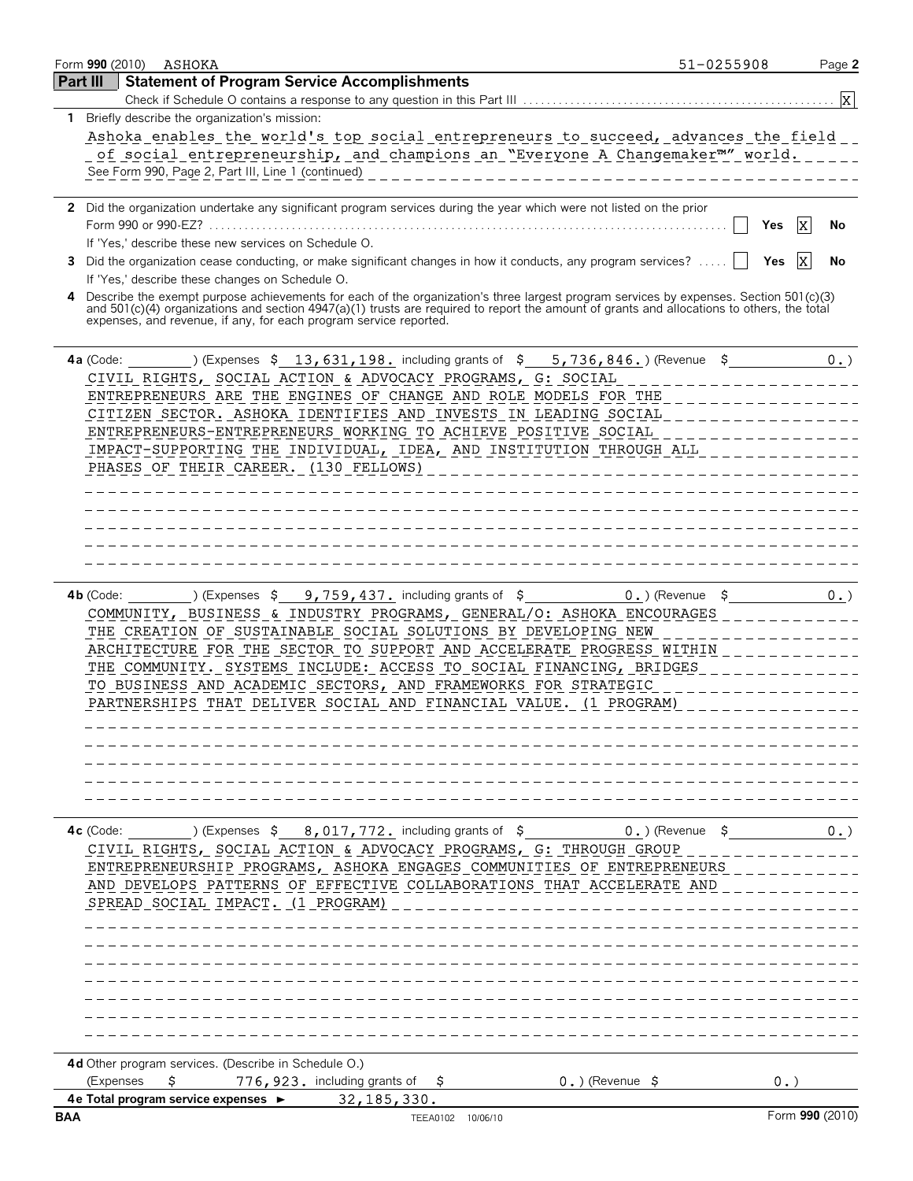Form **990** (2010) ASHOKA 51-0255908

## Part III Statement of Program Service Accomplishments

Check if Schedule O contains a response to any question in this Part III .... [X]

**1** Briefly describe the organization's mission:

Ashoka enables the world's top social entrepreneurs to succeed, advances the field of social entrepreneurship, and champions an "Everyone A Changemaker™" world.

See Form 990, Page 2, Part III, Line 1 (continued)

**2** Did the organization undertake any significant program services during the year which were not listed on the prior Form 990 or 990-EZ? .... [ ] Yes [X] No

If 'Yes,' describe these new services on Schedule O.

**3** Did the organization cease conducting, or make significant changes in how it conducts, any program services? .... [ ] Yes [X] No

If 'Yes,' describe these changes on Schedule O.

**4** Describe the exempt purpose achievements for each of the organization's three largest program services by expenses. Section 501(c)(3) and 501(c)(4) organizations and section 4947(a)(1) trusts are required to report the amount of grants and allocations to others, the total expenses, and revenue, if any, for each program service reported.

**4a** (Code: ) (Expenses $ 13,631,198. including grants of $ 5,736,846.) (Revenue $ 0.)

CIVIL RIGHTS, SOCIAL ACTION & ADVOCACY PROGRAMS, G: SOCIAL ENTREPRENEURS ARE THE ENGINES OF CHANGE AND ROLE MODELS FOR THE CITIZEN SECTOR. ASHOKA IDENTIFIES AND INVESTS IN LEADING SOCIAL ENTREPRENEURS-ENTREPRENEURS WORKING TO ACHIEVE POSITIVE SOCIAL IMPACT-SUPPORTING THE INDIVIDUAL, IDEA, AND INSTITUTION THROUGH ALL PHASES OF THEIR CAREER. (130 FELLOWS)

**4b** (Code: ) (Expenses $ 9,759,437. including grants of $ 0.) (Revenue $ 0.)

COMMUNITY, BUSINESS & INDUSTRY PROGRAMS, GENERAL/O: ASHOKA ENCOURAGES THE CREATION OF SUSTAINABLE SOCIAL SOLUTIONS BY DEVELOPING NEW ARCHITECTURE FOR THE SECTOR TO SUPPORT AND ACCELERATE PROGRESS WITHIN THE COMMUNITY. SYSTEMS INCLUDE: ACCESS TO SOCIAL FINANCING, BRIDGES TO BUSINESS AND ACADEMIC SECTORS, AND FRAMEWORKS FOR STRATEGIC PARTNERSHIPS THAT DELIVER SOCIAL AND FINANCIAL VALUE. (1 PROGRAM)

**4c** (Code: ) (Expenses $ 8,017,772. including grants of $ 0.) (Revenue $ 0.)

CIVIL RIGHTS, SOCIAL ACTION & ADVOCACY PROGRAMS, G: THROUGH GROUP ENTREPRENEURSHIP PROGRAMS, ASHOKA ENGAGES COMMUNITIES OF ENTREPRENEURS AND DEVELOPS PATTERNS OF EFFECTIVE COLLABORATIONS THAT ACCELERATE AND SPREAD SOCIAL IMPACT. (1 PROGRAM)

**4d** Other program services. (Describe in Schedule O.)

(Expenses $ 776,923. including grants of $ 0.) (Revenue $ 0.)

**4e Total program service expenses** ► 32,185,330.

BAA TEEA0102 10/06/10 Form **990** (2010)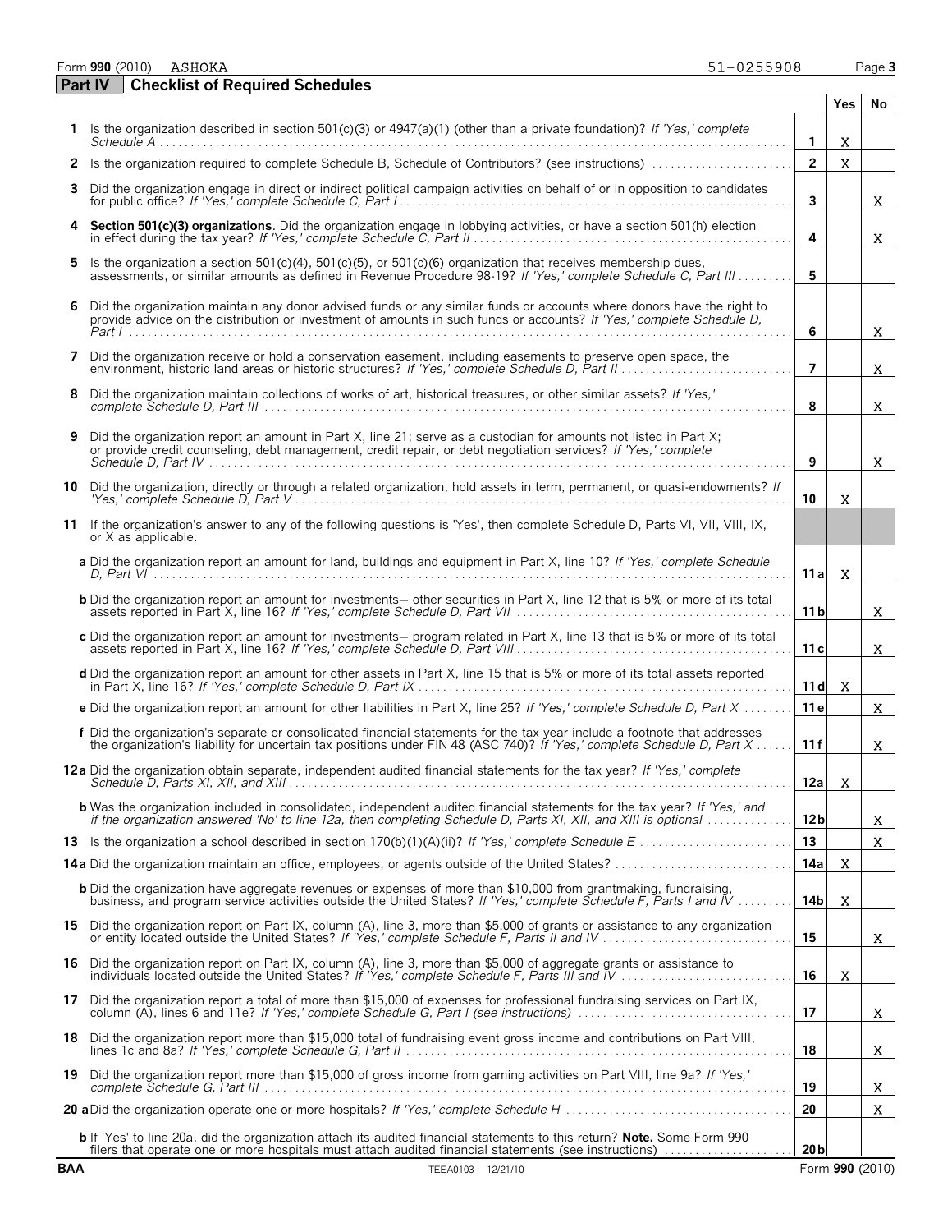Form **990** (2010) ASHOKA 51-0255908

## Part IV Checklist of Required Schedules

| | | | Yes | No |
|---|---|---|---|---|
| **1** | Is the organization described in section 501(c)(3) or 4947(a)(1) (other than a private foundation)? *If 'Yes,' complete Schedule A* | **1** | X | |
| **2** | Is the organization required to complete Schedule B, Schedule of Contributors? (see instructions) | **2** | X | |
| **3** | Did the organization engage in direct or indirect political campaign activities on behalf of or in opposition to candidates for public office? *If 'Yes,' complete Schedule C, Part I* | **3** | | X |
| **4** | **Section 501(c)(3) organizations**. Did the organization engage in lobbying activities, or have a section 501(h) election in effect during the tax year? *If 'Yes,' complete Schedule C, Part II* | **4** | | X |
| **5** | Is the organization a section 501(c)(4), 501(c)(5), or 501(c)(6) organization that receives membership dues, assessments, or similar amounts as defined in Revenue Procedure 98-19? *If 'Yes,' complete Schedule C, Part III* | **5** | | |
| **6** | Did the organization maintain any donor advised funds or any similar funds or accounts where donors have the right to provide advice on the distribution or investment of amounts in such funds or accounts? *If 'Yes,' complete Schedule D, Part I* | **6** | | X |
| **7** | Did the organization receive or hold a conservation easement, including easements to preserve open space, the environment, historic land areas or historic structures? *If 'Yes,' complete Schedule D, Part II* | **7** | | X |
| **8** | Did the organization maintain collections of works of art, historical treasures, or other similar assets? *If 'Yes,' complete Schedule D, Part III* | **8** | | X |
| **9** | Did the organization report an amount in Part X, line 21; serve as a custodian for amounts not listed in Part X; or provide credit counseling, debt management, credit repair, or debt negotiation services? *If 'Yes,' complete Schedule D, Part IV* | **9** | | X |
| **10** | Did the organization, directly or through a related organization, hold assets in term, permanent, or quasi-endowments? *If 'Yes,' complete Schedule D, Part V* | **10** | X | |
| **11** | If the organization's answer to any of the following questions is 'Yes', then complete Schedule D, Parts VI, VII, VIII, IX, or X as applicable. | | | |
| | **a** Did the organization report an amount for land, buildings and equipment in Part X, line 10? *If 'Yes,' complete Schedule D, Part VI* | **11a** | X | |
| | **b** Did the organization report an amount for investments— other securities in Part X, line 12 that is 5% or more of its total assets reported in Part X, line 16? *If 'Yes,' complete Schedule D, Part VII* | **11b** | | X |
| | **c** Did the organization report an amount for investments— program related in Part X, line 13 that is 5% or more of its total assets reported in Part X, line 16? *If 'Yes,' complete Schedule D, Part VIII* | **11c** | | X |
| | **d** Did the organization report an amount for other assets in Part X, line 15 that is 5% or more of its total assets reported in Part X, line 16? *If 'Yes,' complete Schedule D, Part IX* | **11d** | X | |
| | **e** Did the organization report an amount for other liabilities in Part X, line 25? *If 'Yes,' complete Schedule D, Part X* | **11e** | | X |
| | **f** Did the organization's separate or consolidated financial statements for the tax year include a footnote that addresses the organization's liability for uncertain tax positions under FIN 48 (ASC 740)? *If 'Yes,' complete Schedule D, Part X* | **11f** | | X |
| **12a** | Did the organization obtain separate, independent audited financial statements for the tax year? *If 'Yes,' complete Schedule D, Parts XI, XII, and XIII* | **12a** | X | |
| | **b** Was the organization included in consolidated, independent audited financial statements for the tax year? *If 'Yes,' and if the organization answered 'No' to line 12a, then completing Schedule D, Parts XI, XII, and XIII is optional* | **12b** | | X |
| **13** | Is the organization a school described in section 170(b)(1)(A)(ii)? *If 'Yes,' complete Schedule E* | **13** | | X |
| **14a** | Did the organization maintain an office, employees, or agents outside of the United States? | **14a** | X | |
| | **b** Did the organization have aggregate revenues or expenses of more than $10,000 from grantmaking, fundraising, business, and program service activities outside the United States? *If 'Yes,' complete Schedule F, Parts I and IV* | **14b** | X | |
| **15** | Did the organization report on Part IX, column (A), line 3, more than $5,000 of grants or assistance to any organization or entity located outside the United States? *If 'Yes,' complete Schedule F, Parts II and IV* | **15** | | X |
| **16** | Did the organization report on Part IX, column (A), line 3, more than $5,000 of aggregate grants or assistance to individuals located outside the United States? *If 'Yes,' complete Schedule F, Parts III and IV* | **16** | X | |
| **17** | Did the organization report a total of more than $15,000 of expenses for professional fundraising services on Part IX, column (A), lines 6 and 11e? *If 'Yes,' complete Schedule G, Part I (see instructions)* | **17** | | X |
| **18** | Did the organization report more than $15,000 total of fundraising event gross income and contributions on Part VIII, lines 1c and 8a? *If 'Yes,' complete Schedule G, Part II* | **18** | | X |
| **19** | Did the organization report more than $15,000 of gross income from gaming activities on Part VIII, line 9a? *If 'Yes,' complete Schedule G, Part III* | **19** | | X |
| **20a** | Did the organization operate one or more hospitals? *If 'Yes,' complete Schedule H* | **20** | | X |
| | **b** If 'Yes' to line 20a, did the organization attach its audited financial statements to this return? **Note.** Some Form 990 filers that operate one or more hospitals must attach audited financial statements (see instructions) | **20b** | | |

BAA TEEA0103 12/21/10 Form **990** (2010)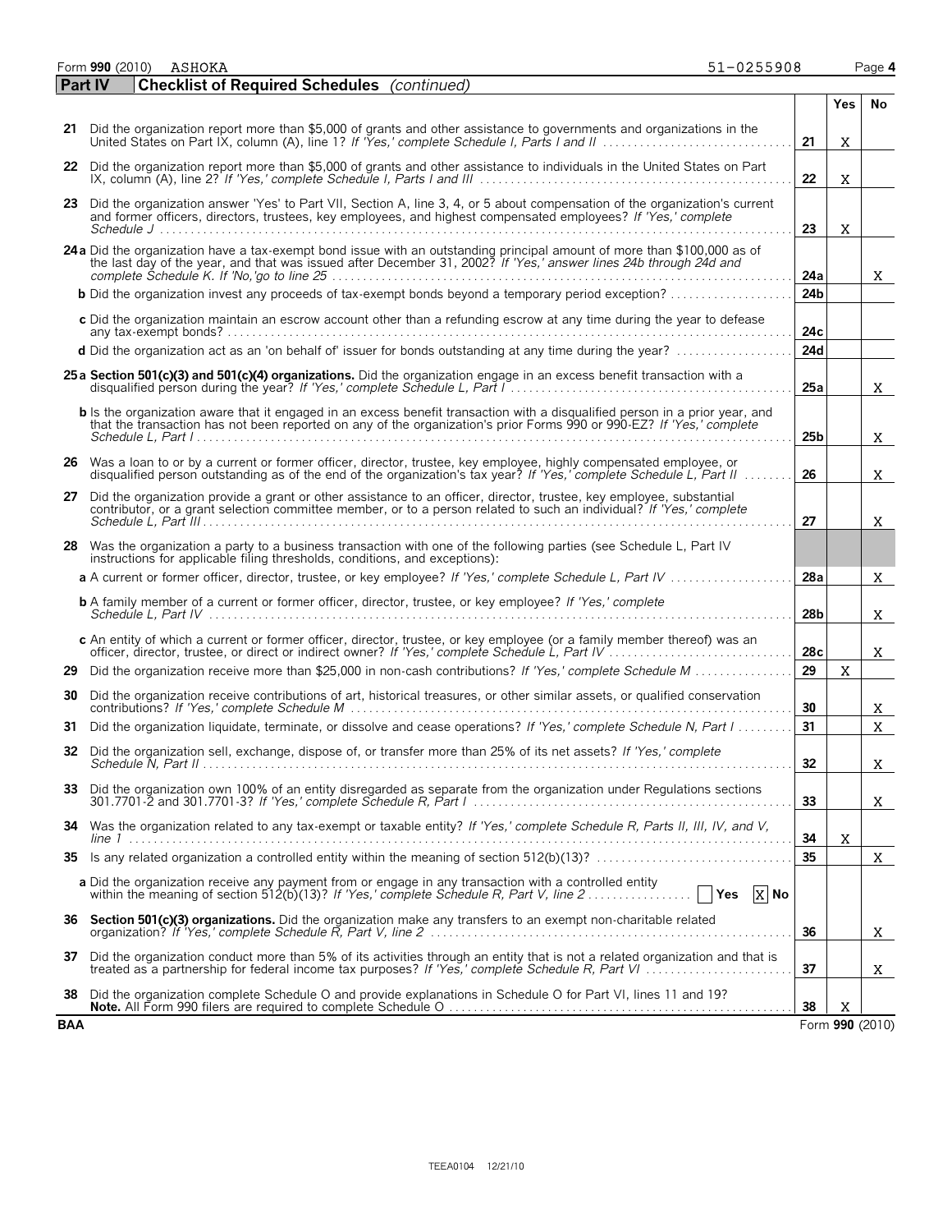Form **990** (2010) ASHOKA 51-0255908

## Part IV Checklist of Required Schedules *(continued)*

| | | | Yes | No |
|---|---|---|---|---|
| **21** | Did the organization report more than $5,000 of grants and other assistance to governments and organizations in the United States on Part IX, column (A), line 1? *If 'Yes,' complete Schedule I, Parts I and II* | 21 | X | |
| **22** | Did the organization report more than $5,000 of grants and other assistance to individuals in the United States on Part IX, column (A), line 2? *If 'Yes,' complete Schedule I, Parts I and III* | 22 | X | |
| **23** | Did the organization answer 'Yes' to Part VII, Section A, line 3, 4, or 5 about compensation of the organization's current and former officers, directors, trustees, key employees, and highest compensated employees? *If 'Yes,' complete Schedule J* | 23 | X | |
| **24a** | Did the organization have a tax-exempt bond issue with an outstanding principal amount of more than $100,000 as of the last day of the year, and that was issued after December 31, 2002? *If 'Yes,' answer lines 24b through 24d and complete Schedule K. If 'No,' go to line 25* | 24a | | X |
| **b** | Did the organization invest any proceeds of tax-exempt bonds beyond a temporary period exception? | 24b | | |
| **c** | Did the organization maintain an escrow account other than a refunding escrow at any time during the year to defease any tax-exempt bonds? | 24c | | |
| **d** | Did the organization act as an 'on behalf of' issuer for bonds outstanding at any time during the year? | 24d | | |
| **25a** | **Section 501(c)(3) and 501(c)(4) organizations.** Did the organization engage in an excess benefit transaction with a disqualified person during the year? *If 'Yes,' complete Schedule L, Part I* | 25a | | X |
| **b** | Is the organization aware that it engaged in an excess benefit transaction with a disqualified person in a prior year, and that the transaction has not been reported on any of the organization's prior Forms 990 or 990-EZ? *If 'Yes,' complete Schedule L, Part I* | 25b | | X |
| **26** | Was a loan to or by a current or former officer, director, trustee, key employee, highly compensated employee, or disqualified person outstanding as of the end of the organization's tax year? *If 'Yes,' complete Schedule L, Part II* | 26 | | X |
| **27** | Did the organization provide a grant or other assistance to an officer, director, trustee, key employee, substantial contributor, or a grant selection committee member, or to a person related to such an individual? *If 'Yes,' complete Schedule L, Part III* | 27 | | X |
| **28** | Was the organization a party to a business transaction with one of the following parties (see Schedule L, Part IV instructions for applicable filing thresholds, conditions, and exceptions): | | | |
| **a** | A current or former officer, director, trustee, or key employee? *If 'Yes,' complete Schedule L, Part IV* | 28a | | X |
| **b** | A family member of a current or former officer, director, trustee, or key employee? *If 'Yes,' complete Schedule L, Part IV* | 28b | | X |
| **c** | An entity of which a current or former officer, director, trustee, or key employee (or a family member thereof) was an officer, director, trustee, or direct or indirect owner? *If 'Yes,' complete Schedule L, Part IV* | 28c | | X |
| **29** | Did the organization receive more than $25,000 in non-cash contributions? *If 'Yes,' complete Schedule M* | 29 | X | |
| **30** | Did the organization receive contributions of art, historical treasures, or other similar assets, or qualified conservation contributions? *If 'Yes,' complete Schedule M* | 30 | | X |
| **31** | Did the organization liquidate, terminate, or dissolve and cease operations? *If 'Yes,' complete Schedule N, Part I* | 31 | | X |
| **32** | Did the organization sell, exchange, dispose of, or transfer more than 25% of its net assets? *If 'Yes,' complete Schedule N, Part II* | 32 | | X |
| **33** | Did the organization own 100% of an entity disregarded as separate from the organization under Regulations sections 301.7701-2 and 301.7701-3? *If 'Yes,' complete Schedule R, Part I* | 33 | | X |
| **34** | Was the organization related to any tax-exempt or taxable entity? *If 'Yes,' complete Schedule R, Parts II, III, IV, and V, line 1* | 34 | X | |
| **35** | Is any related organization a controlled entity within the meaning of section 512(b)(13)? | 35 | | X |
| **a** | Did the organization receive any payment from or engage in any transaction with a controlled entity within the meaning of section 512(b)(13)? *If 'Yes,' complete Schedule R, Part V, line 2* ☐ Yes ☒ No | | | |
| **36** | **Section 501(c)(3) organizations.** Did the organization make any transfers to an exempt non-charitable related organization? *If 'Yes,' complete Schedule R, Part V, line 2* | 36 | | X |
| **37** | Did the organization conduct more than 5% of its activities through an entity that is not a related organization and that is treated as a partnership for federal income tax purposes? *If 'Yes,' complete Schedule R, Part VI* | 37 | | X |
| **38** | Did the organization complete Schedule O and provide explanations in Schedule O for Part VI, lines 11 and 19? **Note.** All Form 990 filers are required to complete Schedule O | 38 | X | |

BAA Form **990** (2010)

TEEA0104 12/21/10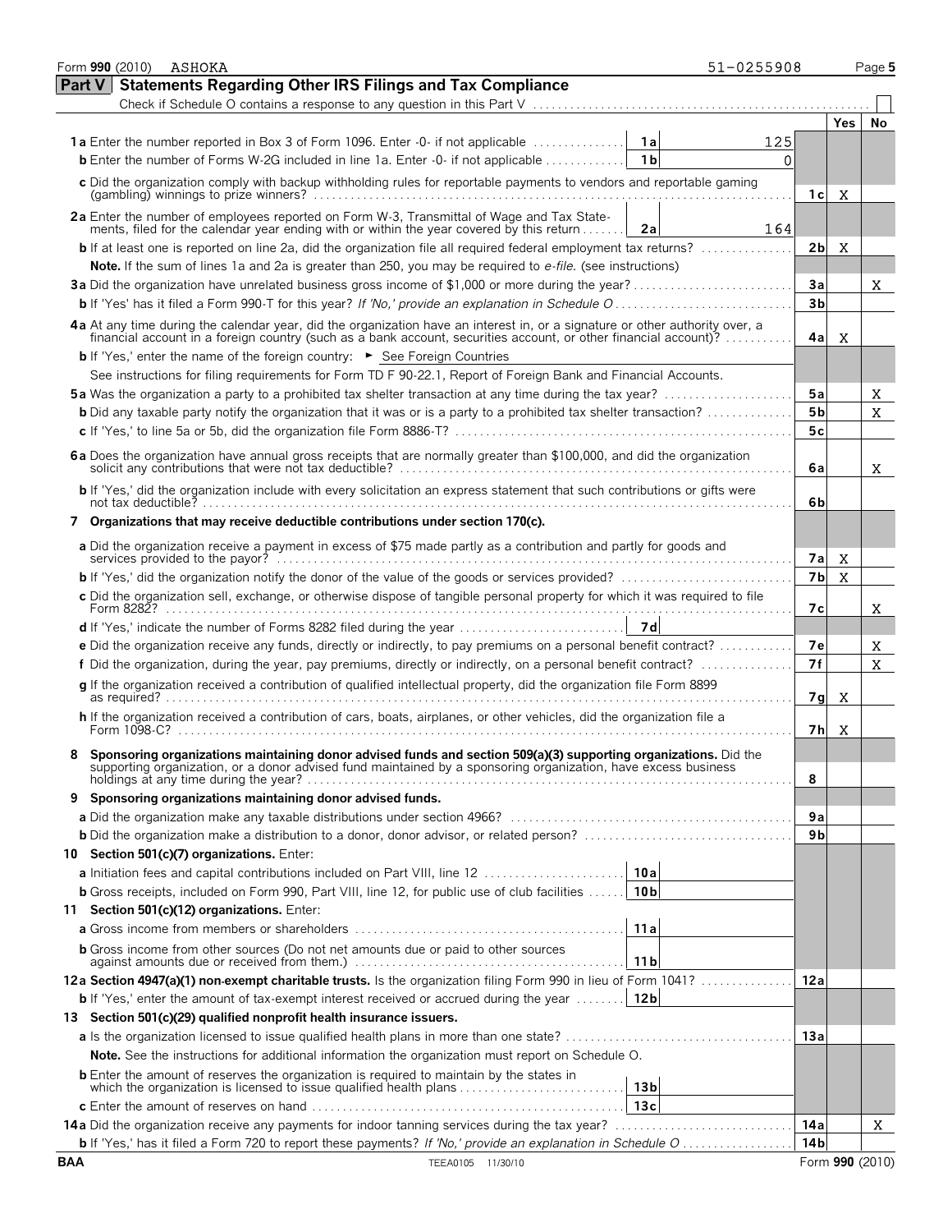Form **990** (2010) ASHOKA 51-0255908 Page **5**

## Part V Statements Regarding Other IRS Filings and Tax Compliance

Check if Schedule O contains a response to any question in this Part V ☐

| | | | | Yes | No |
|---|---|---|---|---|---|
| **1a** Enter the number reported in Box 3 of Form 1096. Enter -0- if not applicable | **1a** | 125 | | | |
| **b** Enter the number of Forms W-2G included in line 1a. Enter -0- if not applicable | **1b** | 0 | | | |
| **c** Did the organization comply with backup withholding rules for reportable payments to vendors and reportable gaming (gambling) winnings to prize winners? | | | **1c** | X | |
| **2a** Enter the number of employees reported on Form W-3, Transmittal of Wage and Tax Statements, filed for the calendar year ending with or within the year covered by this return | **2a** | 164 | | | |
| **b** If at least one is reported on line 2a, did the organization file all required federal employment tax returns? | | | **2b** | X | |
| **Note.** If the sum of lines 1a and 2a is greater than 250, you may be required to *e-file.* (see instructions) | | | | | |
| **3a** Did the organization have unrelated business gross income of $1,000 or more during the year? | | | **3a** | | X |
| **b** If 'Yes' has it filed a Form 990-T for this year? *If 'No,' provide an explanation in Schedule O* | | | **3b** | | |
| **4a** At any time during the calendar year, did the organization have an interest in, or a signature or other authority over, a financial account in a foreign country (such as a bank account, securities account, or other financial account)? | | | **4a** | X | |
| **b** If 'Yes,' enter the name of the foreign country: ► See Foreign Countries | | | | | |
| See instructions for filing requirements for Form TD F 90-22.1, Report of Foreign Bank and Financial Accounts. | | | | | |
| **5a** Was the organization a party to a prohibited tax shelter transaction at any time during the tax year? | | | **5a** | | X |
| **b** Did any taxable party notify the organization that it was or is a party to a prohibited tax shelter transaction? | | | **5b** | | X |
| **c** If 'Yes,' to line 5a or 5b, did the organization file Form 8886-T? | | | **5c** | | |
| **6a** Does the organization have annual gross receipts that are normally greater than $100,000, and did the organization solicit any contributions that were not tax deductible? | | | **6a** | | X |
| **b** If 'Yes,' did the organization include with every solicitation an express statement that such contributions or gifts were not tax deductible? | | | **6b** | | |
| **7 Organizations that may receive deductible contributions under section 170(c).** | | | | | |
| **a** Did the organization receive a payment in excess of $75 made partly as a contribution and partly for goods and services provided to the payor? | | | **7a** | X | |
| **b** If 'Yes,' did the organization notify the donor of the value of the goods or services provided? | | | **7b** | X | |
| **c** Did the organization sell, exchange, or otherwise dispose of tangible personal property for which it was required to file Form 8282? | | | **7c** | | X |
| **d** If 'Yes,' indicate the number of Forms 8282 filed during the year | **7d** | | | | |
| **e** Did the organization receive any funds, directly or indirectly, to pay premiums on a personal benefit contract? | | | **7e** | | X |
| **f** Did the organization, during the year, pay premiums, directly or indirectly, on a personal benefit contract? | | | **7f** | | X |
| **g** If the organization received a contribution of qualified intellectual property, did the organization file Form 8899 as required? | | | **7g** | X | |
| **h** If the organization received a contribution of cars, boats, airplanes, or other vehicles, did the organization file a Form 1098-C? | | | **7h** | X | |
| **8 Sponsoring organizations maintaining donor advised funds and section 509(a)(3) supporting organizations.** Did the supporting organization, or a donor advised fund maintained by a sponsoring organization, have excess business holdings at any time during the year? | | | **8** | | |
| **9 Sponsoring organizations maintaining donor advised funds.** | | | | | |
| **a** Did the organization make any taxable distributions under section 4966? | | | **9a** | | |
| **b** Did the organization make a distribution to a donor, donor advisor, or related person? | | | **9b** | | |
| **10 Section 501(c)(7) organizations.** Enter: | | | | | |
| **a** Initiation fees and capital contributions included on Part VIII, line 12 | **10a** | | | | |
| **b** Gross receipts, included on Form 990, Part VIII, line 12, for public use of club facilities | **10b** | | | | |
| **11 Section 501(c)(12) organizations.** Enter: | | | | | |
| **a** Gross income from members or shareholders | **11a** | | | | |
| **b** Gross income from other sources (Do not net amounts due or paid to other sources against amounts due or received from them.) | **11b** | | | | |
| **12a Section 4947(a)(1) non-exempt charitable trusts.** Is the organization filing Form 990 in lieu of Form 1041? | | | **12a** | | |
| **b** If 'Yes,' enter the amount of tax-exempt interest received or accrued during the year | **12b** | | | | |
| **13 Section 501(c)(29) qualified nonprofit health insurance issuers.** | | | | | |
| **a** Is the organization licensed to issue qualified health plans in more than one state? | | | **13a** | | |
| **Note.** See the instructions for additional information the organization must report on Schedule O. | | | | | |
| **b** Enter the amount of reserves the organization is required to maintain by the states in which the organization is licensed to issue qualified health plans | **13b** | | | | |
| **c** Enter the amount of reserves on hand | **13c** | | | | |
| **14a** Did the organization receive any payments for indoor tanning services during the tax year? | | | **14a** | | X |
| **b** If 'Yes,' has it filed a Form 720 to report these payments? *If 'No,' provide an explanation in Schedule O* | | | **14b** | | |

**BAA** TEEA0105 11/30/10 Form **990** (2010)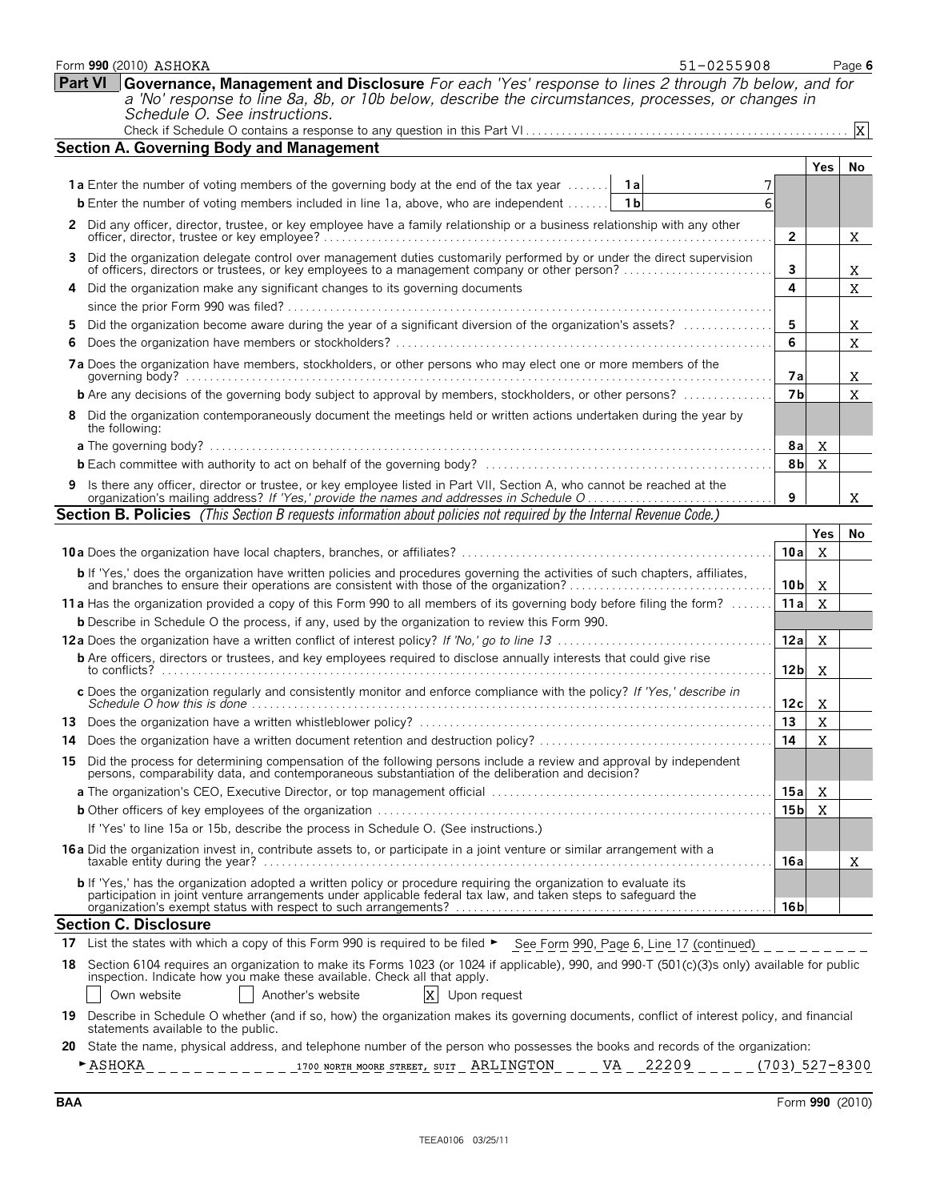Form **990** (2010) ASHOKA 51-0255908

**Part VI** **Governance, Management and Disclosure** *For each 'Yes' response to lines 2 through 7b below, and for a 'No' response to line 8a, 8b, or 10b below, describe the circumstances, processes, or changes in Schedule O. See instructions.*

Check if Schedule O contains a response to any question in this Part VI . . . . . . X

## Section A. Governing Body and Management

| | | | Yes | No |
|---|---|---|---|---|
| **1a** Enter the number of voting members of the governing body at the end of the tax year . . . . . . **1a** 7 | | | | |
| **b** Enter the number of voting members included in line 1a, above, who are independent . . . . . . **1b** 6 | | | | |
| **2** Did any officer, director, trustee, or key employee have a family relationship or a business relationship with any other officer, director, trustee or key employee? | | **2** | | X |
| **3** Did the organization delegate control over management duties customarily performed by or under the direct supervision of officers, directors or trustees, or key employees to a management company or other person? | | **3** | | X |
| **4** Did the organization make any significant changes to its governing documents since the prior Form 990 was filed? | | **4** | | X |
| **5** Did the organization become aware during the year of a significant diversion of the organization's assets? | | **5** | | X |
| **6** Does the organization have members or stockholders? | | **6** | | X |
| **7a** Does the organization have members, stockholders, or other persons who may elect one or more members of the governing body? | | **7a** | | X |
| **b** Are any decisions of the governing body subject to approval by members, stockholders, or other persons? | | **7b** | | X |
| **8** Did the organization contemporaneously document the meetings held or written actions undertaken during the year by the following: | | | | |
| **a** The governing body? | | **8a** | X | |
| **b** Each committee with authority to act on behalf of the governing body? | | **8b** | X | |
| **9** Is there any officer, director or trustee, or key employee listed in Part VII, Section A, who cannot be reached at the organization's mailing address? *If 'Yes,' provide the names and addresses in Schedule O* | | **9** | | X |

## Section B. Policies *(This Section B requests information about policies not required by the Internal Revenue Code.)*

| | | Yes | No |
|---|---|---|---|
| **10a** Does the organization have local chapters, branches, or affiliates? | **10a** | X | |
| **b** If 'Yes,' does the organization have written policies and procedures governing the activities of such chapters, affiliates, and branches to ensure their operations are consistent with those of the organization? | **10b** | X | |
| **11a** Has the organization provided a copy of this Form 990 to all members of its governing body before filing the form? | **11a** | X | |
| **b** Describe in Schedule O the process, if any, used by the organization to review this Form 990. | | | |
| **12a** Does the organization have a written conflict of interest policy? *If 'No,' go to line 13* | **12a** | X | |
| **b** Are officers, directors or trustees, and key employees required to disclose annually interests that could give rise to conflicts? | **12b** | X | |
| **c** Does the organization regularly and consistently monitor and enforce compliance with the policy? *If 'Yes,' describe in Schedule O how this is done* | **12c** | X | |
| **13** Does the organization have a written whistleblower policy? | **13** | X | |
| **14** Does the organization have a written document retention and destruction policy? | **14** | X | |
| **15** Did the process for determining compensation of the following persons include a review and approval by independent persons, comparability data, and contemporaneous substantiation of the deliberation and decision? | | | |
| **a** The organization's CEO, Executive Director, or top management official | **15a** | X | |
| **b** Other officers of key employees of the organization | **15b** | X | |
| If 'Yes' to line 15a or 15b, describe the process in Schedule O. (See instructions.) | | | |
| **16a** Did the organization invest in, contribute assets to, or participate in a joint venture or similar arrangement with a taxable entity during the year? | **16a** | | X |
| **b** If 'Yes,' has the organization adopted a written policy or procedure requiring the organization to evaluate its participation in joint venture arrangements under applicable federal tax law, and taken steps to safeguard the organization's exempt status with respect to such arrangements? | **16b** | | |

## Section C. Disclosure

**17** List the states with which a copy of this Form 990 is required to be filed ► See Form 990, Page 6, Line 17 (continued)

**18** Section 6104 requires an organization to make its Forms 1023 (or 1024 if applicable), 990, and 990-T (501(c)(3)s only) available for public inspection. Indicate how you make these available. Check all that apply.

☐ Own website ☐ Another's website ☒ Upon request

**19** Describe in Schedule O whether (and if so, how) the organization makes its governing documents, conflict of interest policy, and financial statements available to the public.

**20** State the name, physical address, and telephone number of the person who possesses the books and records of the organization:

► ASHOKA 1700 NORTH MOORE STREET, SUIT ARLINGTON VA 22209 (703) 527-8300

BAA Form **990** (2010)

TEEA0106 03/25/11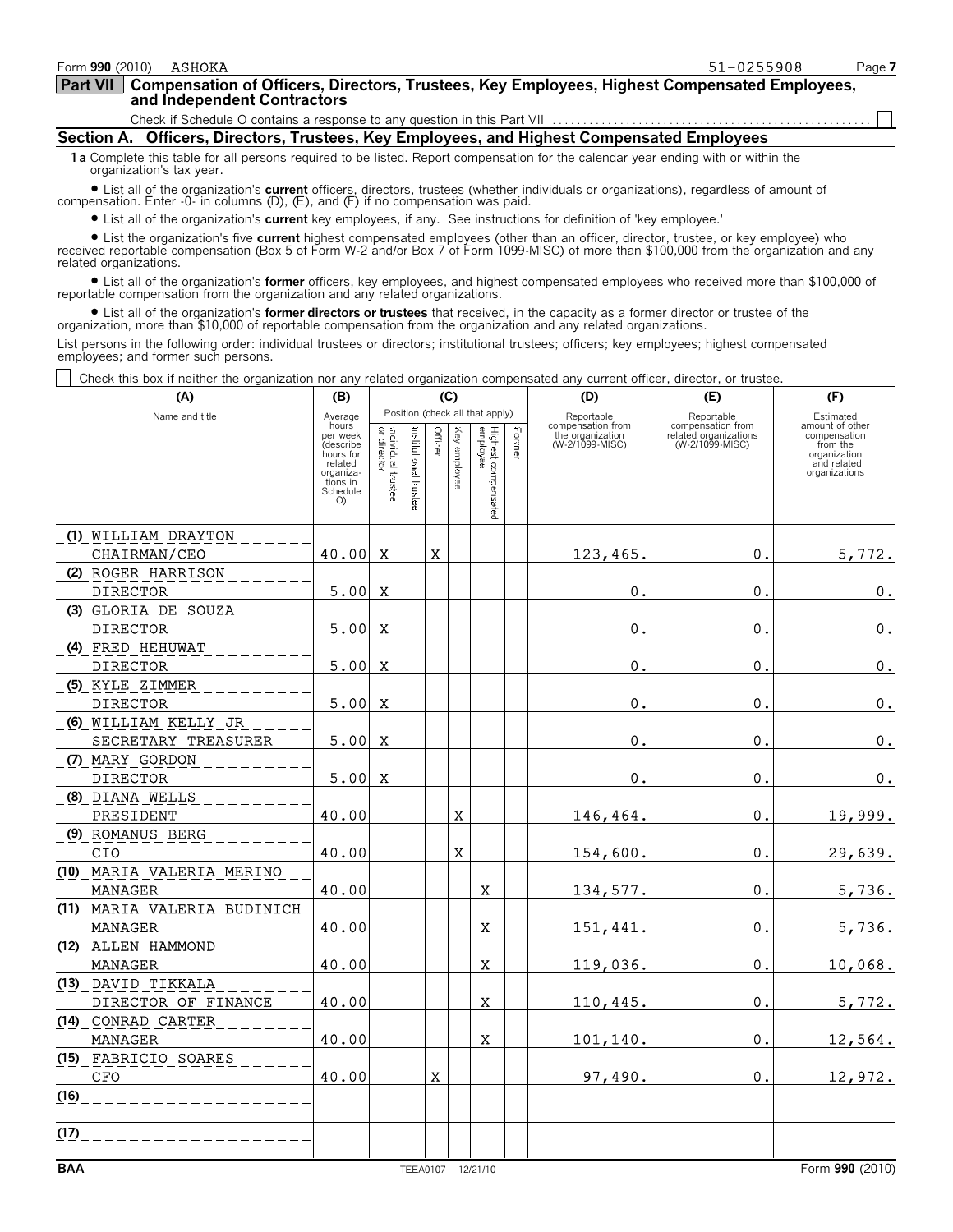## Part VII Compensation of Officers, Directors, Trustees, Key Employees, Highest Compensated Employees, and Independent Contractors

Check if Schedule O contains a response to any question in this Part VII . . . . . . . . . . ☐

### Section A. Officers, Directors, Trustees, Key Employees, and Highest Compensated Employees

**1a** Complete this table for all persons required to be listed. Report compensation for the calendar year ending with or within the organization's tax year.

- List all of the organization's **current** officers, directors, trustees (whether individuals or organizations), regardless of amount of compensation. Enter -0- in columns (D), (E), and (F) if no compensation was paid.
- List all of the organization's **current** key employees, if any. See instructions for definition of 'key employee.'
- List the organization's five **current** highest compensated employees (other than an officer, director, trustee, or key employee) who received reportable compensation (Box 5 of Form W-2 and/or Box 7 of Form 1099-MISC) of more than $100,000 from the organization and any related organizations.
- List all of the organization's **former** officers, key employees, and highest compensated employees who received more than $100,000 of reportable compensation from the organization and any related organizations.
- List all of the organization's **former directors or trustees** that received, in the capacity as a former director or trustee of the organization, more than $10,000 of reportable compensation from the organization and any related organizations.

List persons in the following order: individual trustees or directors; institutional trustees; officers; key employees; highest compensated employees; and former such persons.

☐ Check this box if neither the organization nor any related organization compensated any current officer, director, or trustee.

| (A) Name and title | (B) Average hours per week (describe hours for related organizations in Schedule O) | (C) Individual trustee or director | Institutional trustee | Officer | Key employee | Highest compensated employee | Former | (D) Reportable compensation from the organization (W-2/1099-MISC) | (E) Reportable compensation from related organizations (W-2/1099-MISC) | (F) Estimated amount of other compensation from the organization and related organizations |
|---|---|---|---|---|---|---|---|---|---|---|
| (1) WILLIAM DRAYTON CHAIRMAN/CEO | 40.00 | X | | X | | | | 123,465. | 0. | 5,772. |
| (2) ROGER HARRISON DIRECTOR | 5.00 | X | | | | | | 0. | 0. | 0. |
| (3) GLORIA DE SOUZA DIRECTOR | 5.00 | X | | | | | | 0. | 0. | 0. |
| (4) FRED HEHUWAT DIRECTOR | 5.00 | X | | | | | | 0. | 0. | 0. |
| (5) KYLE ZIMMER DIRECTOR | 5.00 | X | | | | | | 0. | 0. | 0. |
| (6) WILLIAM KELLY JR SECRETARY TREASURER | 5.00 | X | | | | | | 0. | 0. | 0. |
| (7) MARY GORDON DIRECTOR | 5.00 | X | | | | | | 0. | 0. | 0. |
| (8) DIANA WELLS PRESIDENT | 40.00 | | | | X | | | 146,464. | 0. | 19,999. |
| (9) ROMANUS BERG CIO | 40.00 | | | | X | | | 154,600. | 0. | 29,639. |
| (10) MARIA VALERIA MERINO MANAGER | 40.00 | | | | | X | | 134,577. | 0. | 5,736. |
| (11) MARIA VALERIA BUDINICH MANAGER | 40.00 | | | | | X | | 151,441. | 0. | 5,736. |
| (12) ALLEN HAMMOND MANAGER | 40.00 | | | | | X | | 119,036. | 0. | 10,068. |
| (13) DAVID TIKKALA DIRECTOR OF FINANCE | 40.00 | | | | | X | | 110,445. | 0. | 5,772. |
| (14) CONRAD CARTER MANAGER | 40.00 | | | | | X | | 101,140. | 0. | 12,564. |
| (15) FABRICIO SOARES CFO | 40.00 | | | X | | | | 97,490. | 0. | 12,972. |
| (16) | | | | | | | | | | |
| (17) | | | | | | | | | | |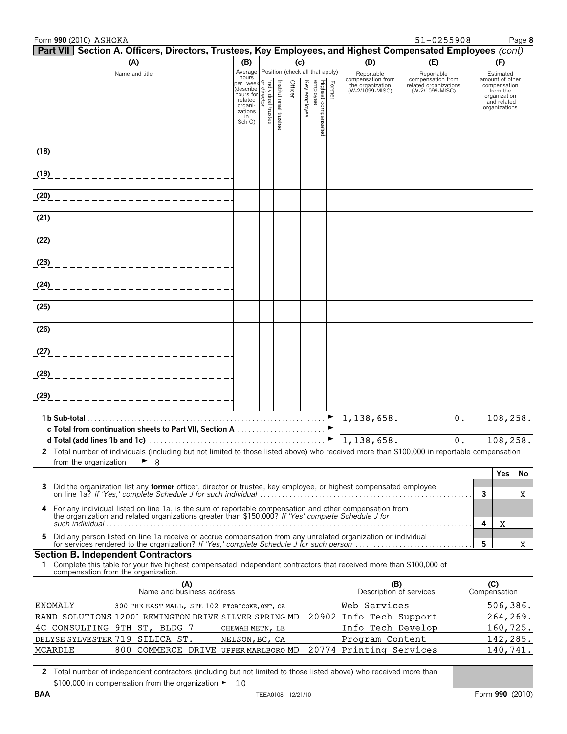Form **990** (2010) ASHOKA 51-0255908 Page **8**

**Part VII | Section A. Officers, Directors, Trustees, Key Employees, and Highest Compensated Employees** *(cont)*

| (A) Name and title | (B) Average hours per week (describe hours for related organizations in Sch O) | (C) Individual trustee or director | Institutional trustee | Officer | Key employee | Highest compensated employee | Former | (D) Reportable compensation from the organization (W-2/1099-MISC) | (E) Reportable compensation from related organizations (W-2/1099-MISC) | (F) Estimated amount of other compensation from the organization and related organizations |
|---|---|---|---|---|---|---|---|---|---|---|
| (18) | | | | | | | | | | |
| (19) | | | | | | | | | | |
| (20) | | | | | | | | | | |
| (21) | | | | | | | | | | |
| (22) | | | | | | | | | | |
| (23) | | | | | | | | | | |
| (24) | | | | | | | | | | |
| (25) | | | | | | | | | | |
| (26) | | | | | | | | | | |
| (27) | | | | | | | | | | |
| (28) | | | | | | | | | | |
| (29) | | | | | | | | | | |
| **1 b Sub-total** | | | | | | | ► | 1,138,658. | 0. | 108,258. |
| **c Total from continuation sheets to Part VII, Section A** | | | | | | | ► | | | |
| **d Total (add lines 1b and 1c)** | | | | | | | ► | 1,138,658. | 0. | 108,258. |

**2** Total number of individuals (including but not limited to those listed above) who received more than $100,000 in reportable compensation from the organization ► 8

| | | Yes | No |
|---|---|---|---|
| **3** Did the organization list any **former** officer, director or trustee, key employee, or highest compensated employee on line 1a? *If 'Yes,' complete Schedule J for such individual* | 3 | | X |
| **4** For any individual listed on line 1a, is the sum of reportable compensation and other compensation from the organization and related organizations greater than $150,000? *If 'Yes' complete Schedule J for such individual* | 4 | X | |
| **5** Did any person listed on line 1a receive or accrue compensation from any unrelated organization or individual for services rendered to the organization? *If 'Yes,' complete Schedule J for such person* | 5 | | X |

## Section B. Independent Contractors

**1** Complete this table for your five highest compensated independent contractors that received more than $100,000 of compensation from the organization.

| (A) Name and business address | (B) Description of services | (C) Compensation |
|---|---|---|
| ENOMALY 300 THE EAST MALL, STE 102 ETOBICOKE, ONT, CA | Web Services | 506,386. |
| RAND SOLUTIONS 12001 REMINGTON DRIVE SILVER SPRING MD 20902 | Info Tech Support | 264,269. |
| 4C CONSULTING 9TH ST, BLDG 7 CHEWAH METN, LE | Info Tech Develop | 160,725. |
| DELYSE SYLVESTER 719 SILICA ST. NELSON, BC, CA | Program Content | 142,285. |
| MCARDLE 800 COMMERCE DRIVE UPPER MARLBORO MD 20774 | Printing Services | 140,741. |

**2** Total number of independent contractors (including but not limited to those listed above) who received more than $100,000 in compensation from the organization ► 10

BAA TEEA0108 12/21/10 Form **990** (2010)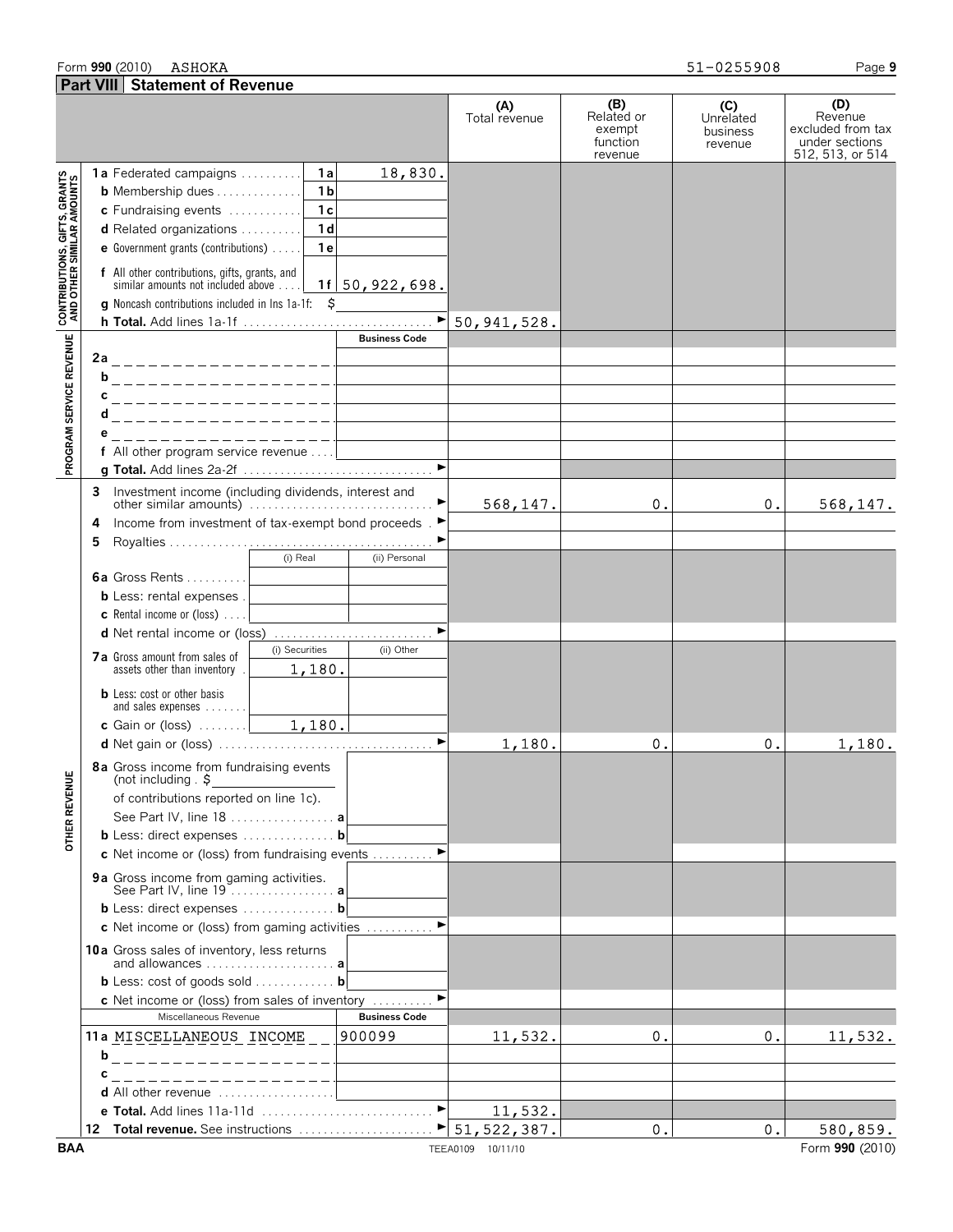Form 990 (2010) ASHOKA 51-0255908

## Part VIII Statement of Revenue

| | | | (A) Total revenue | (B) Related or exempt function revenue | (C) Unrelated business revenue | (D) Revenue excluded from tax under sections 512, 513, or 514 |
|---|---|---|---|---|---|---|
| **CONTRIBUTIONS, GIFTS, GRANTS AND OTHER SIMILAR AMOUNTS** | 1a Federated campaigns | 1a 18,830. | | | | |
| | b Membership dues | 1b | | | | |
| | c Fundraising events | 1c | | | | |
| | d Related organizations | 1d | | | | |
| | e Government grants (contributions) | 1e | | | | |
| | f All other contributions, gifts, grants, and similar amounts not included above | 1f 50,922,698. | | | | |
| | g Noncash contributions included in lns 1a-1f: $ | | | | | |
| | h **Total.** Add lines 1a-1f | | 50,941,528. | | | |
| **PROGRAM SERVICE REVENUE** | | Business Code | | | | |
| | 2a | | | | | |
| | b | | | | | |
| | c | | | | | |
| | d | | | | | |
| | e | | | | | |
| | f All other program service revenue | | | | | |
| | g **Total.** Add lines 2a-2f | | | | | |
| **OTHER REVENUE** | 3 Investment income (including dividends, interest and other similar amounts) | | 568,147. | 0. | 0. | 568,147. |
| | 4 Income from investment of tax-exempt bond proceeds | | | | | |
| | 5 Royalties | | | | | |
| | | (i) Real / (ii) Personal | | | | |
| | 6a Gross Rents | | | | | |
| | b Less: rental expenses | | | | | |
| | c Rental income or (loss) | | | | | |
| | d Net rental income or (loss) | | | | | |
| | | (i) Securities / (ii) Other | | | | |
| | 7a Gross amount from sales of assets other than inventory | (i) 1,180. | | | | |
| | b Less: cost or other basis and sales expenses | | | | | |
| | c Gain or (loss) | (i) 1,180. | | | | |
| | d Net gain or (loss) | | 1,180. | 0. | 0. | 1,180. |
| | 8a Gross income from fundraising events (not including . $ of contributions reported on line 1c). See Part IV, line 18 | a | | | | |
| | b Less: direct expenses | b | | | | |
| | c Net income or (loss) from fundraising events | | | | | |
| | 9a Gross income from gaming activities. See Part IV, line 19 | a | | | | |
| | b Less: direct expenses | b | | | | |
| | c Net income or (loss) from gaming activities | | | | | |
| | 10a Gross sales of inventory, less returns and allowances | a | | | | |
| | b Less: cost of goods sold | b | | | | |
| | c Net income or (loss) from sales of inventory | | | | | |
| | Miscellaneous Revenue | Business Code | | | | |
| | 11a MISCELLANEOUS INCOME | 900099 | 11,532. | 0. | 0. | 11,532. |
| | b | | | | | |
| | c | | | | | |
| | d All other revenue | | | | | |
| | e **Total.** Add lines 11a-11d | | 11,532. | | | |
| | 12 **Total revenue.** See instructions | | 51,522,387. | 0. | 0. | 580,859. |

BAA TEEA0109 10/11/10 Form **990** (2010)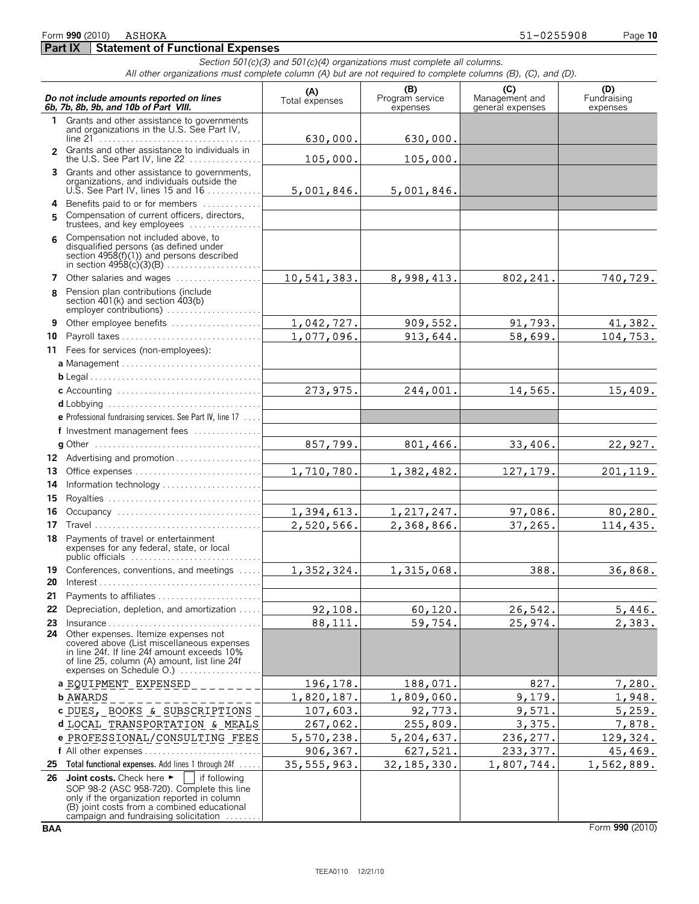Form **990** (2010) ASHOKA 51-0255908 Page **10**

## Part IX Statement of Functional Expenses

*Section 501(c)(3) and 501(c)(4) organizations must complete all columns.*
*All other organizations must complete column (A) but are not required to complete columns (B), (C), and (D).*

| *Do not include amounts reported on lines 6b, 7b, 8b, 9b, and 10b of Part VIII.* | (A) Total expenses | (B) Program service expenses | (C) Management and general expenses | (D) Fundraising expenses |
|---|---|---|---|---|
| **1** Grants and other assistance to governments and organizations in the U.S. See Part IV, line 21 | 630,000. | 630,000. | | |
| **2** Grants and other assistance to individuals in the U.S. See Part IV, line 22 | 105,000. | 105,000. | | |
| **3** Grants and other assistance to governments, organizations, and individuals outside the U.S. See Part IV, lines 15 and 16 | 5,001,846. | 5,001,846. | | |
| **4** Benefits paid to or for members | | | | |
| **5** Compensation of current officers, directors, trustees, and key employees | | | | |
| **6** Compensation not included above, to disqualified persons (as defined under section 4958(f)(1)) and persons described in section 4958(c)(3)(B) | | | | |
| **7** Other salaries and wages | 10,541,383. | 8,998,413. | 802,241. | 740,729. |
| **8** Pension plan contributions (include section 401(k) and section 403(b) employer contributions) | | | | |
| **9** Other employee benefits | 1,042,727. | 909,552. | 91,793. | 41,382. |
| **10** Payroll taxes | 1,077,096. | 913,644. | 58,699. | 104,753. |
| **11** Fees for services (non-employees): | | | | |
| **a** Management | | | | |
| **b** Legal | | | | |
| **c** Accounting | 273,975. | 244,001. | 14,565. | 15,409. |
| **d** Lobbying | | | | |
| **e** Professional fundraising services. See Part IV, line 17 | | | | |
| **f** Investment management fees | | | | |
| **g** Other | 857,799. | 801,466. | 33,406. | 22,927. |
| **12** Advertising and promotion | | | | |
| **13** Office expenses | 1,710,780. | 1,382,482. | 127,179. | 201,119. |
| **14** Information technology | | | | |
| **15** Royalties | | | | |
| **16** Occupancy | 1,394,613. | 1,217,247. | 97,086. | 80,280. |
| **17** Travel | 2,520,566. | 2,368,866. | 37,265. | 114,435. |
| **18** Payments of travel or entertainment expenses for any federal, state, or local public officials | | | | |
| **19** Conferences, conventions, and meetings | 1,352,324. | 1,315,068. | 388. | 36,868. |
| **20** Interest | | | | |
| **21** Payments to affiliates | | | | |
| **22** Depreciation, depletion, and amortization | 92,108. | 60,120. | 26,542. | 5,446. |
| **23** Insurance | 88,111. | 59,754. | 25,974. | 2,383. |
| **24** Other expenses. Itemize expenses not covered above (List miscellaneous expenses in line 24f. If line 24f amount exceeds 10% of line 25, column (A) amount, list line 24f expenses on Schedule O.) | | | | |
| **a** EQUIPMENT EXPENSED | 196,178. | 188,071. | 827. | 7,280. |
| **b** AWARDS | 1,820,187. | 1,809,060. | 9,179. | 1,948. |
| **c** DUES, BOOKS & SUBSCRIPTIONS | 107,603. | 92,773. | 9,571. | 5,259. |
| **d** LOCAL TRANSPORTATION & MEALS | 267,062. | 255,809. | 3,375. | 7,878. |
| **e** PROFESSIONAL/CONSULTING FEES | 5,570,238. | 5,204,637. | 236,277. | 129,324. |
| **f** All other expenses | 906,367. | 627,521. | 233,377. | 45,469. |
| **25** **Total functional expenses.** Add lines 1 through 24f | 35,555,963. | 32,185,330. | 1,807,744. | 1,562,889. |
| **26** **Joint costs.** Check here ► [ ] if following SOP 98-2 (ASC 958-720). Complete this line only if the organization reported in column (B) joint costs from a combined educational campaign and fundraising solicitation | | | | |

BAA Form **990** (2010)

TEEA0110 12/21/10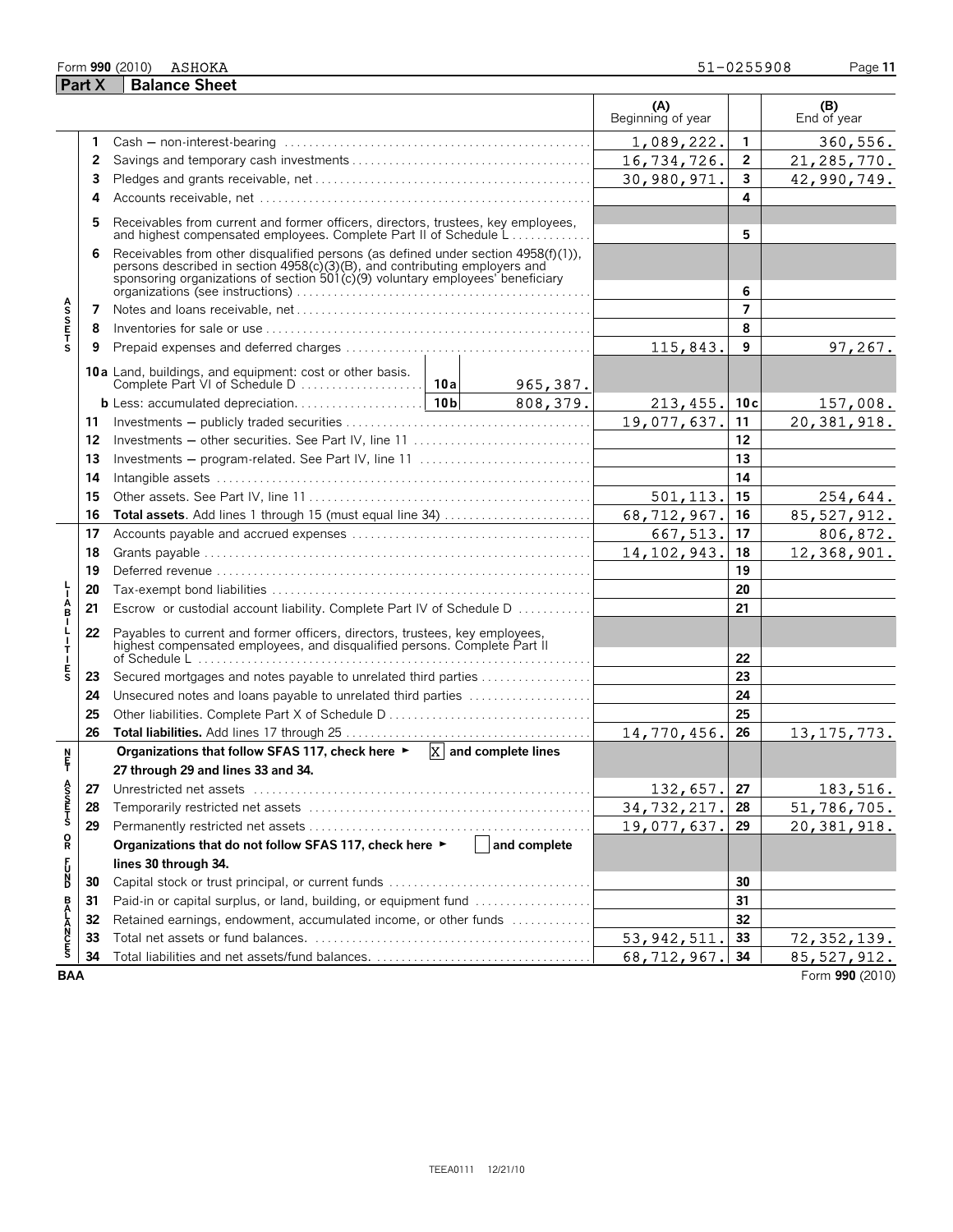Form **990** (2010) ASHOKA 51-0255908

## Part X Balance Sheet

| | | | (A) Beginning of year | | (B) End of year |
|---|---|---|---|---|---|
| ASSETS | 1 | Cash — non-interest-bearing | 1,089,222. | 1 | 360,556. |
| | 2 | Savings and temporary cash investments | 16,734,726. | 2 | 21,285,770. |
| | 3 | Pledges and grants receivable, net | 30,980,971. | 3 | 42,990,749. |
| | 4 | Accounts receivable, net | | 4 | |
| | 5 | Receivables from current and former officers, directors, trustees, key employees, and highest compensated employees. Complete Part II of Schedule L | | 5 | |
| | 6 | Receivables from other disqualified persons (as defined under section 4958(f)(1)), persons described in section 4958(c)(3)(B), and contributing employers and sponsoring organizations of section 501(c)(9) voluntary employees' beneficiary organizations (see instructions) | | 6 | |
| | 7 | Notes and loans receivable, net | | 7 | |
| | 8 | Inventories for sale or use | | 8 | |
| | 9 | Prepaid expenses and deferred charges | 115,843. | 9 | 97,267. |
| | 10a | Land, buildings, and equipment: cost or other basis. Complete Part VI of Schedule D — 10a: 965,387. | | | |
| | b | Less: accumulated depreciation — 10b: 808,379. | 213,455. | 10c | 157,008. |
| | 11 | Investments — publicly traded securities | 19,077,637. | 11 | 20,381,918. |
| | 12 | Investments — other securities. See Part IV, line 11 | | 12 | |
| | 13 | Investments — program-related. See Part IV, line 11 | | 13 | |
| | 14 | Intangible assets | | 14 | |
| | 15 | Other assets. See Part IV, line 11 | 501,113. | 15 | 254,644. |
| | 16 | **Total assets.** Add lines 1 through 15 (must equal line 34) | 68,712,967. | 16 | 85,527,912. |
| LIABILITIES | 17 | Accounts payable and accrued expenses | 667,513. | 17 | 806,872. |
| | 18 | Grants payable | 14,102,943. | 18 | 12,368,901. |
| | 19 | Deferred revenue | | 19 | |
| | 20 | Tax-exempt bond liabilities | | 20 | |
| | 21 | Escrow or custodial account liability. Complete Part IV of Schedule D | | 21 | |
| | 22 | Payables to current and former officers, directors, trustees, key employees, highest compensated employees, and disqualified persons. Complete Part II of Schedule L | | 22 | |
| | 23 | Secured mortgages and notes payable to unrelated third parties | | 23 | |
| | 24 | Unsecured notes and loans payable to unrelated third parties | | 24 | |
| | 25 | Other liabilities. Complete Part X of Schedule D | | 25 | |
| | 26 | **Total liabilities.** Add lines 17 through 25 | 14,770,456. | 26 | 13,175,773. |
| NET ASSETS OR FUND BALANCES | | **Organizations that follow SFAS 117, check here ►** [X] **and complete lines 27 through 29 and lines 33 and 34.** | | | |
| | 27 | Unrestricted net assets | 132,657. | 27 | 183,516. |
| | 28 | Temporarily restricted net assets | 34,732,217. | 28 | 51,786,705. |
| | 29 | Permanently restricted net assets | 19,077,637. | 29 | 20,381,918. |
| | | **Organizations that do not follow SFAS 117, check here ►** [ ] **and complete lines 30 through 34.** | | | |
| | 30 | Capital stock or trust principal, or current funds | | 30 | |
| | 31 | Paid-in or capital surplus, or land, building, or equipment fund | | 31 | |
| | 32 | Retained earnings, endowment, accumulated income, or other funds | | 32 | |
| | 33 | Total net assets or fund balances | 53,942,511. | 33 | 72,352,139. |
| | 34 | Total liabilities and net assets/fund balances | 68,712,967. | 34 | 85,527,912. |

BAA Form **990** (2010)

TEEA0111 12/21/10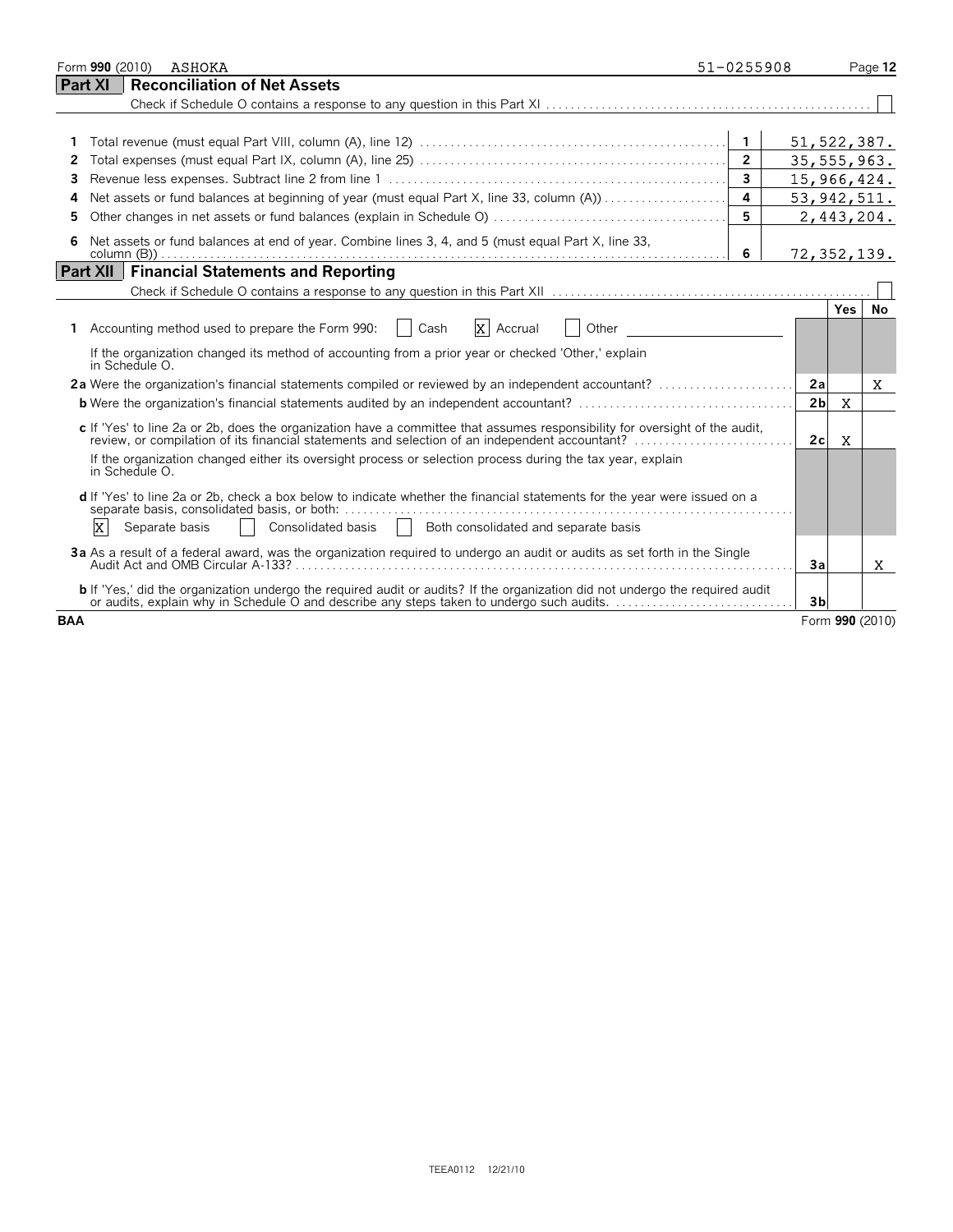Form **990** (2010) ASHOKA 51-0255908

## Part XI Reconciliation of Net Assets

Check if Schedule O contains a response to any question in this Part XI . . . . . ☐

| | | | |
|---|---|---|---|
| 1 | Total revenue (must equal Part VIII, column (A), line 12) | 1 | 51,522,387. |
| 2 | Total expenses (must equal Part IX, column (A), line 25) | 2 | 35,555,963. |
| 3 | Revenue less expenses. Subtract line 2 from line 1 | 3 | 15,966,424. |
| 4 | Net assets or fund balances at beginning of year (must equal Part X, line 33, column (A)) | 4 | 53,942,511. |
| 5 | Other changes in net assets or fund balances (explain in Schedule O) | 5 | 2,443,204. |
| 6 | Net assets or fund balances at end of year. Combine lines 3, 4, and 5 (must equal Part X, line 33, column (B)) | 6 | 72,352,139. |

## Part XII Financial Statements and Reporting

Check if Schedule O contains a response to any question in this Part XII . . . . . ☐

| | | | Yes | No |
|---|---|---|---|---|
| 1 | Accounting method used to prepare the Form 990: ☐ Cash ☒ Accrual ☐ Other | | | |
| | If the organization changed its method of accounting from a prior year or checked 'Other,' explain in Schedule O. | | | |
| 2a | Were the organization's financial statements compiled or reviewed by an independent accountant? | 2a | | X |
| b | Were the organization's financial statements audited by an independent accountant? | 2b | X | |
| c | If 'Yes' to line 2a or 2b, does the organization have a committee that assumes responsibility for oversight of the audit, review, or compilation of its financial statements and selection of an independent accountant? | 2c | X | |
| | If the organization changed either its oversight process or selection process during the tax year, explain in Schedule O. | | | |
| d | If 'Yes' to line 2a or 2b, check a box below to indicate whether the financial statements for the year were issued on a separate basis, consolidated basis, or both: ☒ Separate basis ☐ Consolidated basis ☐ Both consolidated and separate basis | | | |
| 3a | As a result of a federal award, was the organization required to undergo an audit or audits as set forth in the Single Audit Act and OMB Circular A-133? | 3a | | X |
| b | If 'Yes,' did the organization undergo the required audit or audits? If the organization did not undergo the required audit or audits, explain why in Schedule O and describe any steps taken to undergo such audits. | 3b | | |

BAA Form **990** (2010)

TEEA0112 12/21/10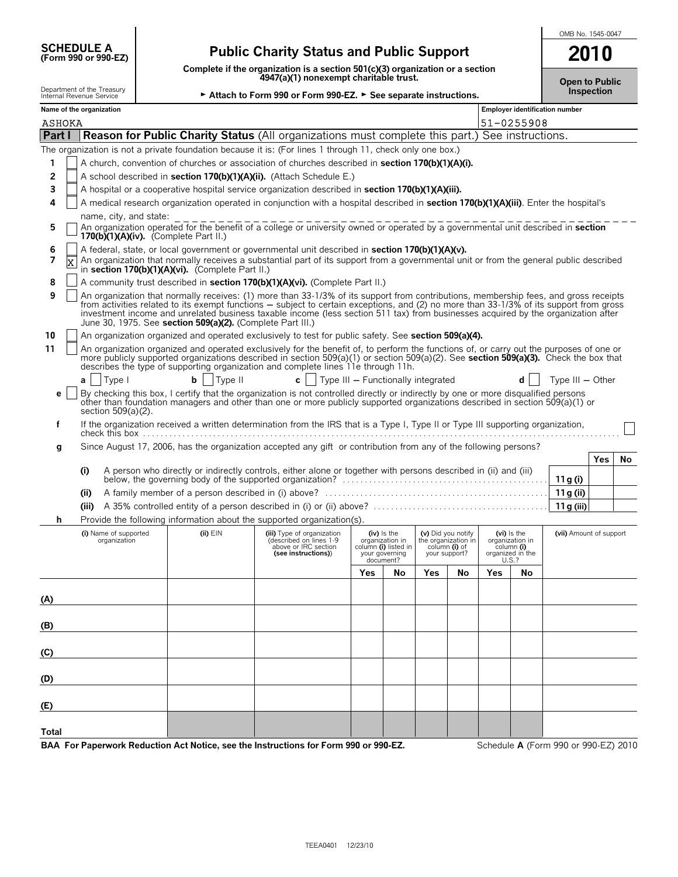**SCHEDULE A (Form 990 or 990-EZ)**

Department of the Treasury Internal Revenue Service

# Public Charity Status and Public Support

**Complete if the organization is a section 501(c)(3) organization or a section 4947(a)(1) nonexempt charitable trust.**

► **Attach to Form 990 or Form 990-EZ.** ► **See separate instructions.**

OMB No. 1545-0047

**2010**

**Open to Public Inspection**

Name of the organization: ASHOKA

Employer identification number: 51-0255908

## Part I Reason for Public Charity Status (All organizations must complete this part.) See instructions.

The organization is not a private foundation because it is: (For lines 1 through 11, check only one box.)

1. [ ] A church, convention of churches or association of churches described in **section 170(b)(1)(A)(i).**
2. [ ] A school described in **section 170(b)(1)(A)(ii).** (Attach Schedule E.)
3. [ ] A hospital or a cooperative hospital service organization described in **section 170(b)(1)(A)(iii).**
4. [ ] A medical research organization operated in conjunction with a hospital described in **section 170(b)(1)(A)(iii)**. Enter the hospital's name, city, and state: ______
5. [ ] An organization operated for the benefit of a college or university owned or operated by a governmental unit described in **section 170(b)(1)(A)(iv).** (Complete Part II.)
6. [ ] A federal, state, or local government or governmental unit described in **section 170(b)(1)(A)(v).**
7. [X] An organization that normally receives a substantial part of its support from a governmental unit or from the general public described in **section 170(b)(1)(A)(vi).** (Complete Part II.)
8. [ ] A community trust described in **section 170(b)(1)(A)(vi).** (Complete Part II.)
9. [ ] An organization that normally receives: (1) more than 33-1/3% of its support from contributions, membership fees, and gross receipts from activities related to its exempt functions — subject to certain exceptions, and (2) no more than 33-1/3% of its support from gross investment income and unrelated business taxable income (less section 511 tax) from businesses acquired by the organization after June 30, 1975. See **section 509(a)(2).** (Complete Part III.)
10. [ ] An organization organized and operated exclusively to test for public safety. See **section 509(a)(4).**
11. [ ] An organization organized and operated exclusively for the benefit of, to perform the functions of, or carry out the purposes of one or more publicly supported organizations described in section 509(a)(1) or section 509(a)(2). See **section 509(a)(3).** Check the box that describes the type of supporting organization and complete lines 11e through 11h.

   **a** [ ] Type I **b** [ ] Type II **c** [ ] Type III — Functionally integrated **d** [ ] Type III — Other

   **e** [ ] By checking this box, I certify that the organization is not controlled directly or indirectly by one or more disqualified persons other than foundation managers and other than one or more publicly supported organizations described in section 509(a)(1) or section 509(a)(2).

   **f** If the organization received a written determination from the IRS that is a Type I, Type II or Type III supporting organization, check this box [ ]

   **g** Since August 17, 2006, has the organization accepted any gift or contribution from any of the following persons?

| | | | Yes | No |
|---|---|---|---|---|
| (i) | A person who directly or indirectly controls, either alone or together with persons described in (ii) and (iii) below, the governing body of the supported organization? | 11g (i) | | |
| (ii) | A family member of a person described in (i) above? | 11g (ii) | | |
| (iii) | A 35% controlled entity of a person described in (i) or (ii) above? | 11g (iii) | | |

   **h** Provide the following information about the supported organization(s).

| (i) Name of supported organization | (ii) EIN | (iii) Type of organization (described on lines 1-9 above or IRC section **(see instructions)**) | (iv) Is the organization in column (i) listed in your governing document? Yes | No | (v) Did you notify the organization in column (i) of your support? Yes | No | (vi) Is the organization in column (i) organized in the U.S.? Yes | No | (vii) Amount of support |
|---|---|---|---|---|---|---|---|---|---|
| (A) | | | | | | | | | |
| (B) | | | | | | | | | |
| (C) | | | | | | | | | |
| (D) | | | | | | | | | |
| (E) | | | | | | | | | |
| Total | | | | | | | | | |

**BAA For Paperwork Reduction Act Notice, see the Instructions for Form 990 or 990-EZ.** Schedule **A** (Form 990 or 990-EZ) 2010

TEEA0401 12/23/10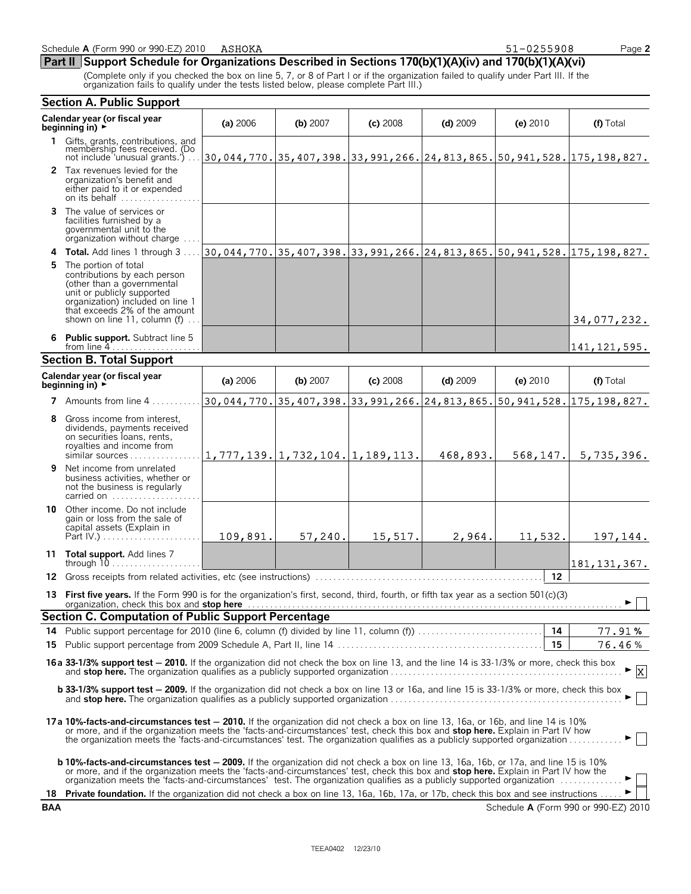Schedule **A** (Form 990 or 990-EZ) 2010 ASHOKA 51-0255908 Page **2**

## Part II Support Schedule for Organizations Described in Sections 170(b)(1)(A)(iv) and 170(b)(1)(A)(vi)

(Complete only if you checked the box on line 5, 7, or 8 of Part I or if the organization failed to qualify under Part III. If the organization fails to qualify under the tests listed below, please complete Part III.)

### Section A. Public Support

| Calendar year (or fiscal year beginning in) ► | (a) 2006 | (b) 2007 | (c) 2008 | (d) 2009 | (e) 2010 | (f) Total |
|---|---|---|---|---|---|---|
| **1** Gifts, grants, contributions, and membership fees received. (Do not include 'unusual grants.') | 30,044,770. | 35,407,398. | 33,991,266. | 24,813,865. | 50,941,528. | 175,198,827. |
| **2** Tax revenues levied for the organization's benefit and either paid to it or expended on its behalf | | | | | | |
| **3** The value of services or facilities furnished by a governmental unit to the organization without charge | | | | | | |
| **4 Total.** Add lines 1 through 3 | 30,044,770. | 35,407,398. | 33,991,266. | 24,813,865. | 50,941,528. | 175,198,827. |
| **5** The portion of total contributions by each person (other than a governmental unit or publicly supported organization) included on line 1 that exceeds 2% of the amount shown on line 11, column (f) | | | | | | 34,077,232. |
| **6 Public support.** Subtract line 5 from line 4 | | | | | | 141,121,595. |

### Section B. Total Support

| Calendar year (or fiscal year beginning in) ► | (a) 2006 | (b) 2007 | (c) 2008 | (d) 2009 | (e) 2010 | (f) Total |
|---|---|---|---|---|---|---|
| **7** Amounts from line 4 | 30,044,770. | 35,407,398. | 33,991,266. | 24,813,865. | 50,941,528. | 175,198,827. |
| **8** Gross income from interest, dividends, payments received on securities loans, rents, royalties and income from similar sources | 1,777,139. | 1,732,104. | 1,189,113. | 468,893. | 568,147. | 5,735,396. |
| **9** Net income from unrelated business activities, whether or not the business is regularly carried on | | | | | | |
| **10** Other income. Do not include gain or loss from the sale of capital assets (Explain in Part IV.) | 109,891. | 57,240. | 15,517. | 2,964. | 11,532. | 197,144. |
| **11 Total support.** Add lines 7 through 10 | | | | | | 181,131,367. |

**12** Gross receipts from related activities, etc (see instructions) **12**

**13 First five years.** If the Form 990 is for the organization's first, second, third, fourth, or fifth tax year as a section 501(c)(3) organization, check this box and **stop here** ► ☐

### Section C. Computation of Public Support Percentage

**14** Public support percentage for 2010 (line 6, column (f) divided by line 11, column (f)) **14** 77.91 %

**15** Public support percentage from 2009 Schedule A, Part II, line 14 **15** 76.46 %

**16a 33-1/3% support test – 2010.** If the organization did not check the box on line 13, and the line 14 is 33-1/3% or more, check this box and **stop here.** The organization qualifies as a publicly supported organization ► ☒

**b 33-1/3% support test – 2009.** If the organization did not check a box on line 13 or 16a, and line 15 is 33-1/3% or more, check this box and **stop here.** The organization qualifies as a publicly supported organization ► ☐

**17a 10%-facts-and-circumstances test – 2010.** If the organization did not check a box on line 13, 16a, or 16b, and line 14 is 10% or more, and if the organization meets the 'facts-and-circumstances' test, check this box and **stop here.** Explain in Part IV how the organization meets the 'facts-and-circumstances' test. The organization qualifies as a publicly supported organization ► ☐

**b 10%-facts-and-circumstances test – 2009.** If the organization did not check a box on line 13, 16a, 16b, or 17a, and line 15 is 10% or more, and if the organization meets the 'facts-and-circumstances' test, check this box and **stop here.** Explain in Part IV how the organization meets the 'facts-and-circumstances' test. The organization qualifies as a publicly supported organization ► ☐

**18 Private foundation.** If the organization did not check a box on line 13, 16a, 16b, 17a, or 17b, check this box and see instructions ► ☐

**BAA** Schedule **A** (Form 990 or 990-EZ) 2010

TEEA0402 12/23/10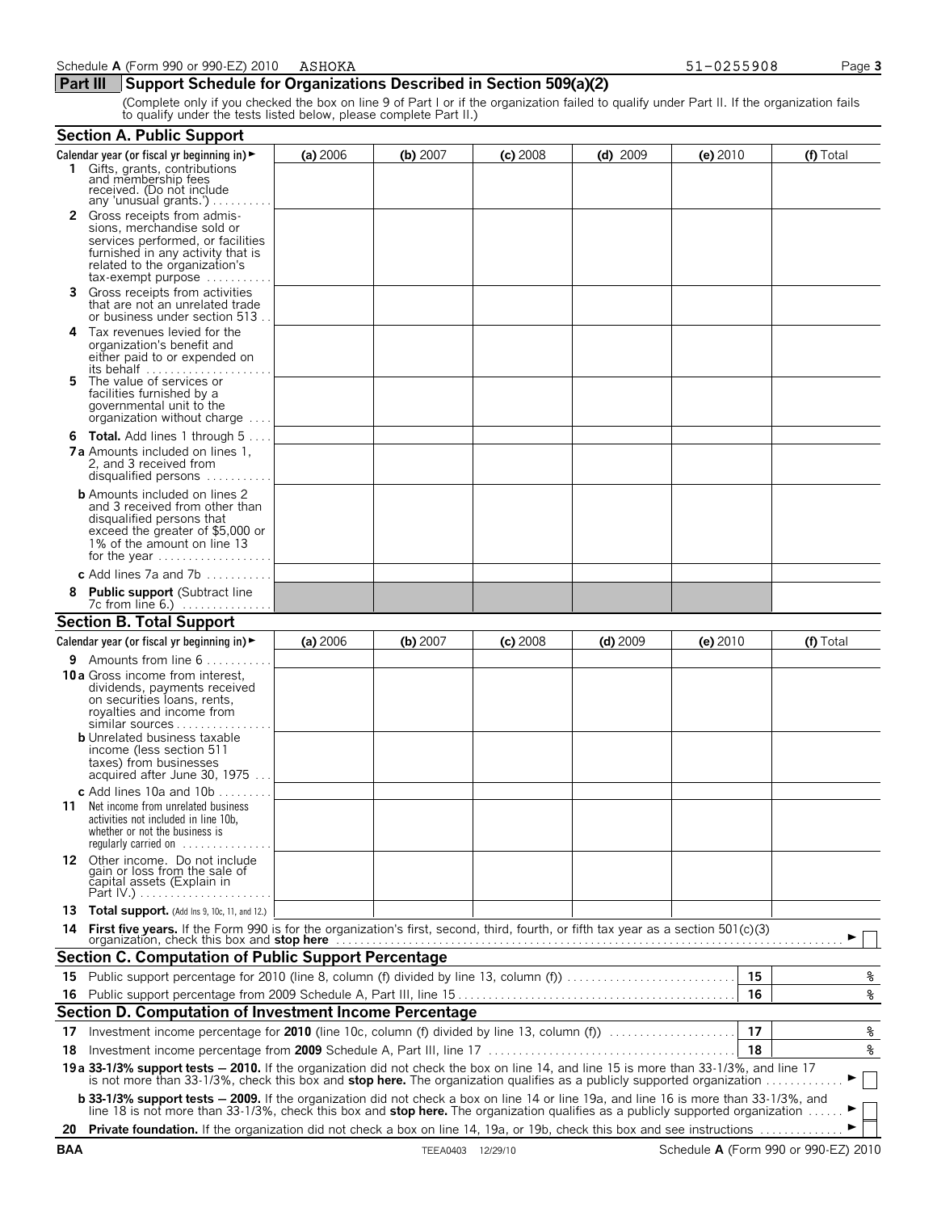Schedule A (Form 990 or 990-EZ) 2010 ASHOKA 51-0255908

## Part III Support Schedule for Organizations Described in Section 509(a)(2)

(Complete only if you checked the box on line 9 of Part I or if the organization failed to qualify under Part II. If the organization fails to qualify under the tests listed below, please complete Part II.)

### Section A. Public Support

| Calendar year (or fiscal yr beginning in) ► | (a) 2006 | (b) 2007 | (c) 2008 | (d) 2009 | (e) 2010 | (f) Total |
|---|---|---|---|---|---|---|
| 1 Gifts, grants, contributions and membership fees received. (Do not include any 'unusual grants.') | | | | | | |
| 2 Gross receipts from admissions, merchandise sold or services performed, or facilities furnished in any activity that is related to the organization's tax-exempt purpose | | | | | | |
| 3 Gross receipts from activities that are not an unrelated trade or business under section 513 | | | | | | |
| 4 Tax revenues levied for the organization's benefit and either paid to or expended on its behalf | | | | | | |
| 5 The value of services or facilities furnished by a governmental unit to the organization without charge | | | | | | |
| 6 **Total.** Add lines 1 through 5 | | | | | | |
| 7a Amounts included on lines 1, 2, and 3 received from disqualified persons | | | | | | |
| b Amounts included on lines 2 and 3 received from other than disqualified persons that exceed the greater of $5,000 or 1% of the amount on line 13 for the year | | | | | | |
| c Add lines 7a and 7b | | | | | | |
| 8 **Public support** (Subtract line 7c from line 6.) | | | | | | |

### Section B. Total Support

| Calendar year (or fiscal yr beginning in) ► | (a) 2006 | (b) 2007 | (c) 2008 | (d) 2009 | (e) 2010 | (f) Total |
|---|---|---|---|---|---|---|
| 9 Amounts from line 6 | | | | | | |
| 10a Gross income from interest, dividends, payments received on securities loans, rents, royalties and income from similar sources | | | | | | |
| b Unrelated business taxable income (less section 511 taxes) from businesses acquired after June 30, 1975 | | | | | | |
| c Add lines 10a and 10b | | | | | | |
| 11 Net income from unrelated business activities not included in line 10b, whether or not the business is regularly carried on | | | | | | |
| 12 Other income. Do not include gain or loss from the sale of capital assets (Explain in Part IV.) | | | | | | |
| 13 **Total support.** (Add lns 9, 10c, 11, and 12.) | | | | | | |

14 **First five years.** If the Form 990 is for the organization's first, second, third, fourth, or fifth tax year as a section 501(c)(3) organization, check this box and **stop here** ► ☐

### Section C. Computation of Public Support Percentage

| | | |
|---|---|---|
| 15 Public support percentage for 2010 (line 8, column (f) divided by line 13, column (f)) | 15 | % |
| 16 Public support percentage from 2009 Schedule A, Part III, line 15 | 16 | % |

### Section D. Computation of Investment Income Percentage

| | | |
|---|---|---|
| 17 Investment income percentage for **2010** (line 10c, column (f) divided by line 13, column (f)) | 17 | % |
| 18 Investment income percentage from **2009** Schedule A, Part III, line 17 | 18 | % |

19a **33-1/3% support tests — 2010.** If the organization did not check the box on line 14, and line 15 is more than 33-1/3%, and line 17 is not more than 33-1/3%, check this box and **stop here.** The organization qualifies as a publicly supported organization ► ☐

b **33-1/3% support tests — 2009.** If the organization did not check a box on line 14 or line 19a, and line 16 is more than 33-1/3%, and line 18 is not more than 33-1/3%, check this box and **stop here.** The organization qualifies as a publicly supported organization ► ☐

20 **Private foundation.** If the organization did not check a box on line 14, 19a, or 19b, check this box and see instructions ► ☐

BAA TEEA0403 12/29/10 Schedule A (Form 990 or 990-EZ) 2010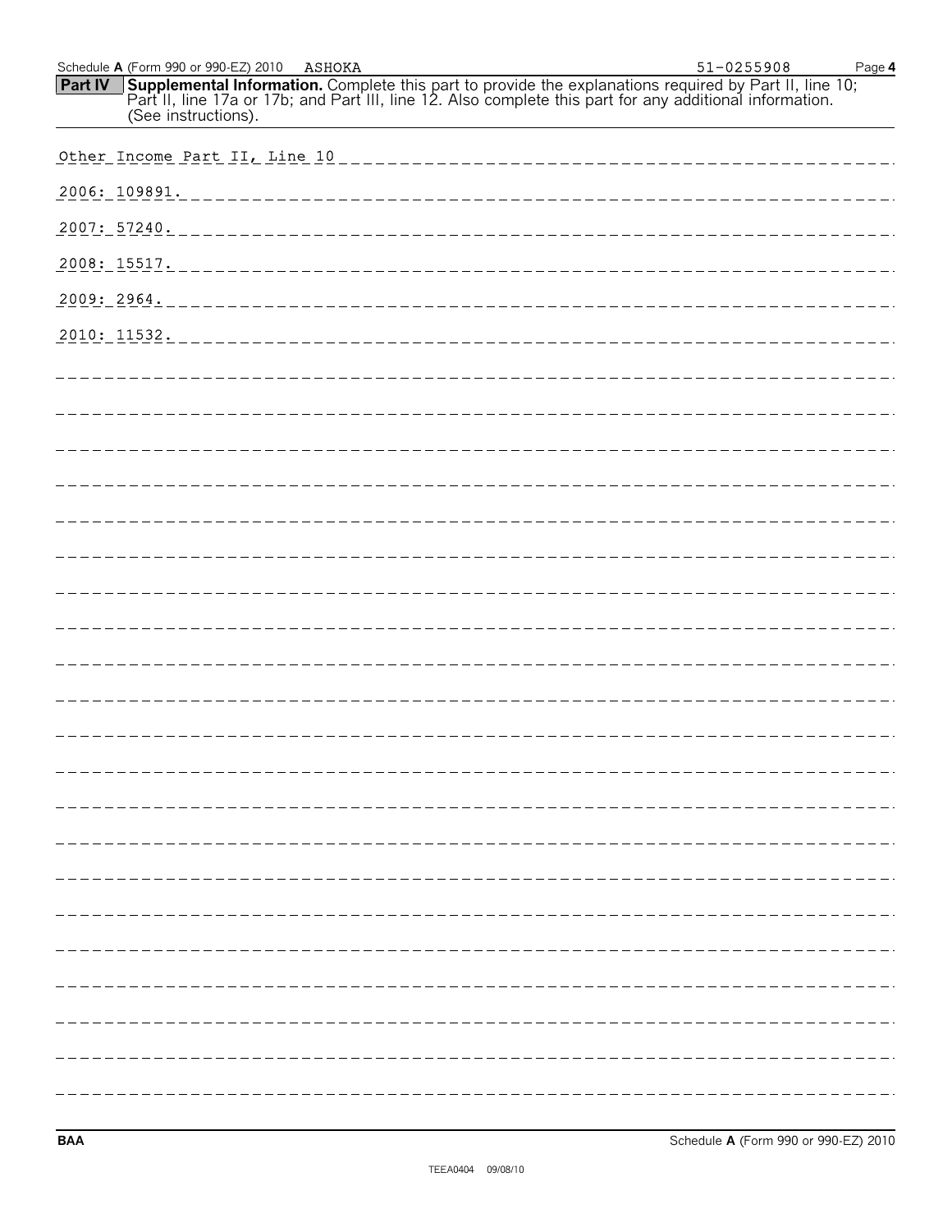Schedule **A** (Form 990 or 990-EZ) 2010 ASHOKA 51-0255908

**Part IV** **Supplemental Information.** Complete this part to provide the explanations required by Part II, line 10; Part II, line 17a or 17b; and Part III, line 12. Also complete this part for any additional information. (See instructions).

Other Income Part II, Line 10

2006: 109891.

2007: 57240.

2008: 15517.

2009: 2964.

2010: 11532.

BAA Schedule **A** (Form 990 or 990-EZ) 2010

TEEA0404 09/08/10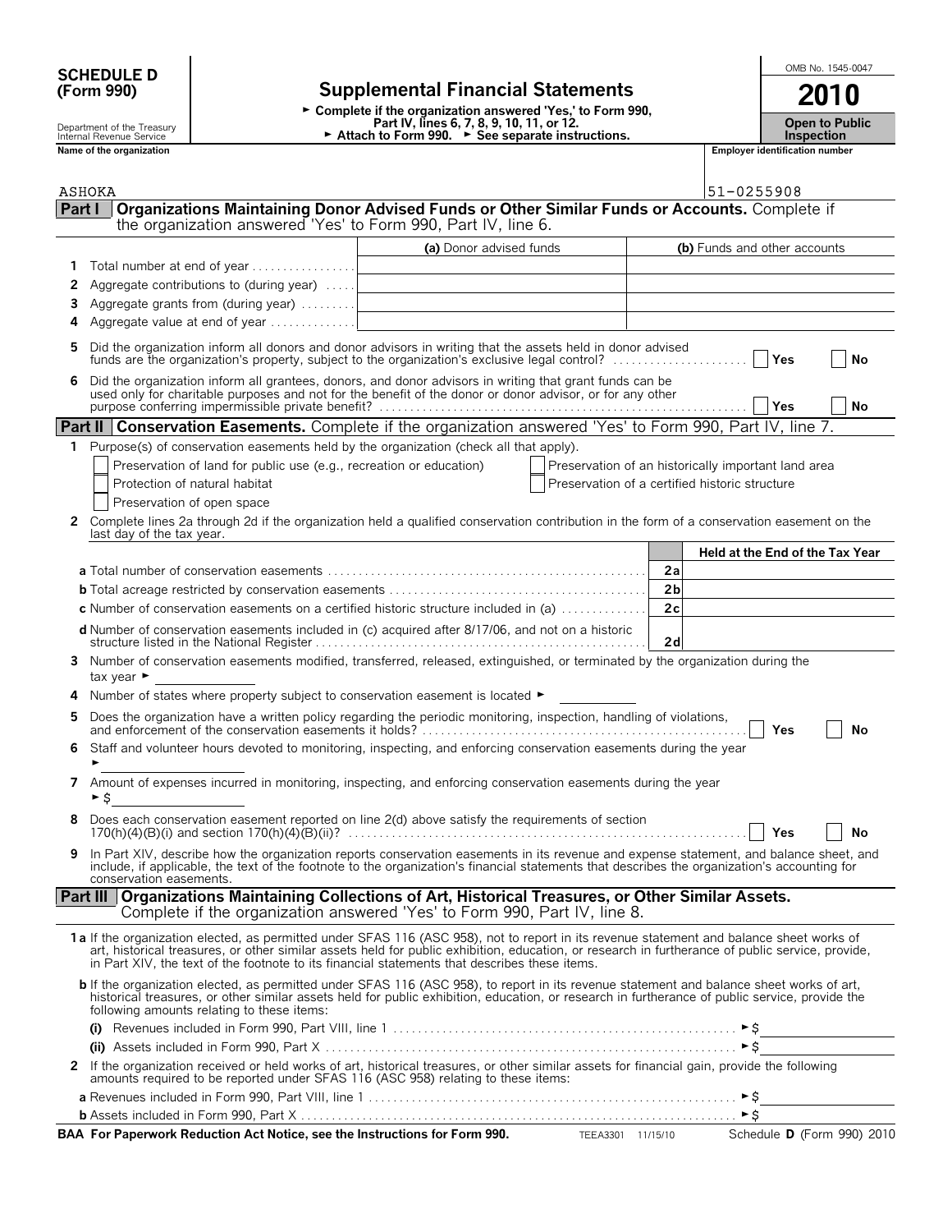# SCHEDULE D (Form 990)

Department of the Treasury
Internal Revenue Service

## Supplemental Financial Statements

► Complete if the organization answered 'Yes,' to Form 990, Part IV, lines 6, 7, 8, 9, 10, 11, or 12.
► Attach to Form 990. ► See separate instructions.

OMB No. 1545-0047

**2010**

**Open to Public Inspection**

Name of the organization: ASHOKA

Employer identification number: 51-0255908

### Part I Organizations Maintaining Donor Advised Funds or Other Similar Funds or Accounts. Complete if the organization answered 'Yes' to Form 990, Part IV, line 6.

| | | (a) Donor advised funds | (b) Funds and other accounts |
|---|---|---|---|
| 1 | Total number at end of year | | |
| 2 | Aggregate contributions to (during year) | | |
| 3 | Aggregate grants from (during year) | | |
| 4 | Aggregate value at end of year | | |

5 Did the organization inform all donors and donor advisors in writing that the assets held in donor advised funds are the organization's property, subject to the organization's exclusive legal control? ☐ Yes ☐ No

6 Did the organization inform all grantees, donors, and donor advisors in writing that grant funds can be used only for charitable purposes and not for the benefit of the donor or donor advisor, or for any other purpose conferring impermissible private benefit? ☐ Yes ☐ No

### Part II Conservation Easements. Complete if the organization answered 'Yes' to Form 990, Part IV, line 7.

1 Purpose(s) of conservation easements held by the organization (check all that apply).

- ☐ Preservation of land for public use (e.g., recreation or education)
- ☐ Protection of natural habitat
- ☐ Preservation of open space
- ☐ Preservation of an historically important land area
- ☐ Preservation of a certified historic structure

2 Complete lines 2a through 2d if the organization held a qualified conservation contribution in the form of a conservation easement on the last day of the tax year.

| | | Held at the End of the Tax Year |
|---|---|---|
| **a** Total number of conservation easements | 2a | |
| **b** Total acreage restricted by conservation easements | 2b | |
| **c** Number of conservation easements on a certified historic structure included in (a) | 2c | |
| **d** Number of conservation easements included in (c) acquired after 8/17/06, and not on a historic structure listed in the National Register | 2d | |

3 Number of conservation easements modified, transferred, released, extinguished, or terminated by the organization during the tax year ►

4 Number of states where property subject to conservation easement is located ►

5 Does the organization have a written policy regarding the periodic monitoring, inspection, handling of violations, and enforcement of the conservation easements it holds? ☐ Yes ☐ No

6 Staff and volunteer hours devoted to monitoring, inspecting, and enforcing conservation easements during the year ►

7 Amount of expenses incurred in monitoring, inspecting, and enforcing conservation easements during the year ► $

8 Does each conservation easement reported on line 2(d) above satisfy the requirements of section 170(h)(4)(B)(i) and section 170(h)(4)(B)(ii)? ☐ Yes ☐ No

9 In Part XIV, describe how the organization reports conservation easements in its revenue and expense statement, and balance sheet, and include, if applicable, the text of the footnote to the organization's financial statements that describes the organization's accounting for conservation easements.

### Part III Organizations Maintaining Collections of Art, Historical Treasures, or Other Similar Assets. Complete if the organization answered 'Yes' to Form 990, Part IV, line 8.

**1a** If the organization elected, as permitted under SFAS 116 (ASC 958), not to report in its revenue statement and balance sheet works of art, historical treasures, or other similar assets held for public exhibition, education, or research in furtherance of public service, provide, in Part XIV, the text of the footnote to its financial statements that describes these items.

**b** If the organization elected, as permitted under SFAS 116 (ASC 958), to report in its revenue statement and balance sheet works of art, historical treasures, or other similar assets held for public exhibition, education, or research in furtherance of public service, provide the following amounts relating to these items:

(i) Revenues included in Form 990, Part VIII, line 1 ► $

(ii) Assets included in Form 990, Part X ► $

2 If the organization received or held works of art, historical treasures, or other similar assets for financial gain, provide the following amounts required to be reported under SFAS 116 (ASC 958) relating to these items:

**a** Revenues included in Form 990, Part VIII, line 1 ► $

**b** Assets included in Form 990, Part X ► $

BAA For Paperwork Reduction Act Notice, see the Instructions for Form 990. TEEA3301 11/15/10 Schedule D (Form 990) 2010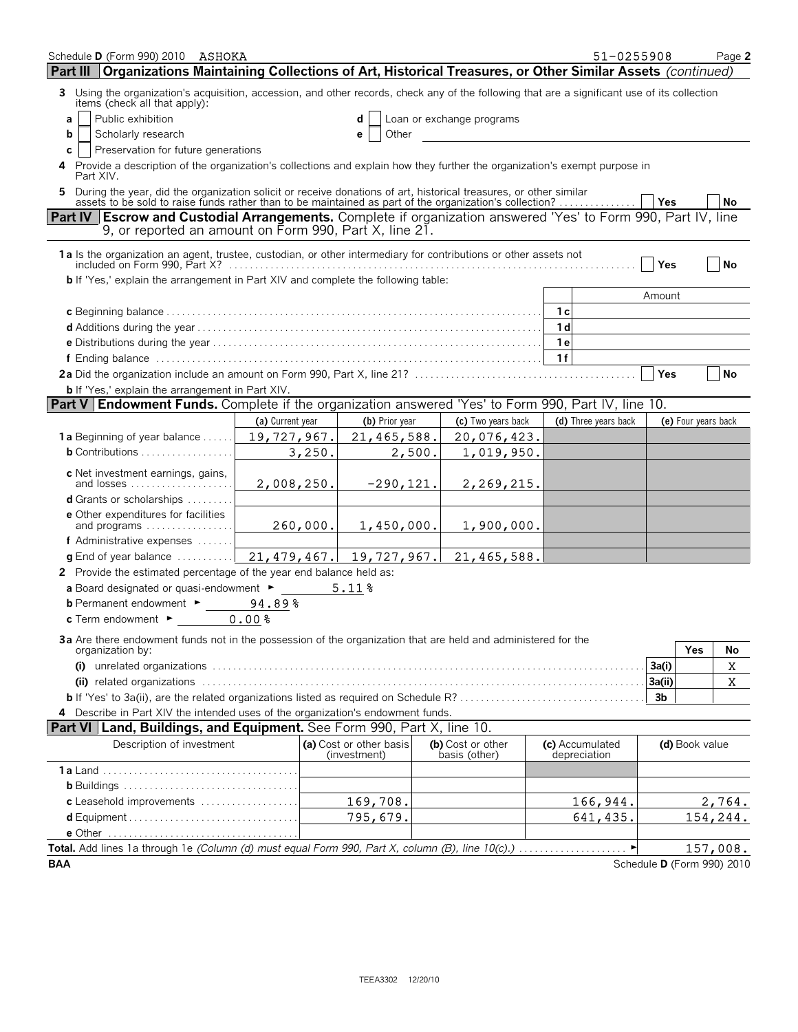Schedule D (Form 990) 2010 ASHOKA 51-0255908

## Part III Organizations Maintaining Collections of Art, Historical Treasures, or Other Similar Assets *(continued)*

**3** Using the organization's acquisition, accession, and other records, check any of the following that are a significant use of its collection items (check all that apply):

- **a** ☐ Public exhibition
- **b** ☐ Scholarly research
- **c** ☐ Preservation for future generations
- **d** ☐ Loan or exchange programs
- **e** ☐ Other

**4** Provide a description of the organization's collections and explain how they further the organization's exempt purpose in Part XIV.

**5** During the year, did the organization solicit or receive donations of art, historical treasures, or other similar assets to be sold to raise funds rather than to be maintained as part of the organization's collection? ☐ Yes ☐ No

## Part IV Escrow and Custodial Arrangements. Complete if organization answered 'Yes' to Form 990, Part IV, line 9, or reported an amount on Form 990, Part X, line 21.

**1a** Is the organization an agent, trustee, custodian, or other intermediary for contributions or other assets not included on Form 990, Part X? ☐ Yes ☐ No

**b** If 'Yes,' explain the arrangement in Part XIV and complete the following table:

| | | Amount |
|---|---|---|
| **c** Beginning balance | 1c | |
| **d** Additions during the year | 1d | |
| **e** Distributions during the year | 1e | |
| **f** Ending balance | 1f | |

**2a** Did the organization include an amount on Form 990, Part X, line 21? ☐ Yes ☐ No

**b** If 'Yes,' explain the arrangement in Part XIV.

## Part V Endowment Funds. Complete if the organization answered 'Yes' to Form 990, Part IV, line 10.

| | (a) Current year | (b) Prior year | (c) Two years back | (d) Three years back | (e) Four years back |
|---|---|---|---|---|---|
| **1a** Beginning of year balance | 19,727,967. | 21,465,588. | 20,076,423. | | |
| **b** Contributions | 3,250. | 2,500. | 1,019,950. | | |
| **c** Net investment earnings, gains, and losses | 2,008,250. | -290,121. | 2,269,215. | | |
| **d** Grants or scholarships | | | | | |
| **e** Other expenditures for facilities and programs | 260,000. | 1,450,000. | 1,900,000. | | |
| **f** Administrative expenses | | | | | |
| **g** End of year balance | 21,479,467. | 19,727,967. | 21,465,588. | | |

**2** Provide the estimated percentage of the year end balance held as:

- **a** Board designated or quasi-endowment ► 5.11 %
- **b** Permanent endowment ► 94.89 %
- **c** Term endowment ► 0.00 %

**3a** Are there endowment funds not in the possession of the organization that are held and administered for the organization by:

| | | Yes | No |
|---|---|---|---|
| **(i)** unrelated organizations | 3a(i) | | X |
| **(ii)** related organizations | 3a(ii) | | X |
| **b** If 'Yes' to 3a(ii), are the related organizations listed as required on Schedule R? | 3b | | |

**4** Describe in Part XIV the intended uses of the organization's endowment funds.

## Part VI Land, Buildings, and Equipment. See Form 990, Part X, line 10.

| Description of investment | (a) Cost or other basis (investment) | (b) Cost or other basis (other) | (c) Accumulated depreciation | (d) Book value |
|---|---|---|---|---|
| **1a** Land | | | | |
| **b** Buildings | | | | |
| **c** Leasehold improvements | 169,708. | | 166,944. | 2,764. |
| **d** Equipment | 795,679. | | 641,435. | 154,244. |
| **e** Other | | | | |

**Total.** Add lines 1a through 1e *(Column (d) must equal Form 990, Part X, column (B), line 10(c).)* ► 157,008.

BAA Schedule D (Form 990) 2010

TEEA3302 12/20/10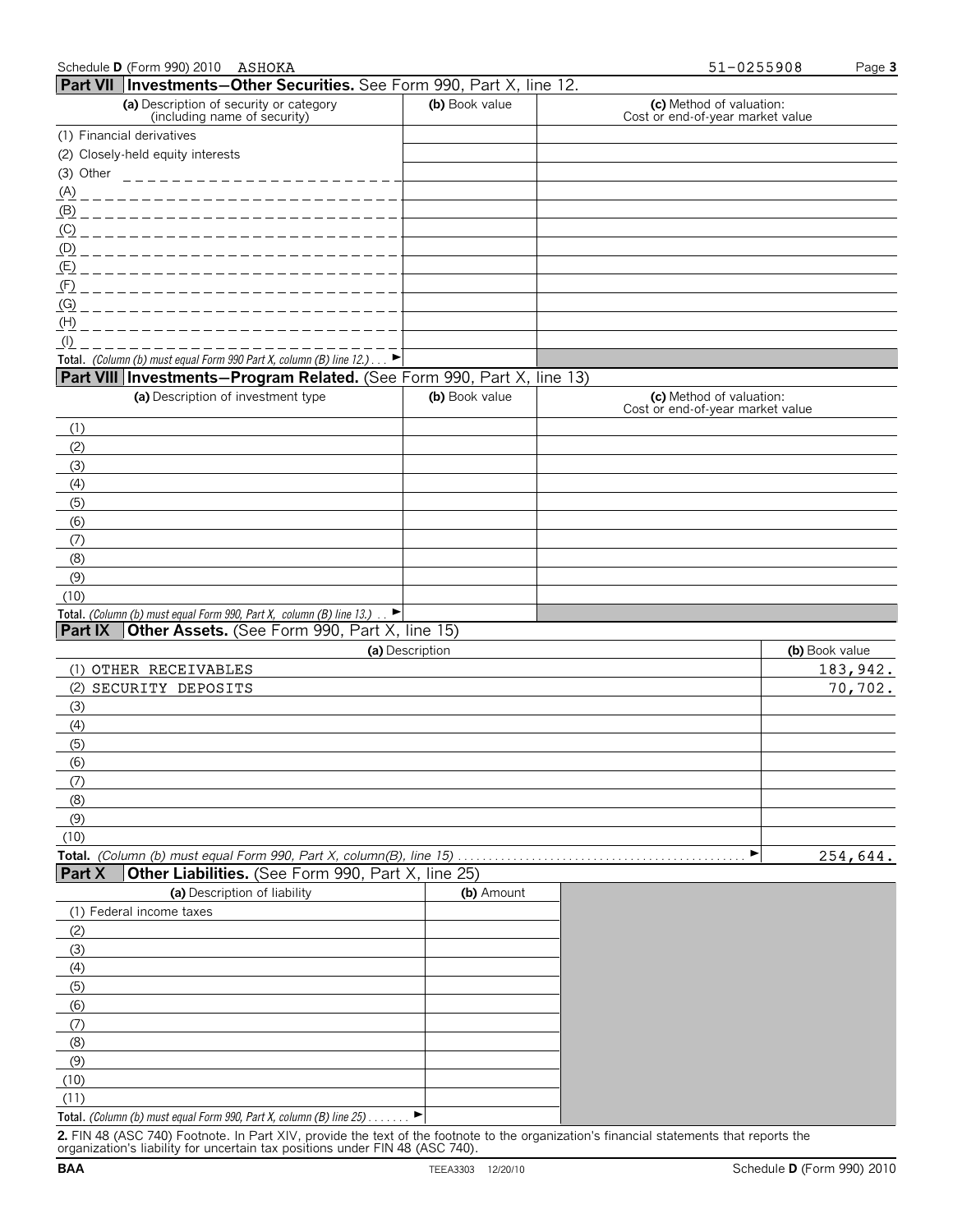Schedule D (Form 990) 2010 ASHOKA 51-0255908

## Part VII Investments—Other Securities. See Form 990, Part X, line 12.

| (a) Description of security or category (including name of security) | (b) Book value | (c) Method of valuation: Cost or end-of-year market value |
|---|---|---|
| (1) Financial derivatives | | |
| (2) Closely-held equity interests | | |
| (3) Other | | |
| (A) | | |
| (B) | | |
| (C) | | |
| (D) | | |
| (E) | | |
| (F) | | |
| (G) | | |
| (H) | | |
| (I) | | |
| **Total.** *(Column (b) must equal Form 990 Part X, column (B) line 12.)* ► | | |

## Part VIII Investments—Program Related. (See Form 990, Part X, line 13)

| (a) Description of investment type | (b) Book value | (c) Method of valuation: Cost or end-of-year market value |
|---|---|---|
| (1) | | |
| (2) | | |
| (3) | | |
| (4) | | |
| (5) | | |
| (6) | | |
| (7) | | |
| (8) | | |
| (9) | | |
| (10) | | |
| **Total.** *(Column (b) must equal Form 990, Part X, column (B) line 13.)* ► | | |

## Part IX Other Assets. (See Form 990, Part X, line 15)

| (a) Description | (b) Book value |
|---|---|
| (1) OTHER RECEIVABLES | 183,942. |
| (2) SECURITY DEPOSITS | 70,702. |
| (3) | |
| (4) | |
| (5) | |
| (6) | |
| (7) | |
| (8) | |
| (9) | |
| (10) | |
| **Total.** *(Column (b) must equal Form 990, Part X, column(B), line 15)* ► | 254,644. |

## Part X Other Liabilities. (See Form 990, Part X, line 25)

| (a) Description of liability | (b) Amount |
|---|---|
| (1) Federal income taxes | |
| (2) | |
| (3) | |
| (4) | |
| (5) | |
| (6) | |
| (7) | |
| (8) | |
| (9) | |
| (10) | |
| (11) | |
| **Total.** *(Column (b) must equal Form 990, Part X, column (B) line 25)* ► | |

**2.** FIN 48 (ASC 740) Footnote. In Part XIV, provide the text of the footnote to the organization's financial statements that reports the organization's liability for uncertain tax positions under FIN 48 (ASC 740).

BAA TEEA3303 12/20/10 Schedule D (Form 990) 2010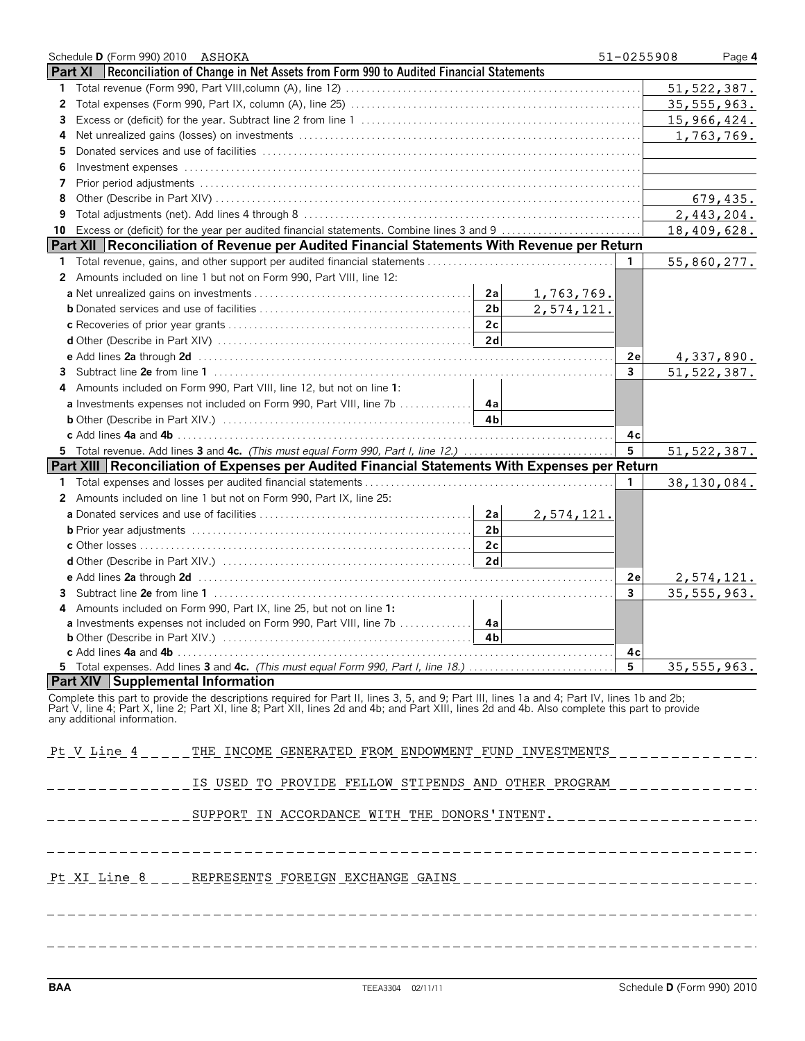Schedule **D** (Form 990) 2010 ASHOKA 51-0255908 Page **4**

## Part XI Reconciliation of Change in Net Assets from Form 990 to Audited Financial Statements

| | | |
|---|---|---|
| **1** | Total revenue (Form 990, Part VIII,column (A), line 12) | 51,522,387. |
| **2** | Total expenses (Form 990, Part IX, column (A), line 25) | 35,555,963. |
| **3** | Excess or (deficit) for the year. Subtract line 2 from line 1 | 15,966,424. |
| **4** | Net unrealized gains (losses) on investments | 1,763,769. |
| **5** | Donated services and use of facilities | |
| **6** | Investment expenses | |
| **7** | Prior period adjustments | |
| **8** | Other (Describe in Part XIV) | 679,435. |
| **9** | Total adjustments (net). Add lines 4 through 8 | 2,443,204. |
| **10** | Excess or (deficit) for the year per audited financial statements. Combine lines 3 and 9 | 18,409,628. |

## Part XII Reconciliation of Revenue per Audited Financial Statements With Revenue per Return

| | | | | | |
|---|---|---|---|---|---|
| **1** | Total revenue, gains, and other support per audited financial statements | | | 1 | 55,860,277. |
| **2** | Amounts included on line 1 but not on Form 990, Part VIII, line 12: | | | | |
| | **a** Net unrealized gains on investments | 2a | 1,763,769. | | |
| | **b** Donated services and use of facilities | 2b | 2,574,121. | | |
| | **c** Recoveries of prior year grants | 2c | | | |
| | **d** Other (Describe in Part XIV) | 2d | | | |
| | **e** Add lines **2a** through **2d** | | | 2e | 4,337,890. |
| **3** | Subtract line **2e** from line **1** | | | 3 | 51,522,387. |
| **4** | Amounts included on Form 990, Part VIII, line 12, but not on line **1**: | | | | |
| | **a** Investments expenses not included on Form 990, Part VIII, line 7b | 4a | | | |
| | **b** Other (Describe in Part XIV.) | 4b | | | |
| | **c** Add lines **4a** and **4b** | | | 4c | |
| **5** | Total revenue. Add lines **3** and **4c.** *(This must equal Form 990, Part I, line 12.)* | | | 5 | 51,522,387. |

## Part XIII Reconciliation of Expenses per Audited Financial Statements With Expenses per Return

| | | | | | |
|---|---|---|---|---|---|
| **1** | Total expenses and losses per audited financial statements | | | 1 | 38,130,084. |
| **2** | Amounts included on line 1 but not on Form 990, Part IX, line 25: | | | | |
| | **a** Donated services and use of facilities | 2a | 2,574,121. | | |
| | **b** Prior year adjustments | 2b | | | |
| | **c** Other losses | 2c | | | |
| | **d** Other (Describe in Part XIV.) | 2d | | | |
| | **e** Add lines **2a** through **2d** | | | 2e | 2,574,121. |
| **3** | Subtract line **2e** from line **1** | | | 3 | 35,555,963. |
| **4** | Amounts included on Form 990, Part IX, line 25, but not on line **1**: | | | | |
| | **a** Investments expenses not included on Form 990, Part VIII, line 7b | 4a | | | |
| | **b** Other (Describe in Part XIV.) | 4b | | | |
| | **c** Add lines **4a** and **4b** | | | 4c | |
| **5** | Total expenses. Add lines **3** and **4c.** *(This must equal Form 990, Part I, line 18.)* | | | 5 | 35,555,963. |

## Part XIV Supplemental Information

Complete this part to provide the descriptions required for Part II, lines 3, 5, and 9; Part III, lines 1a and 4; Part IV, lines 1b and 2b; Part V, line 4; Part X, line 2; Part XI, line 8; Part XII, lines 2d and 4b; and Part XIII, lines 2d and 4b. Also complete this part to provide any additional information.

Pt V Line 4 THE INCOME GENERATED FROM ENDOWMENT FUND INVESTMENTS IS USED TO PROVIDE FELLOW STIPENDS AND OTHER PROGRAM SUPPORT IN ACCORDANCE WITH THE DONORS'INTENT.

Pt XI Line 8 REPRESENTS FOREIGN EXCHANGE GAINS

BAA TEEA3304 02/11/11 Schedule **D** (Form 990) 2010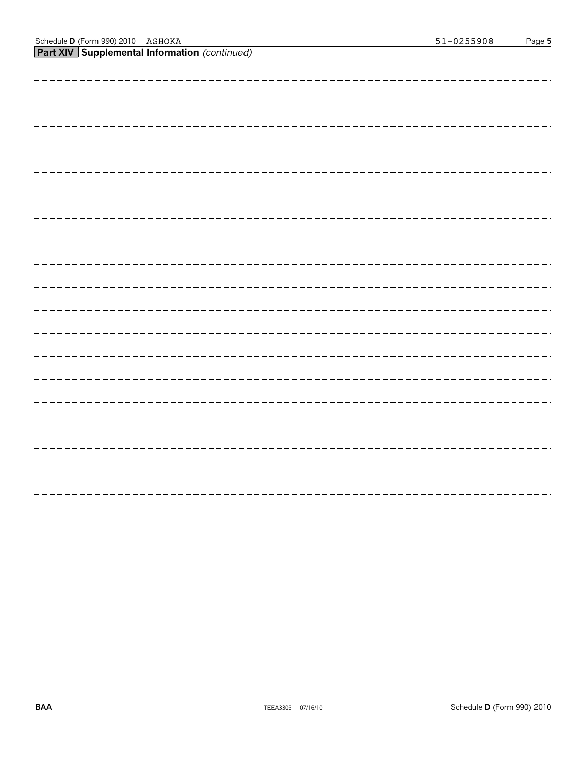## Part XIV Supplemental Information *(continued)*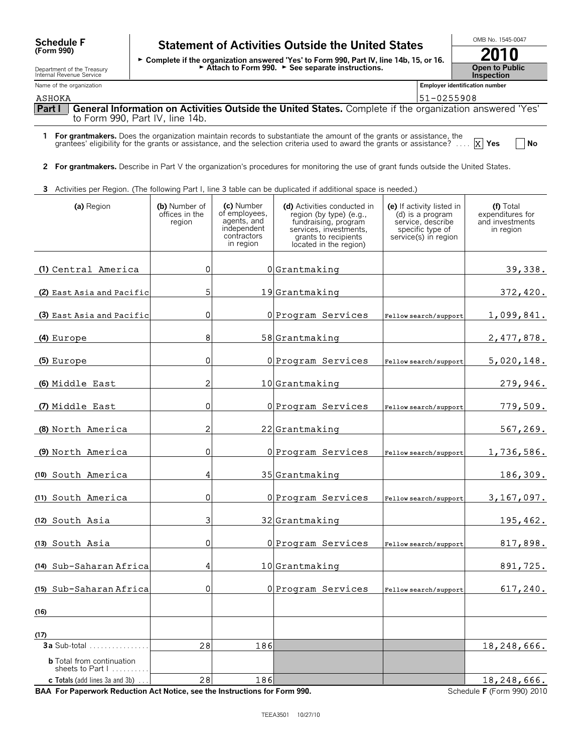**Schedule F (Form 990)**

Department of the Treasury
Internal Revenue Service

# Statement of Activities Outside the United States

► Complete if the organization answered 'Yes' to Form 990, Part IV, line 14b, 15, or 16.
► Attach to Form 990. ► See separate instructions.

OMB No. 1545-0047

**2010**

**Open to Public Inspection**

Name of the organization: ASHOKA

Employer identification number: 51-0255908

## Part I General Information on Activities Outside the United States. Complete if the organization answered 'Yes' to Form 990, Part IV, line 14b.

**1 For grantmakers.** Does the organization maintain records to substantiate the amount of the grants or assistance, the grantees' eligibility for the grants or assistance, and the selection criteria used to award the grants or assistance? .... [X] Yes [ ] No

**2 For grantmakers.** Describe in Part V the organization's procedures for monitoring the use of grant funds outside the United States.

**3** Activities per Region. (The following Part I, line 3 table can be duplicated if additional space is needed.)

| (a) Region | (b) Number of offices in the region | (c) Number of employees, agents, and independent contractors in region | (d) Activities conducted in region (by type) (e.g., fundraising, program services, investments, grants to recipients located in the region) | (e) If activity listed in (d) is a program service, describe specific type of service(s) in region | (f) Total expenditures for and investments in region |
|---|---|---|---|---|---|
| (1) Central America | 0 | 0 | Grantmaking | | 39,338. |
| (2) East Asia and Pacific | 5 | 19 | Grantmaking | | 372,420. |
| (3) East Asia and Pacific | 0 | 0 | Program Services | Fellow search/support | 1,099,841. |
| (4) Europe | 8 | 58 | Grantmaking | | 2,477,878. |
| (5) Europe | 0 | 0 | Program Services | Fellow search/support | 5,020,148. |
| (6) Middle East | 2 | 10 | Grantmaking | | 279,946. |
| (7) Middle East | 0 | 0 | Program Services | Fellow search/support | 779,509. |
| (8) North America | 2 | 22 | Grantmaking | | 567,269. |
| (9) North America | 0 | 0 | Program Services | Fellow search/support | 1,736,586. |
| (10) South America | 4 | 35 | Grantmaking | | 186,309. |
| (11) South America | 0 | 0 | Program Services | Fellow search/support | 3,167,097. |
| (12) South Asia | 3 | 32 | Grantmaking | | 195,462. |
| (13) South Asia | 0 | 0 | Program Services | Fellow search/support | 817,898. |
| (14) Sub-Saharan Africa | 4 | 10 | Grantmaking | | 891,725. |
| (15) Sub-Saharan Africa | 0 | 0 | Program Services | Fellow search/support | 617,240. |
| (16) | | | | | |
| (17) | | | | | |
| **3a** Sub-total ................ | 28 | 186 | | | 18,248,666. |
| **b** Total from continuation sheets to Part I .......... | | | | | |
| **c Totals** (add lines 3a and 3b) ... | 28 | 186 | | | 18,248,666. |

**BAA For Paperwork Reduction Act Notice, see the Instructions for Form 990.** Schedule **F** (Form 990) 2010

TEEA3501 10/27/10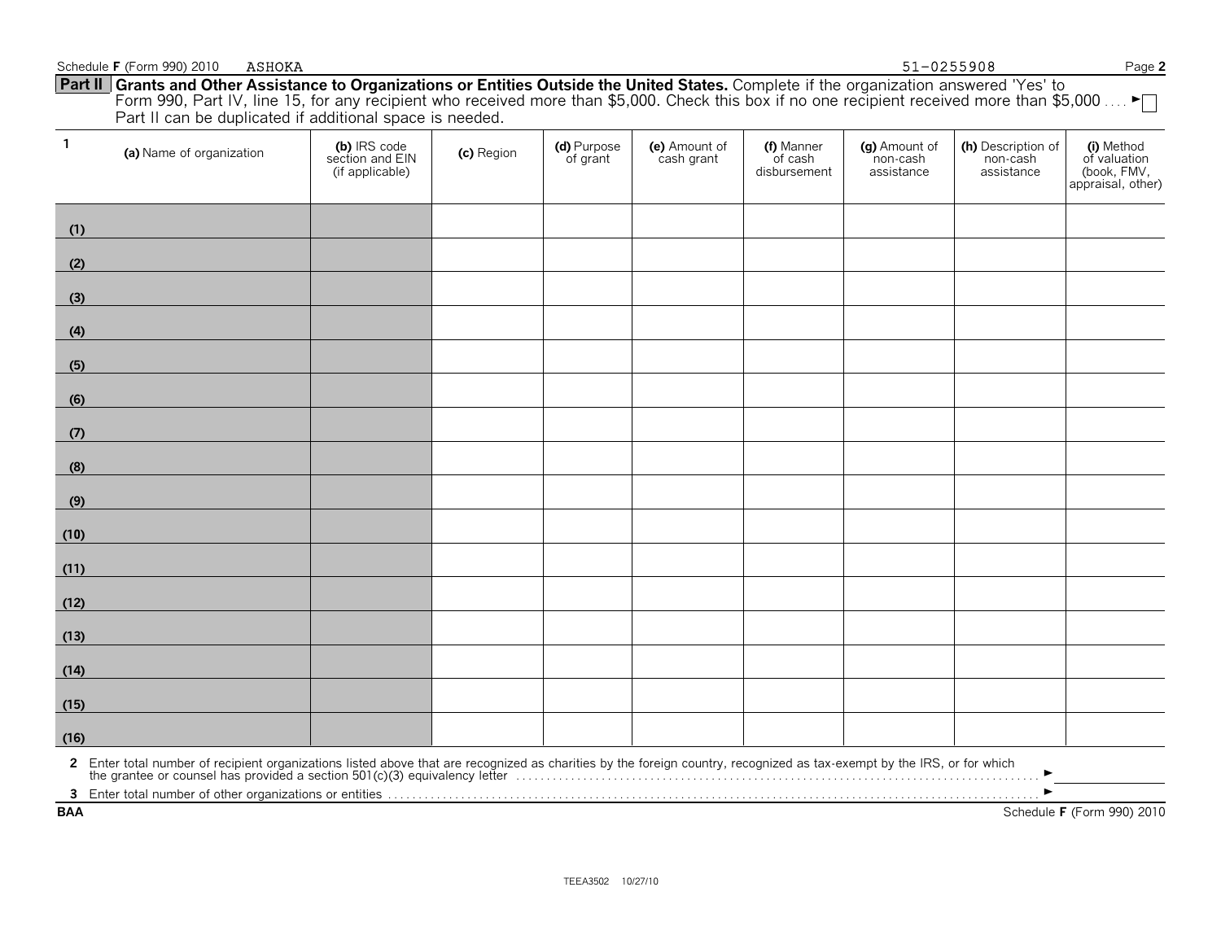Schedule **F** (Form 990) 2010 ASHOKA 51-0255908

**Part II | Grants and Other Assistance to Organizations or Entities Outside the United States.** Complete if the organization answered 'Yes' to Form 990, Part IV, line 15, for any recipient who received more than $5,000. Check this box if no one recipient received more than $5,000 .... ►☐
Part II can be duplicated if additional space is needed.

| 1 (a) Name of organization | (b) IRS code section and EIN (if applicable) | (c) Region | (d) Purpose of grant | (e) Amount of cash grant | (f) Manner of cash disbursement | (g) Amount of non-cash assistance | (h) Description of non-cash assistance | (i) Method of valuation (book, FMV, appraisal, other) |
|---|---|---|---|---|---|---|---|---|
| (1) | | | | | | | | |
| (2) | | | | | | | | |
| (3) | | | | | | | | |
| (4) | | | | | | | | |
| (5) | | | | | | | | |
| (6) | | | | | | | | |
| (7) | | | | | | | | |
| (8) | | | | | | | | |
| (9) | | | | | | | | |
| (10) | | | | | | | | |
| (11) | | | | | | | | |
| (12) | | | | | | | | |
| (13) | | | | | | | | |
| (14) | | | | | | | | |
| (15) | | | | | | | | |
| (16) | | | | | | | | |

**2** Enter total number of recipient organizations listed above that are recognized as charities by the foreign country, recognized as tax-exempt by the IRS, or for which the grantee or counsel has provided a section 501(c)(3) equivalency letter ►

**3** Enter total number of other organizations or entities ►

BAA Schedule **F** (Form 990) 2010

TEEA3502 10/27/10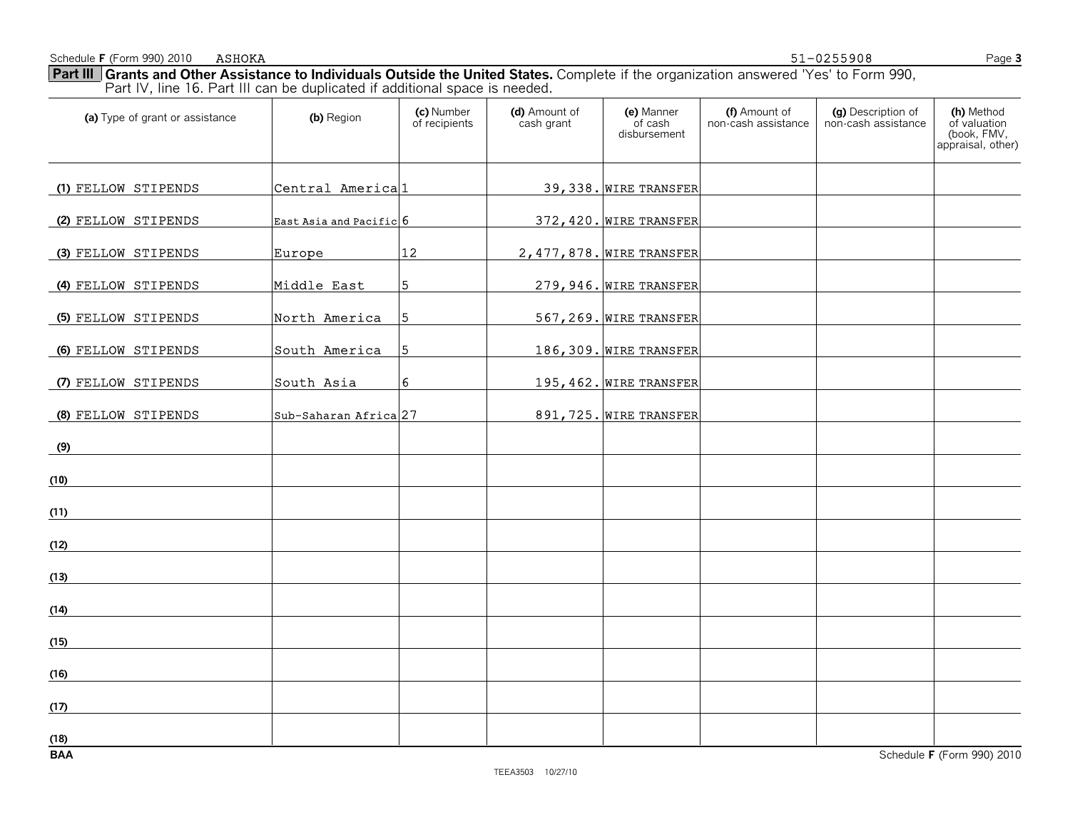Schedule F (Form 990) 2010 ASHOKA 51-0255908

## Part III Grants and Other Assistance to Individuals Outside the United States.

Complete if the organization answered 'Yes' to Form 990, Part IV, line 16. Part III can be duplicated if additional space is needed.

| (a) Type of grant or assistance | (b) Region | (c) Number of recipients | (d) Amount of cash grant | (e) Manner of cash disbursement | (f) Amount of non-cash assistance | (g) Description of non-cash assistance | (h) Method of valuation (book, FMV, appraisal, other) |
|---|---|---|---|---|---|---|---|
| (1) FELLOW STIPENDS | Central America | 1 | 39,338. | WIRE TRANSFER | | | |
| (2) FELLOW STIPENDS | East Asia and Pacific | 6 | 372,420. | WIRE TRANSFER | | | |
| (3) FELLOW STIPENDS | Europe | 12 | 2,477,878. | WIRE TRANSFER | | | |
| (4) FELLOW STIPENDS | Middle East | 5 | 279,946. | WIRE TRANSFER | | | |
| (5) FELLOW STIPENDS | North America | 5 | 567,269. | WIRE TRANSFER | | | |
| (6) FELLOW STIPENDS | South America | 5 | 186,309. | WIRE TRANSFER | | | |
| (7) FELLOW STIPENDS | South Asia | 6 | 195,462. | WIRE TRANSFER | | | |
| (8) FELLOW STIPENDS | Sub-Saharan Africa | 27 | 891,725. | WIRE TRANSFER | | | |
| (9) | | | | | | | |
| (10) | | | | | | | |
| (11) | | | | | | | |
| (12) | | | | | | | |
| (13) | | | | | | | |
| (14) | | | | | | | |
| (15) | | | | | | | |
| (16) | | | | | | | |
| (17) | | | | | | | |
| (18) | | | | | | | |

BAA Schedule F (Form 990) 2010

TEEA3503 10/27/10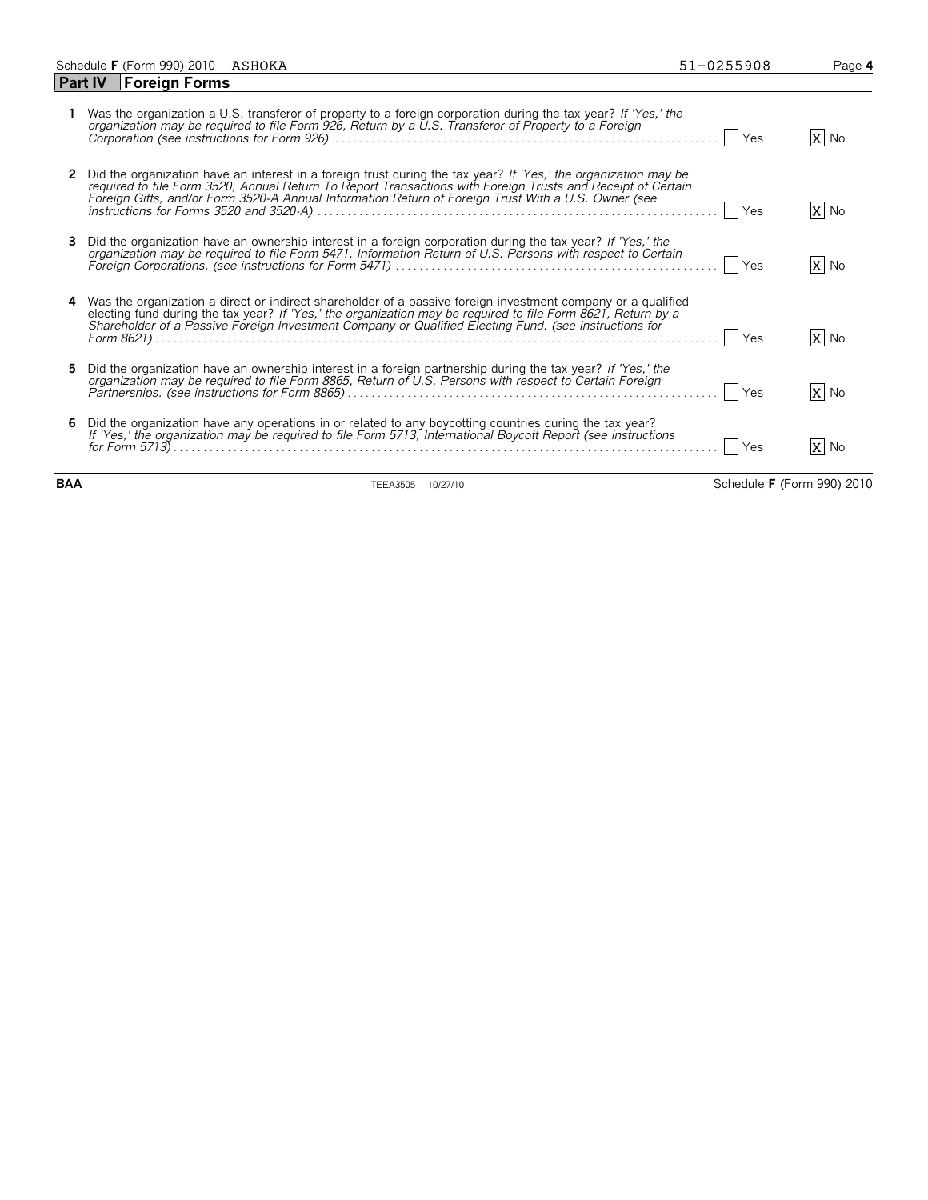## Part IV Foreign Forms

**1** Was the organization a U.S. transferor of property to a foreign corporation during the tax year? *If 'Yes,' the organization may be required to file Form 926, Return by a U.S. Transferor of Property to a Foreign Corporation (see instructions for Form 926)* . . . . . [ ] Yes [X] No

**2** Did the organization have an interest in a foreign trust during the tax year? *If 'Yes,' the organization may be required to file Form 3520, Annual Return To Report Transactions with Foreign Trusts and Receipt of Certain Foreign Gifts, and/or Form 3520-A Annual Information Return of Foreign Trust With a U.S. Owner (see instructions for Forms 3520 and 3520-A)* . . . . . [ ] Yes [X] No

**3** Did the organization have an ownership interest in a foreign corporation during the tax year? *If 'Yes,' the organization may be required to file Form 5471, Information Return of U.S. Persons with respect to Certain Foreign Corporations. (see instructions for Form 5471)* . . . . . [ ] Yes [X] No

**4** Was the organization a direct or indirect shareholder of a passive foreign investment company or a qualified electing fund during the tax year? *If 'Yes,' the organization may be required to file Form 8621, Return by a Shareholder of a Passive Foreign Investment Company or Qualified Electing Fund. (see instructions for Form 8621)* . . . . . [ ] Yes [X] No

**5** Did the organization have an ownership interest in a foreign partnership during the tax year? *If 'Yes,' the organization may be required to file Form 8865, Return of U.S. Persons with respect to Certain Foreign Partnerships. (see instructions for Form 8865)* . . . . . [ ] Yes [X] No

**6** Did the organization have any operations in or related to any boycotting countries during the tax year? *If 'Yes,' the organization may be required to file Form 5713, International Boycott Report (see instructions for Form 5713)* . . . . . [ ] Yes [X] No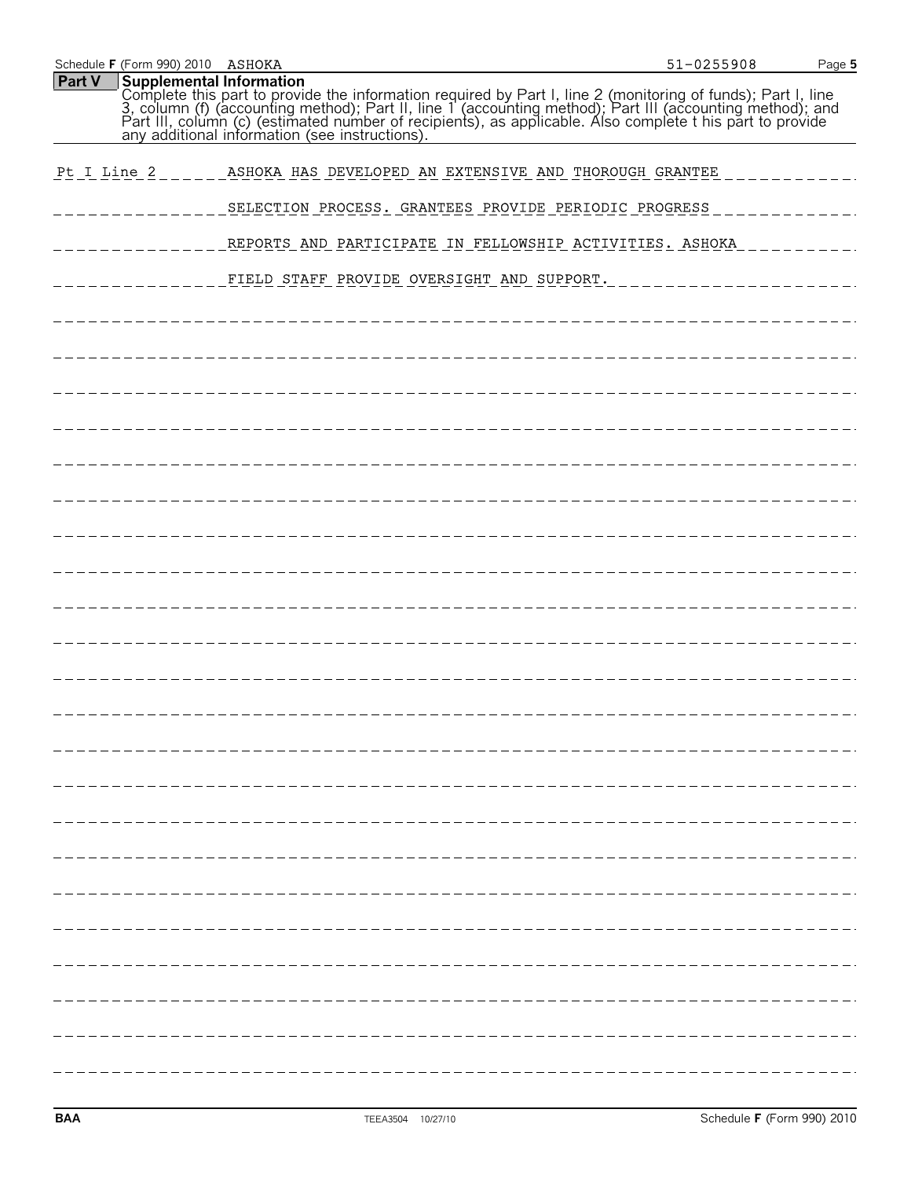Schedule F (Form 990) 2010 ASHOKA 51-0255908

## Part V Supplemental Information

Complete this part to provide the information required by Part I, line 2 (monitoring of funds); Part I, line 3, column (f) (accounting method); Part II, line 1 (accounting method); Part III (accounting method); and Part III, column (c) (estimated number of recipients), as applicable. Also complete t his part to provide any additional information (see instructions).

Pt I Line 2 ASHOKA HAS DEVELOPED AN EXTENSIVE AND THOROUGH GRANTEE SELECTION PROCESS. GRANTEES PROVIDE PERIODIC PROGRESS REPORTS AND PARTICIPATE IN FELLOWSHIP ACTIVITIES. ASHOKA FIELD STAFF PROVIDE OVERSIGHT AND SUPPORT.

BAA TEEA3504 10/27/10 Schedule F (Form 990) 2010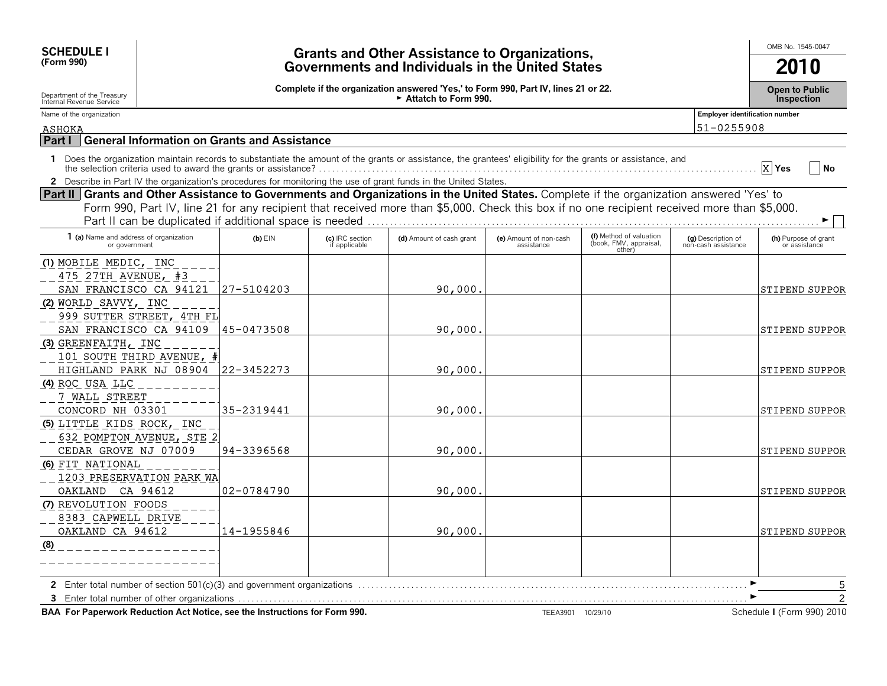**SCHEDULE I**
**(Form 990)**

Department of the Treasury
Internal Revenue Service

# Grants and Other Assistance to Organizations, Governments and Individuals in the United States

**Complete if the organization answered 'Yes,' to Form 990, Part IV, lines 21 or 22.**
► **Attach to Form 990.**

OMB No. 1545-0047

**2010**

**Open to Public Inspection**

Name of the organization: ASHOKA

Employer identification number: 51-0255908

## Part I General Information on Grants and Assistance

**1** Does the organization maintain records to substantiate the amount of the grants or assistance, the grantees' eligibility for the grants or assistance, and the selection criteria used to award the grants or assistance? .......... [X] Yes [ ] No

**2** Describe in Part IV the organization's procedures for monitoring the use of grant funds in the United States.

## Part II Grants and Other Assistance to Governments and Organizations in the United States.

Complete if the organization answered 'Yes' to Form 990, Part IV, line 21 for any recipient that received more than $5,000. Check this box if no one recipient received more than $5,000. Part II can be duplicated if additional space is needed .......... ► [ ]

| 1 (a) Name and address of organization or government | (b) EIN | (c) IRC section if applicable | (d) Amount of cash grant | (e) Amount of non-cash assistance | (f) Method of valuation (book, FMV, appraisal, other) | (g) Description of non-cash assistance | (h) Purpose of grant or assistance |
|---|---|---|---|---|---|---|---|
| (1) MOBILE MEDIC, INC<br>475 27TH AVENUE, #3<br>SAN FRANCISCO CA 94121 | 27-5104203 | | 90,000. | | | | STIPEND SUPPOR |
| (2) WORLD SAVVY, INC<br>999 SUTTER STREET, 4TH FL<br>SAN FRANCISCO CA 94109 | 45-0473508 | | 90,000. | | | | STIPEND SUPPOR |
| (3) GREENFAITH, INC<br>101 SOUTH THIRD AVENUE, #<br>HIGHLAND PARK NJ 08904 | 22-3452273 | | 90,000. | | | | STIPEND SUPPOR |
| (4) ROC USA LLC<br>7 WALL STREET<br>CONCORD NH 03301 | 35-2319441 | | 90,000. | | | | STIPEND SUPPOR |
| (5) LITTLE KIDS ROCK, INC<br>632 POMPTON AVENUE, STE 2<br>CEDAR GROVE NJ 07009 | 94-3396568 | | 90,000. | | | | STIPEND SUPPOR |
| (6) FIT NATIONAL<br>1203 PRESERVATION PARK WA<br>OAKLAND CA 94612 | 02-0784790 | | 90,000. | | | | STIPEND SUPPOR |
| (7) REVOLUTION FOODS<br>8383 CAPWELL DRIVE<br>OAKLAND CA 94612 | 14-1955846 | | 90,000. | | | | STIPEND SUPPOR |
| (8) | | | | | | | |

**2** Enter total number of section 501(c)(3) and government organizations .......... ► 5

**3** Enter total number of other organizations .......... ► 2

**BAA For Paperwork Reduction Act Notice, see the Instructions for Form 990.** TEEA3901 10/29/10 Schedule I (Form 990) 2010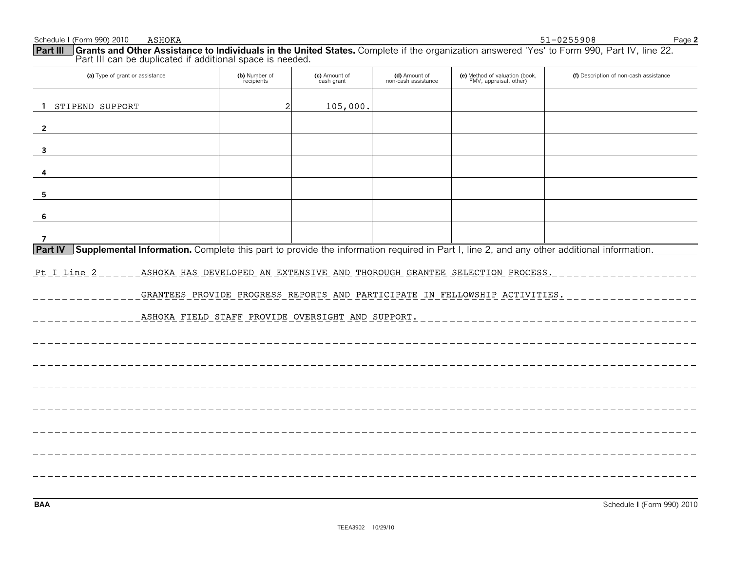Schedule I (Form 990) 2010 ASHOKA 51-0255908 Page 2

**Part III** **Grants and Other Assistance to Individuals in the United States.** Complete if the organization answered 'Yes' to Form 990, Part IV, line 22. Part III can be duplicated if additional space is needed.

| (a) Type of grant or assistance | (b) Number of recipients | (c) Amount of cash grant | (d) Amount of non-cash assistance | (e) Method of valuation (book, FMV, appraisal, other) | (f) Description of non-cash assistance |
|---|---|---|---|---|---|
| 1 STIPEND SUPPORT | 2 | 105,000. | | | |
| 2 | | | | | |
| 3 | | | | | |
| 4 | | | | | |
| 5 | | | | | |
| 6 | | | | | |
| 7 | | | | | |

**Part IV** **Supplemental Information.** Complete this part to provide the information required in Part I, line 2, and any other additional information.

Pt I Line 2 ASHOKA HAS DEVELOPED AN EXTENSIVE AND THOROUGH GRANTEE SELECTION PROCESS. GRANTEES PROVIDE PROGRESS REPORTS AND PARTICIPATE IN FELLOWSHIP ACTIVITIES. ASHOKA FIELD STAFF PROVIDE OVERSIGHT AND SUPPORT.

BAA Schedule I (Form 990) 2010

TEEA3902 10/29/10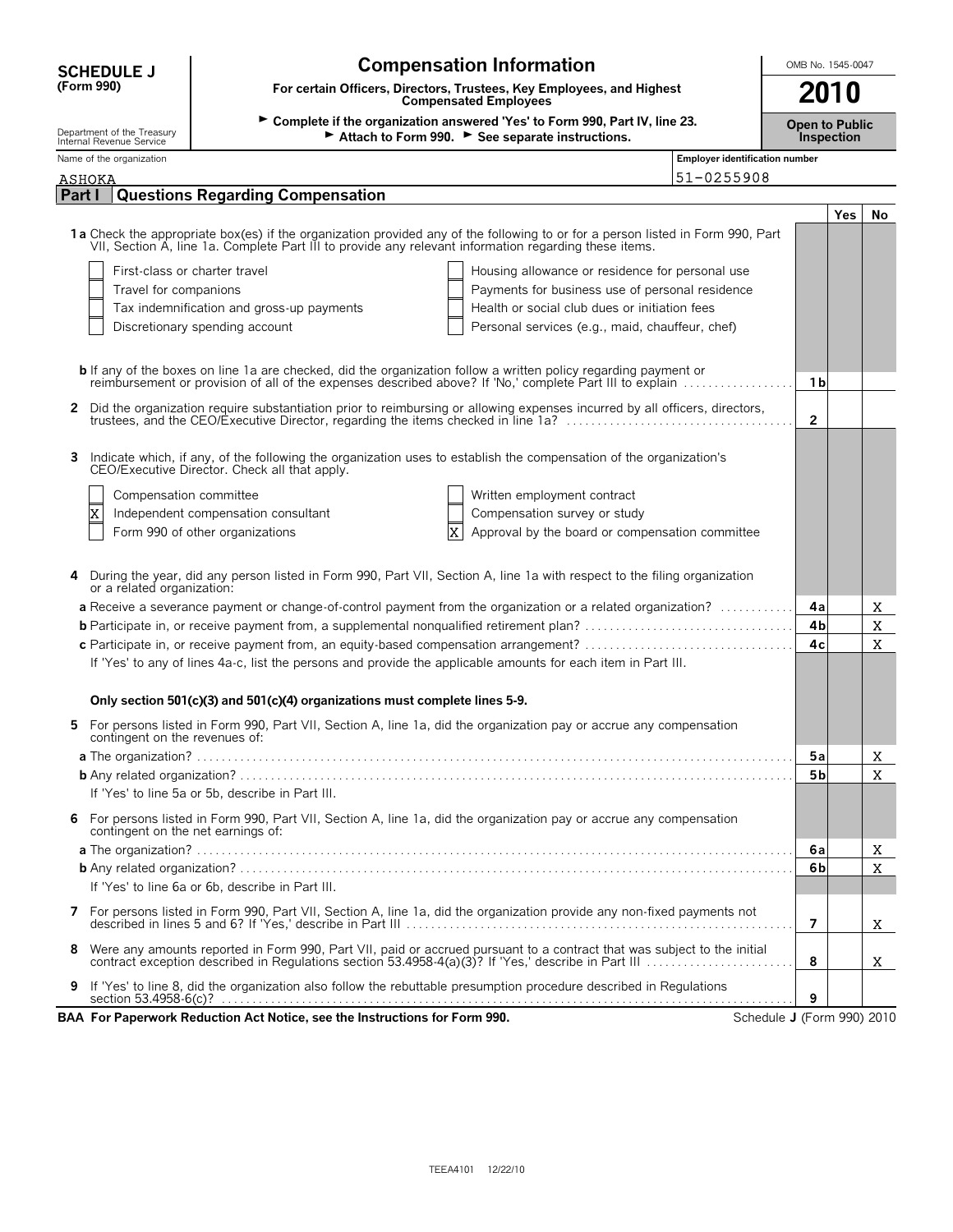**SCHEDULE J (Form 990)**

Department of the Treasury Internal Revenue Service

# Compensation Information

**For certain Officers, Directors, Trustees, Key Employees, and Highest Compensated Employees**

► **Complete if the organization answered 'Yes' to Form 990, Part IV, line 23.**
► **Attach to Form 990.** ► **See separate instructions.**

OMB No. 1545-0047

**2010**

**Open to Public Inspection**

Name of the organization: ASHOKA

Employer identification number: 51-0255908

## Part I Questions Regarding Compensation

| | | Yes | No |
|---|---|---|---|
| **1a** Check the appropriate box(es) if the organization provided any of the following to or for a person listed in Form 990, Part VII, Section A, line 1a. Complete Part III to provide any relevant information regarding these items. | | | |
| ☐ First-class or charter travel ☐ Housing allowance or residence for personal use | | | |
| ☐ Travel for companions ☐ Payments for business use of personal residence | | | |
| ☐ Tax indemnification and gross-up payments ☐ Health or social club dues or initiation fees | | | |
| ☐ Discretionary spending account ☐ Personal services (e.g., maid, chauffeur, chef) | | | |
| **b** If any of the boxes on line 1a are checked, did the organization follow a written policy regarding payment or reimbursement or provision of all of the expenses described above? If 'No,' complete Part III to explain | 1b | | |
| **2** Did the organization require substantiation prior to reimbursing or allowing expenses incurred by all officers, directors, trustees, and the CEO/Executive Director, regarding the items checked in line 1a? | 2 | | |
| **3** Indicate which, if any, of the following the organization uses to establish the compensation of the organization's CEO/Executive Director. Check all that apply. | | | |
| ☐ Compensation committee ☐ Written employment contract | | | |
| ☒ Independent compensation consultant ☐ Compensation survey or study | | | |
| ☐ Form 990 of other organizations ☒ Approval by the board or compensation committee | | | |
| **4** During the year, did any person listed in Form 990, Part VII, Section A, line 1a with respect to the filing organization or a related organization: | | | |
| **a** Receive a severance payment or change-of-control payment from the organization or a related organization? | 4a | | X |
| **b** Participate in, or receive payment from, a supplemental nonqualified retirement plan? | 4b | | X |
| **c** Participate in, or receive payment from, an equity-based compensation arrangement? | 4c | | X |
| If 'Yes' to any of lines 4a-c, list the persons and provide the applicable amounts for each item in Part III. | | | |
| **Only section 501(c)(3) and 501(c)(4) organizations must complete lines 5-9.** | | | |
| **5** For persons listed in Form 990, Part VII, Section A, line 1a, did the organization pay or accrue any compensation contingent on the revenues of: | | | |
| **a** The organization? | 5a | | X |
| **b** Any related organization? | 5b | | X |
| If 'Yes' to line 5a or 5b, describe in Part III. | | | |
| **6** For persons listed in Form 990, Part VII, Section A, line 1a, did the organization pay or accrue any compensation contingent on the net earnings of: | | | |
| **a** The organization? | 6a | | X |
| **b** Any related organization? | 6b | | X |
| If 'Yes' to line 6a or 6b, describe in Part III. | | | |
| **7** For persons listed in Form 990, Part VII, Section A, line 1a, did the organization provide any non-fixed payments not described in lines 5 and 6? If 'Yes,' describe in Part III | 7 | | X |
| **8** Were any amounts reported in Form 990, Part VII, paid or accrued pursuant to a contract that was subject to the initial contract exception described in Regulations section 53.4958-4(a)(3)? If 'Yes,' describe in Part III | 8 | | X |
| **9** If 'Yes' to line 8, did the organization also follow the rebuttable presumption procedure described in Regulations section 53.4958-6(c)? | 9 | | |

**BAA For Paperwork Reduction Act Notice, see the Instructions for Form 990.** Schedule **J** (Form 990) 2010

TEEA4101 12/22/10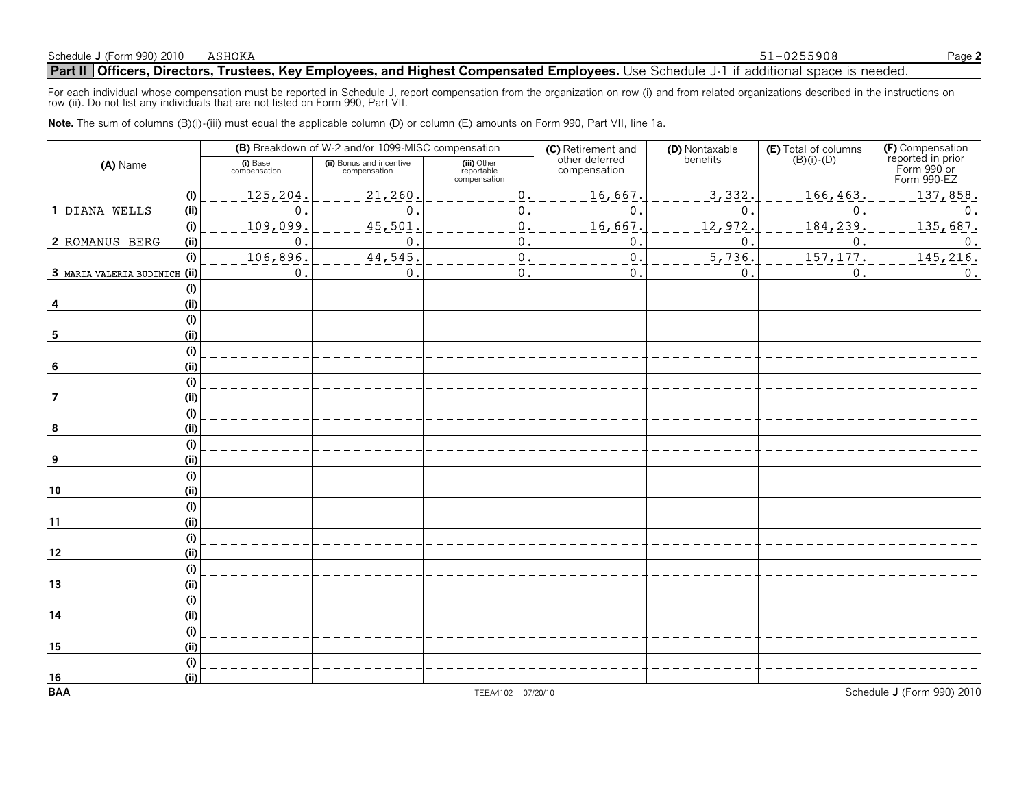## Part II Officers, Directors, Trustees, Key Employees, and Highest Compensated Employees. Use Schedule J-1 if additional space is needed.

For each individual whose compensation must be reported in Schedule J, report compensation from the organization on row (i) and from related organizations described in the instructions on row (ii). Do not list any individuals that are not listed on Form 990, Part VII.

**Note.** The sum of columns (B)(i)-(iii) must equal the applicable column (D) or column (E) amounts on Form 990, Part VII, line 1a.

| (A) Name | | (B) Breakdown of W-2 and/or 1099-MISC compensation | | | (C) Retirement and other deferred compensation | (D) Nontaxable benefits | (E) Total of columns (B)(i)-(D) | (F) Compensation reported in prior Form 990 or Form 990-EZ |
|---|---|---|---|---|---|---|---|---|
| | | (i) Base compensation | (ii) Bonus and incentive compensation | (iii) Other reportable compensation | | | | |
| 1 DIANA WELLS | (i) | 125,204. | 21,260. | 0. | 16,667. | 3,332. | 166,463. | 137,858. |
| | (ii) | 0. | 0. | 0. | 0. | 0. | 0. | 0. |
| 2 ROMANUS BERG | (i) | 109,099. | 45,501. | 0. | 16,667. | 12,972. | 184,239. | 135,687. |
| | (ii) | 0. | 0. | 0. | 0. | 0. | 0. | 0. |
| 3 MARIA VALERIA BUDINICH | (i) | 106,896. | 44,545. | 0. | 0. | 5,736. | 157,177. | 145,216. |
| | (ii) | 0. | 0. | 0. | 0. | 0. | 0. | 0. |
| 4 | (i) | | | | | | | |
| | (ii) | | | | | | | |
| 5 | (i) | | | | | | | |
| | (ii) | | | | | | | |
| 6 | (i) | | | | | | | |
| | (ii) | | | | | | | |
| 7 | (i) | | | | | | | |
| | (ii) | | | | | | | |
| 8 | (i) | | | | | | | |
| | (ii) | | | | | | | |
| 9 | (i) | | | | | | | |
| | (ii) | | | | | | | |
| 10 | (i) | | | | | | | |
| | (ii) | | | | | | | |
| 11 | (i) | | | | | | | |
| | (ii) | | | | | | | |
| 12 | (i) | | | | | | | |
| | (ii) | | | | | | | |
| 13 | (i) | | | | | | | |
| | (ii) | | | | | | | |
| 14 | (i) | | | | | | | |
| | (ii) | | | | | | | |
| 15 | (i) | | | | | | | |
| | (ii) | | | | | | | |
| 16 | (i) | | | | | | | |
| | (ii) | | | | | | | |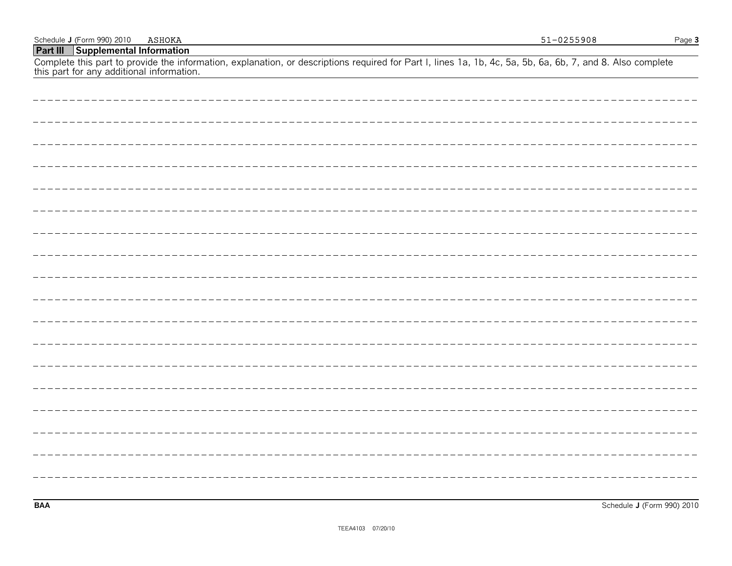Schedule J (Form 990) 2010 ASHOKA 51-0255908

## Part III Supplemental Information

Complete this part to provide the information, explanation, or descriptions required for Part I, lines 1a, 1b, 4c, 5a, 5b, 6a, 6b, 7, and 8. Also complete this part for any additional information.

BAA

TEEA4103 07/20/10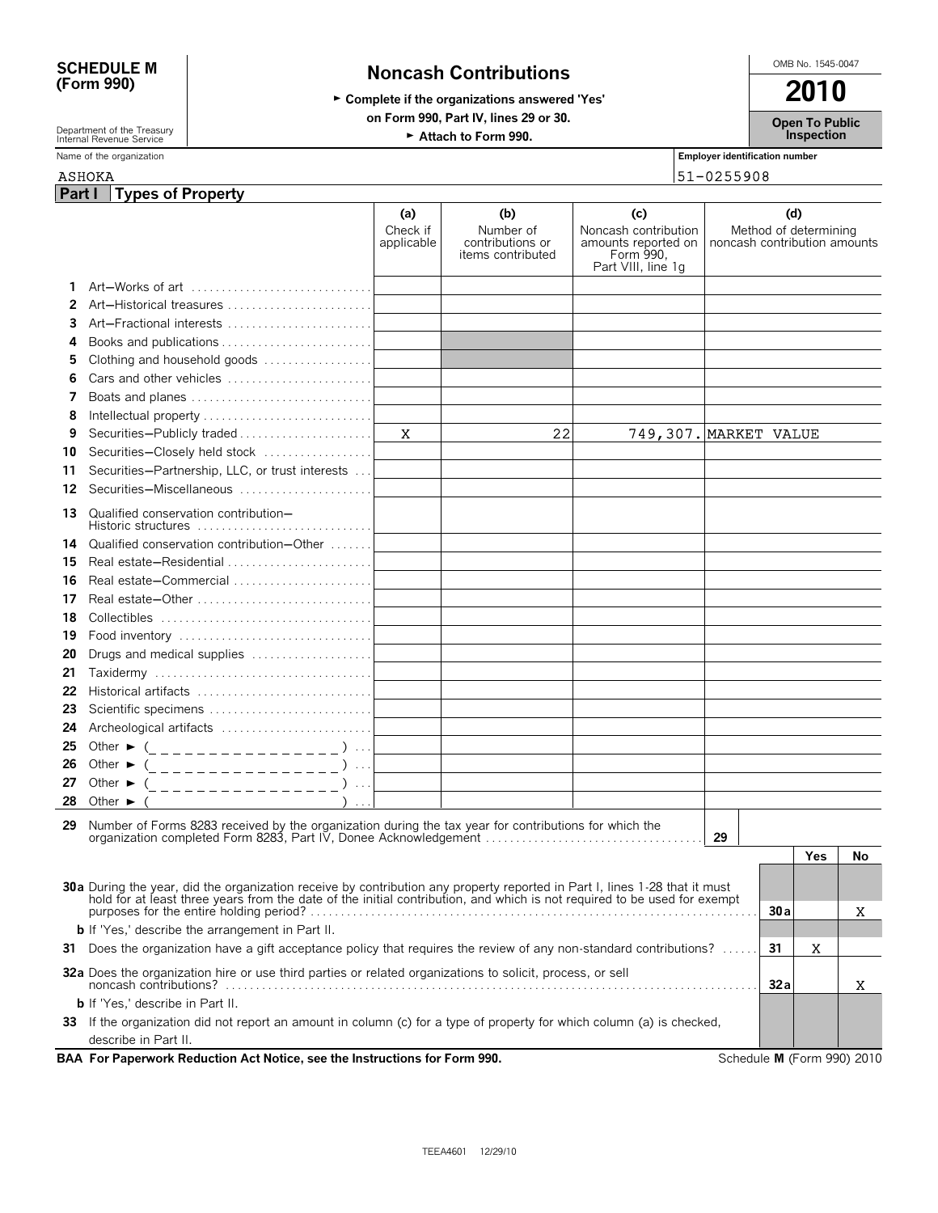# SCHEDULE M (Form 990)

## Noncash Contributions

► Complete if the organizations answered 'Yes' on Form 990, Part IV, lines 29 or 30.

► Attach to Form 990.

OMB No. 1545-0047

**2010**

**Open To Public Inspection**

Department of the Treasury
Internal Revenue Service

Name of the organization: ASHOKA

Employer identification number: 51-0255908

## Part I Types of Property

| | | (a) Check if applicable | (b) Number of contributions or items contributed | (c) Noncash contribution amounts reported on Form 990, Part VIII, line 1g | (d) Method of determining noncash contribution amounts |
|---|---|---|---|---|---|
| 1 | Art–Works of art | | | | |
| 2 | Art–Historical treasures | | | | |
| 3 | Art–Fractional interests | | | | |
| 4 | Books and publications | | | | |
| 5 | Clothing and household goods | | | | |
| 6 | Cars and other vehicles | | | | |
| 7 | Boats and planes | | | | |
| 8 | Intellectual property | | | | |
| 9 | Securities–Publicly traded | X | 22 | 749,307. | MARKET VALUE |
| 10 | Securities–Closely held stock | | | | |
| 11 | Securities–Partnership, LLC, or trust interests | | | | |
| 12 | Securities–Miscellaneous | | | | |
| 13 | Qualified conservation contribution– Historic structures | | | | |
| 14 | Qualified conservation contribution–Other | | | | |
| 15 | Real estate–Residential | | | | |
| 16 | Real estate–Commercial | | | | |
| 17 | Real estate–Other | | | | |
| 18 | Collectibles | | | | |
| 19 | Food inventory | | | | |
| 20 | Drugs and medical supplies | | | | |
| 21 | Taxidermy | | | | |
| 22 | Historical artifacts | | | | |
| 23 | Scientific specimens | | | | |
| 24 | Archeological artifacts | | | | |
| 25 | Other ► ( ) | | | | |
| 26 | Other ► ( ) | | | | |
| 27 | Other ► ( ) | | | | |
| 28 | Other ► ( ) | | | | |

**29** Number of Forms 8283 received by the organization during the tax year for contributions for which the organization completed Form 8283, Part IV, Donee Acknowledgement ..... **29**

| | | | Yes | No |
|---|---|---|---|---|
| **30a** | During the year, did the organization receive by contribution any property reported in Part I, lines 1-28 that it must hold for at least three years from the date of the initial contribution, and which is not required to be used for exempt purposes for the entire holding period? | 30a | | X |
| **b** | If 'Yes,' describe the arrangement in Part II. | | | |
| **31** | Does the organization have a gift acceptance policy that requires the review of any non-standard contributions? | 31 | X | |
| **32a** | Does the organization hire or use third parties or related organizations to solicit, process, or sell noncash contributions? | 32a | | X |
| **b** | If 'Yes,' describe in Part II. | | | |
| **33** | If the organization did not report an amount in column (c) for a type of property for which column (a) is checked, describe in Part II. | | | |

**BAA For Paperwork Reduction Act Notice, see the Instructions for Form 990.**

Schedule **M** (Form 990) 2010

TEEA4601 12/29/10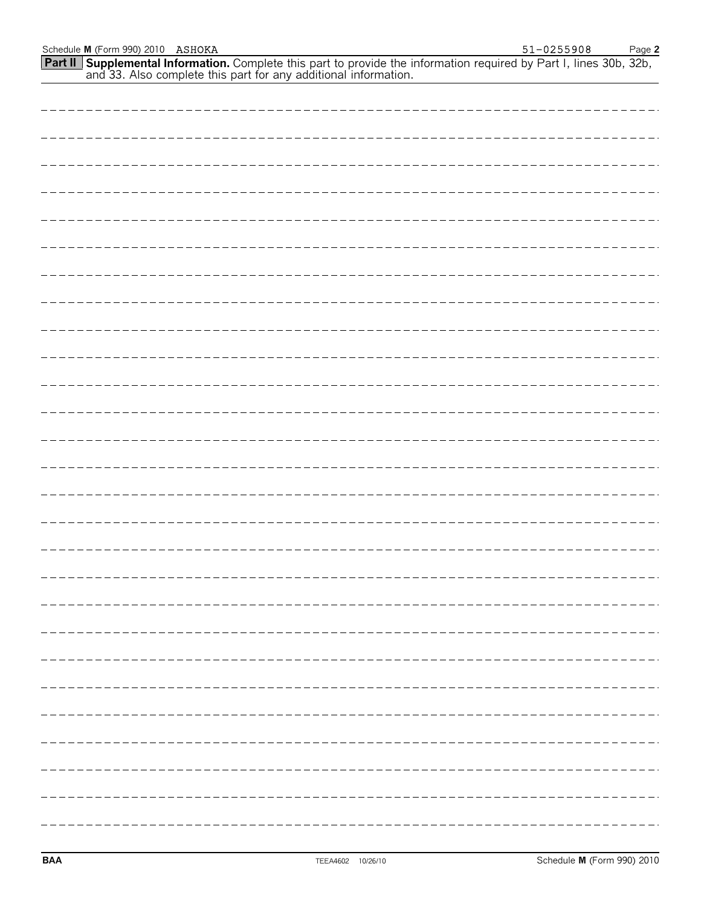**Part II** **Supplemental Information.** Complete this part to provide the information required by Part I, lines 30b, 32b, and 33. Also complete this part for any additional information.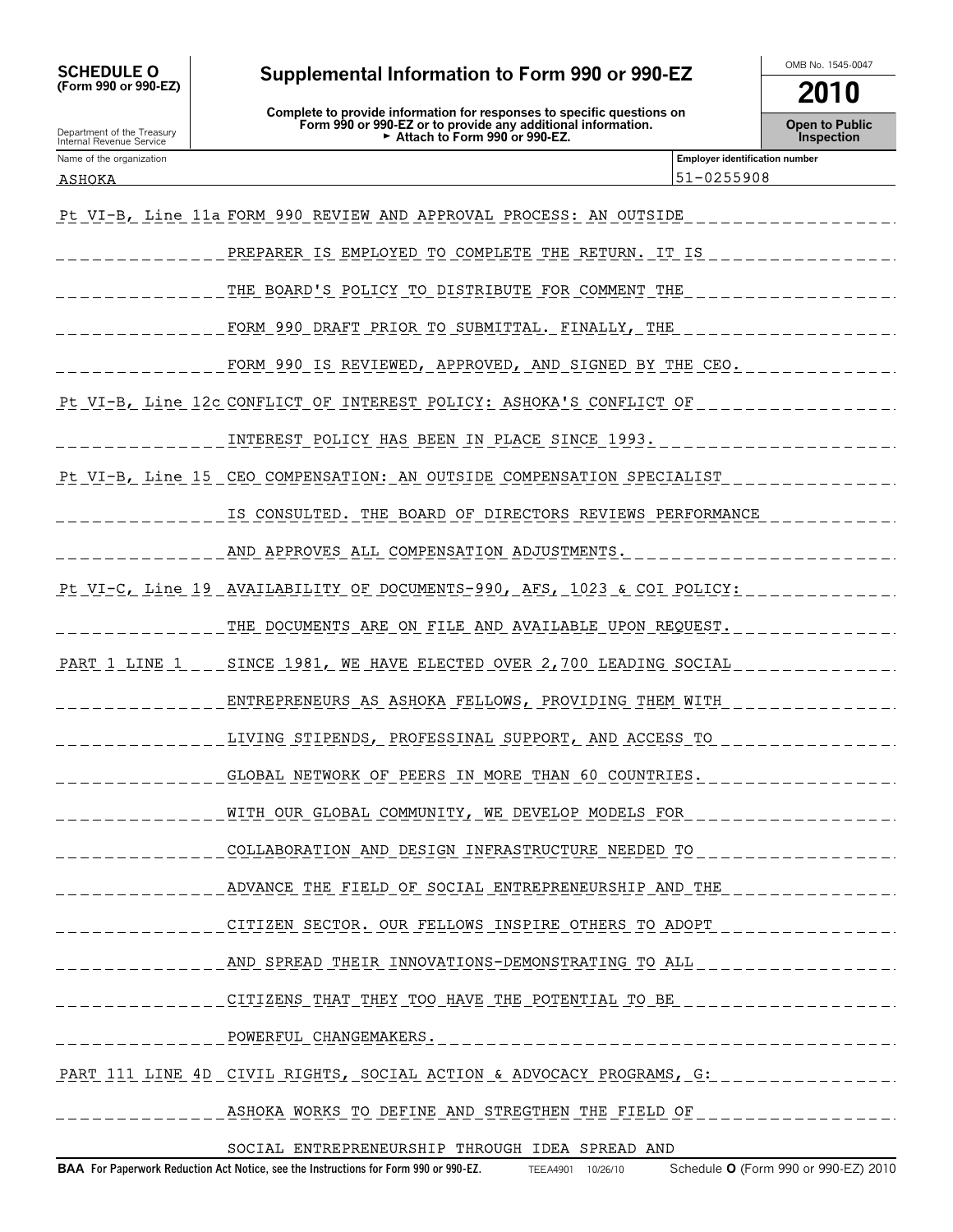**SCHEDULE O (Form 990 or 990-EZ)**

Department of the Treasury
Internal Revenue Service

# Supplemental Information to Form 990 or 990-EZ

**Complete to provide information for responses to specific questions on Form 990 or 990-EZ or to provide any additional information.**
**► Attach to Form 990 or 990-EZ.**

OMB No. 1545-0047

**2010**

**Open to Public Inspection**

| Name of the organization | Employer identification number |
|---|---|
| ASHOKA | 51-0255908 |

| | |
|---|---|
| Pt VI-B, Line 11a | FORM 990 REVIEW AND APPROVAL PROCESS: AN OUTSIDE PREPARER IS EMPLOYED TO COMPLETE THE RETURN. IT IS THE BOARD'S POLICY TO DISTRIBUTE FOR COMMENT THE FORM 990 DRAFT PRIOR TO SUBMITTAL. FINALLY, THE FORM 990 IS REVIEWED, APPROVED, AND SIGNED BY THE CEO. |
| Pt VI-B, Line 12c | CONFLICT OF INTEREST POLICY: ASHOKA'S CONFLICT OF INTEREST POLICY HAS BEEN IN PLACE SINCE 1993. |
| Pt VI-B, Line 15 | CEO COMPENSATION: AN OUTSIDE COMPENSATION SPECIALIST IS CONSULTED. THE BOARD OF DIRECTORS REVIEWS PERFORMANCE AND APPROVES ALL COMPENSATION ADJUSTMENTS. |
| Pt VI-C, Line 19 | AVAILABILITY OF DOCUMENTS-990, AFS, 1023 & COI POLICY: THE DOCUMENTS ARE ON FILE AND AVAILABLE UPON REQUEST. |
| PART 1 LINE 1 | SINCE 1981, WE HAVE ELECTED OVER 2,700 LEADING SOCIAL ENTREPRENEURS AS ASHOKA FELLOWS, PROVIDING THEM WITH LIVING STIPENDS, PROFESSINAL SUPPORT, AND ACCESS TO GLOBAL NETWORK OF PEERS IN MORE THAN 60 COUNTRIES. WITH OUR GLOBAL COMMUNITY, WE DEVELOP MODELS FOR COLLABORATION AND DESIGN INFRASTRUCTURE NEEDED TO ADVANCE THE FIELD OF SOCIAL ENTREPRENEURSHIP AND THE CITIZEN SECTOR. OUR FELLOWS INSPIRE OTHERS TO ADOPT AND SPREAD THEIR INNOVATIONS-DEMONSTRATING TO ALL CITIZENS THAT THEY TOO HAVE THE POTENTIAL TO BE POWERFUL CHANGEMAKERS. |
| PART 111 LINE 4D | CIVIL RIGHTS, SOCIAL ACTION & ADVOCACY PROGRAMS, G: ASHOKA WORKS TO DEFINE AND STREGTHEN THE FIELD OF SOCIAL ENTREPRENEURSHIP THROUGH IDEA SPREAD AND |

**BAA For Paperwork Reduction Act Notice, see the Instructions for Form 990 or 990-EZ.** TEEA4901 10/26/10 Schedule **O** (Form 990 or 990-EZ) 2010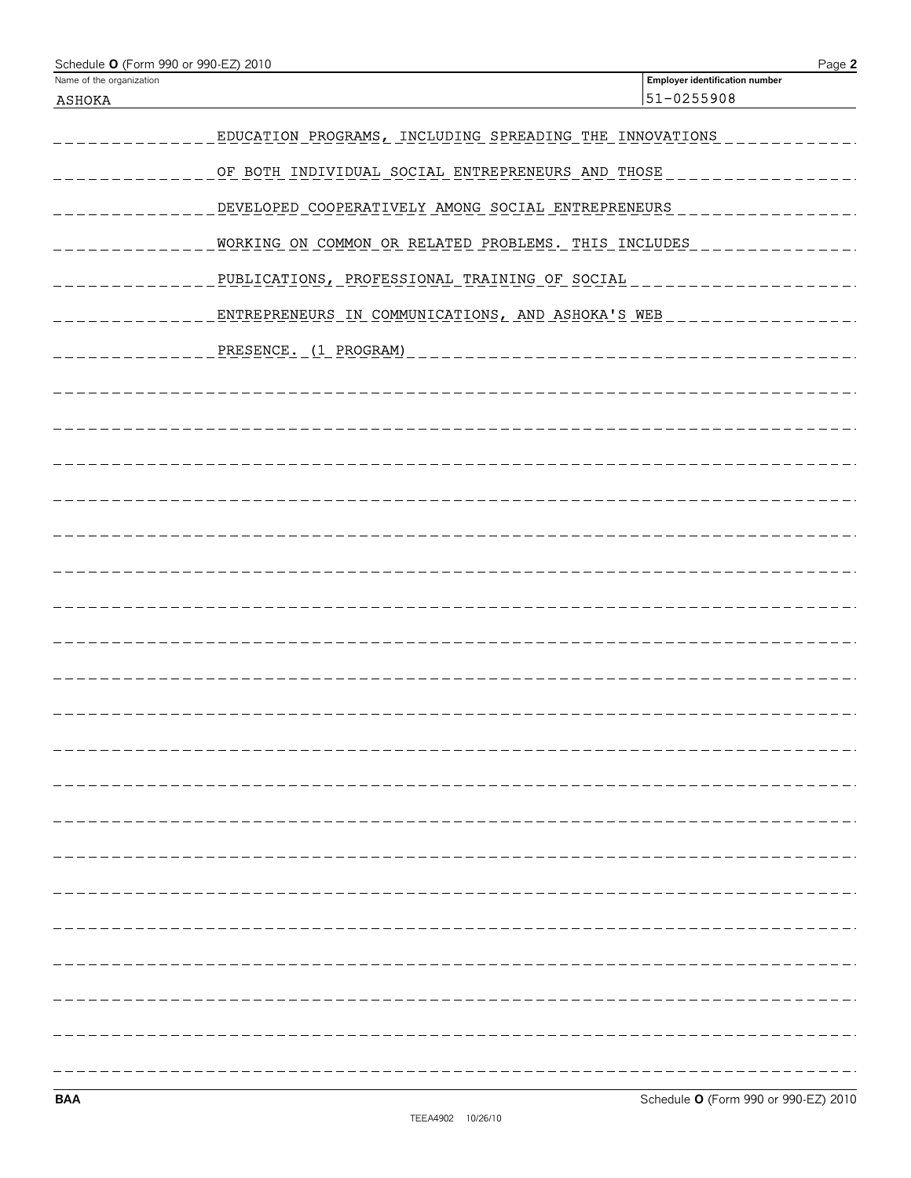Name of the organization: ASHOKA

Employer identification number: 51-0255908

EDUCATION PROGRAMS, INCLUDING SPREADING THE INNOVATIONS OF BOTH INDIVIDUAL SOCIAL ENTREPRENEURS AND THOSE DEVELOPED COOPERATIVELY AMONG SOCIAL ENTREPRENEURS WORKING ON COMMON OR RELATED PROBLEMS. THIS INCLUDES PUBLICATIONS, PROFESSIONAL TRAINING OF SOCIAL ENTREPRENEURS IN COMMUNICATIONS, AND ASHOKA'S WEB PRESENCE. (1 PROGRAM)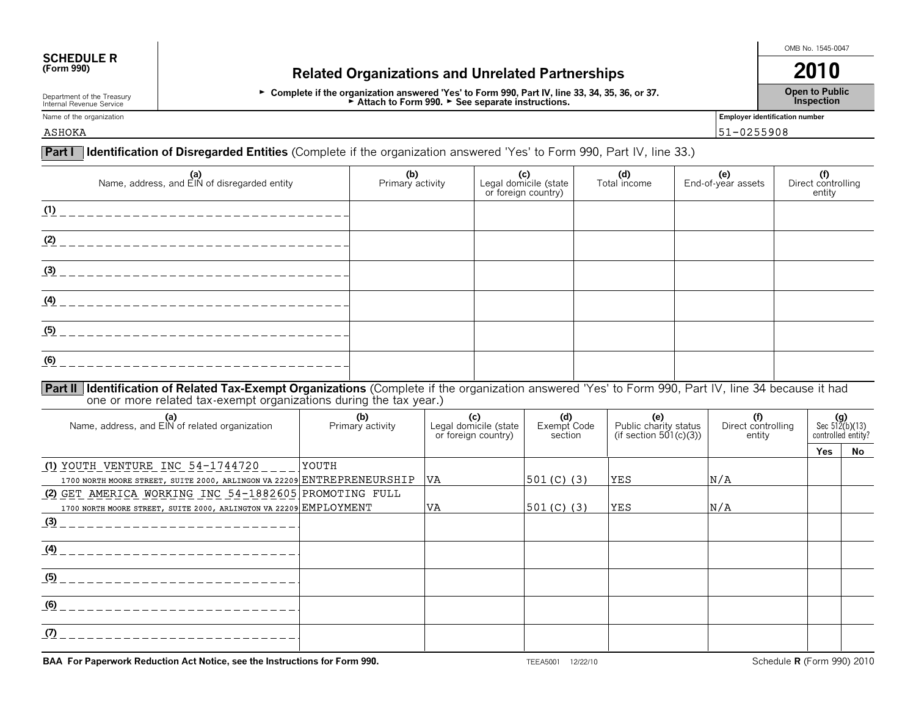**SCHEDULE R**
**(Form 990)**

Department of the Treasury
Internal Revenue Service

# Related Organizations and Unrelated Partnerships

► **Complete if the organization answered 'Yes' to Form 990, Part IV, line 33, 34, 35, 36, or 37.**
► **Attach to Form 990.** ► **See separate instructions.**

OMB No. 1545-0047

**2010**

**Open to Public Inspection**

Name of the organization: ASHOKA

**Employer identification number:** 51-0255908

## Part I Identification of Disregarded Entities (Complete if the organization answered 'Yes' to Form 990, Part IV, line 33.)

| (a) Name, address, and EIN of disregarded entity | (b) Primary activity | (c) Legal domicile (state or foreign country) | (d) Total income | (e) End-of-year assets | (f) Direct controlling entity |
|---|---|---|---|---|---|
| (1) | | | | | |
| (2) | | | | | |
| (3) | | | | | |
| (4) | | | | | |
| (5) | | | | | |
| (6) | | | | | |

## Part II Identification of Related Tax-Exempt Organizations (Complete if the organization answered 'Yes' to Form 990, Part IV, line 34 because it had one or more related tax-exempt organizations during the tax year.)

| (a) Name, address, and EIN of related organization | (b) Primary activity | (c) Legal domicile (state or foreign country) | (d) Exempt Code section | (e) Public charity status (if section 501(c)(3)) | (f) Direct controlling entity | (g) Sec 512(b)(13) controlled entity? Yes | No |
|---|---|---|---|---|---|---|---|
| (1) YOUTH VENTURE INC 54-1744720 1700 NORTH MOORE STREET, SUITE 2000, ARLINGON VA 22209 | YOUTH ENTREPRENEURSHIP | VA | 501(C)(3) | YES | N/A | | |
| (2) GET AMERICA WORKING INC 54-1882605 1700 NORTH MOORE STREET, SUITE 2000, ARLINGTON VA 22209 | PROMOTING FULL EMPLOYMENT | VA | 501(C)(3) | YES | N/A | | |
| (3) | | | | | | | |
| (4) | | | | | | | |
| (5) | | | | | | | |
| (6) | | | | | | | |
| (7) | | | | | | | |

**BAA For Paperwork Reduction Act Notice, see the Instructions for Form 990.** TEEA5001 12/22/10 Schedule **R** (Form 990) 2010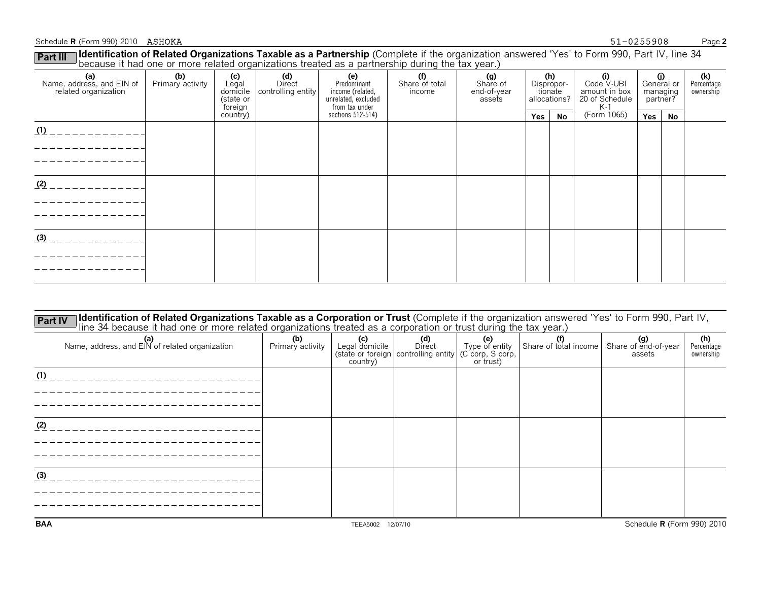Schedule **R** (Form 990) 2010 ASHOKA 51-0255908

**Part III** **Identification of Related Organizations Taxable as a Partnership** (Complete if the organization answered 'Yes' to Form 990, Part IV, line 34 because it had one or more related organizations treated as a partnership during the tax year.)

| (a) Name, address, and EIN of related organization | (b) Primary activity | (c) Legal domicile (state or foreign country) | (d) Direct controlling entity | (e) Predominant income (related, unrelated, excluded from tax under sections 512-514) | (f) Share of total income | (g) Share of end-of-year assets | (h) Dispropor-tionate allocations? | | (i) Code V-UBI amount in box 20 of Schedule K-1 (Form 1065) | (j) General or managing partner? | | (k) Percentage ownership |
|---|---|---|---|---|---|---|---|---|---|---|---|---|
| | | | | | | | Yes | No | | Yes | No | |
| (1) | | | | | | | | | | | | |
| (2) | | | | | | | | | | | | |
| (3) | | | | | | | | | | | | |

**Part IV** **Identification of Related Organizations Taxable as a Corporation or Trust** (Complete if the organization answered 'Yes' to Form 990, Part IV, line 34 because it had one or more related organizations treated as a corporation or trust during the tax year.)

| (a) Name, address, and EIN of related organization | (b) Primary activity | (c) Legal domicile (state or foreign country) | (d) Direct controlling entity | (e) Type of entity (C corp, S corp, or trust) | (f) Share of total income | (g) Share of end-of-year assets | (h) Percentage ownership |
|---|---|---|---|---|---|---|---|
| (1) | | | | | | | |
| (2) | | | | | | | |
| (3) | | | | | | | |

BAA TEEA5002 12/07/10 Schedule **R** (Form 990) 2010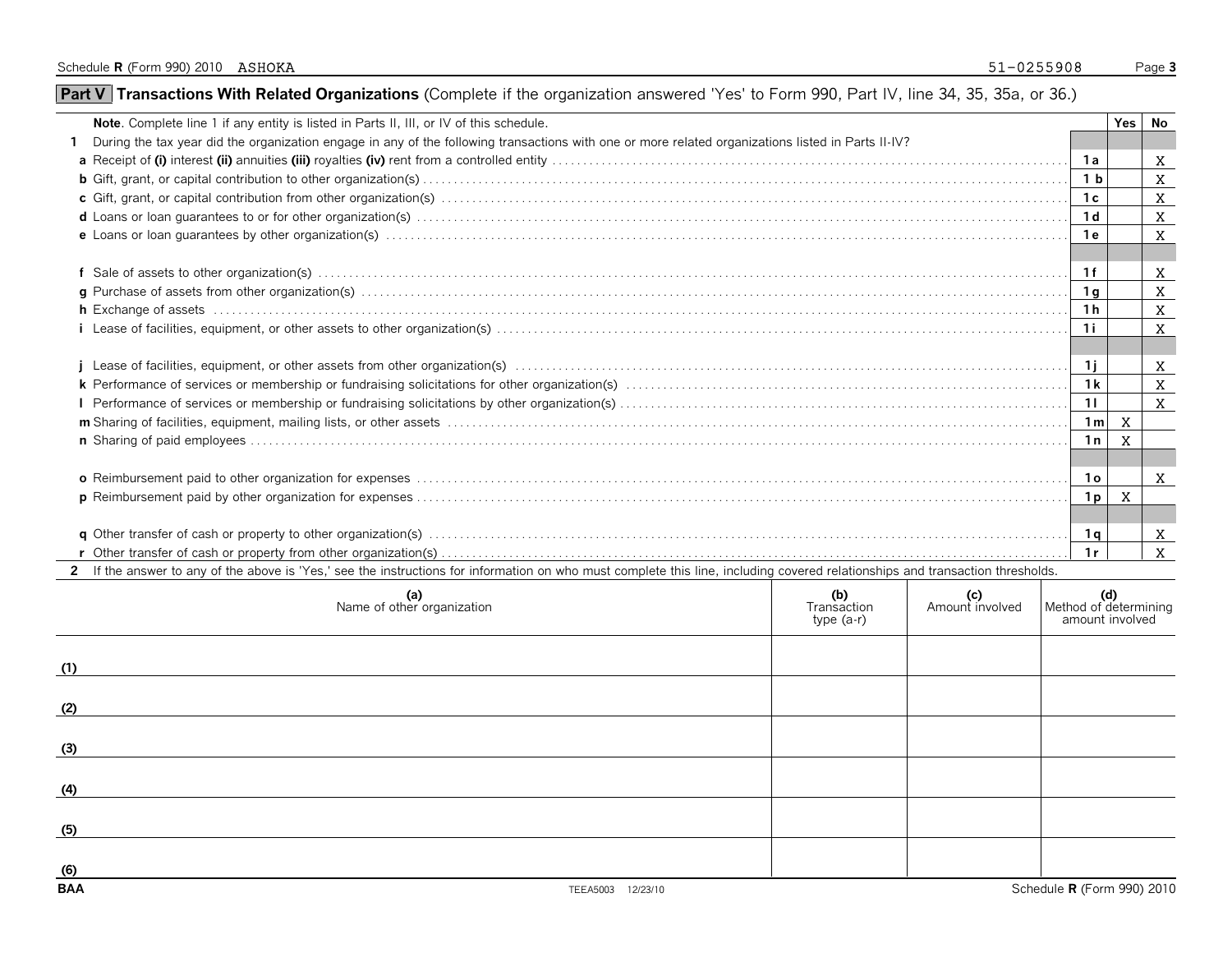Schedule **R** (Form 990) 2010 ASHOKA 51-0255908

## Part V Transactions With Related Organizations (Complete if the organization answered 'Yes' to Form 990, Part IV, line 34, 35, 35a, or 36.)

| | | | Yes | No |
|---|---|---|---|---|
| **Note**. Complete line 1 if any entity is listed in Parts II, III, or IV of this schedule. | | | | |
| **1** | During the tax year did the organization engage in any of the following transactions with one or more related organizations listed in Parts II-IV? | | | |
| **a** | Receipt of **(i)** interest **(ii)** annuities **(iii)** royalties **(iv)** rent from a controlled entity | **1a** | | X |
| **b** | Gift, grant, or capital contribution to other organization(s) | **1b** | | X |
| **c** | Gift, grant, or capital contribution from other organization(s) | **1c** | | X |
| **d** | Loans or loan guarantees to or for other organization(s) | **1d** | | X |
| **e** | Loans or loan guarantees by other organization(s) | **1e** | | X |
| **f** | Sale of assets to other organization(s) | **1f** | | X |
| **g** | Purchase of assets from other organization(s) | **1g** | | X |
| **h** | Exchange of assets | **1h** | | X |
| **i** | Lease of facilities, equipment, or other assets to other organization(s) | **1i** | | X |
| **j** | Lease of facilities, equipment, or other assets from other organization(s) | **1j** | | X |
| **k** | Performance of services or membership or fundraising solicitations for other organization(s) | **1k** | | X |
| **l** | Performance of services or membership or fundraising solicitations by other organization(s) | **1l** | | X |
| **m** | Sharing of facilities, equipment, mailing lists, or other assets | **1m** | X | |
| **n** | Sharing of paid employees | **1n** | X | |
| **o** | Reimbursement paid to other organization for expenses | **1o** | | X |
| **p** | Reimbursement paid by other organization for expenses | **1p** | X | |
| **q** | Other transfer of cash or property to other organization(s) | **1q** | | X |
| **r** | Other transfer of cash or property from other organization(s) | **1r** | | X |

**2** If the answer to any of the above is 'Yes,' see the instructions for information on who must complete this line, including covered relationships and transaction thresholds.

| | (a) Name of other organization | (b) Transaction type (a-r) | (c) Amount involved | (d) Method of determining amount involved |
|---|---|---|---|---|
| (1) | | | | |
| (2) | | | | |
| (3) | | | | |
| (4) | | | | |
| (5) | | | | |
| (6) | | | | |

BAA TEEA5003 12/23/10 Schedule **R** (Form 990) 2010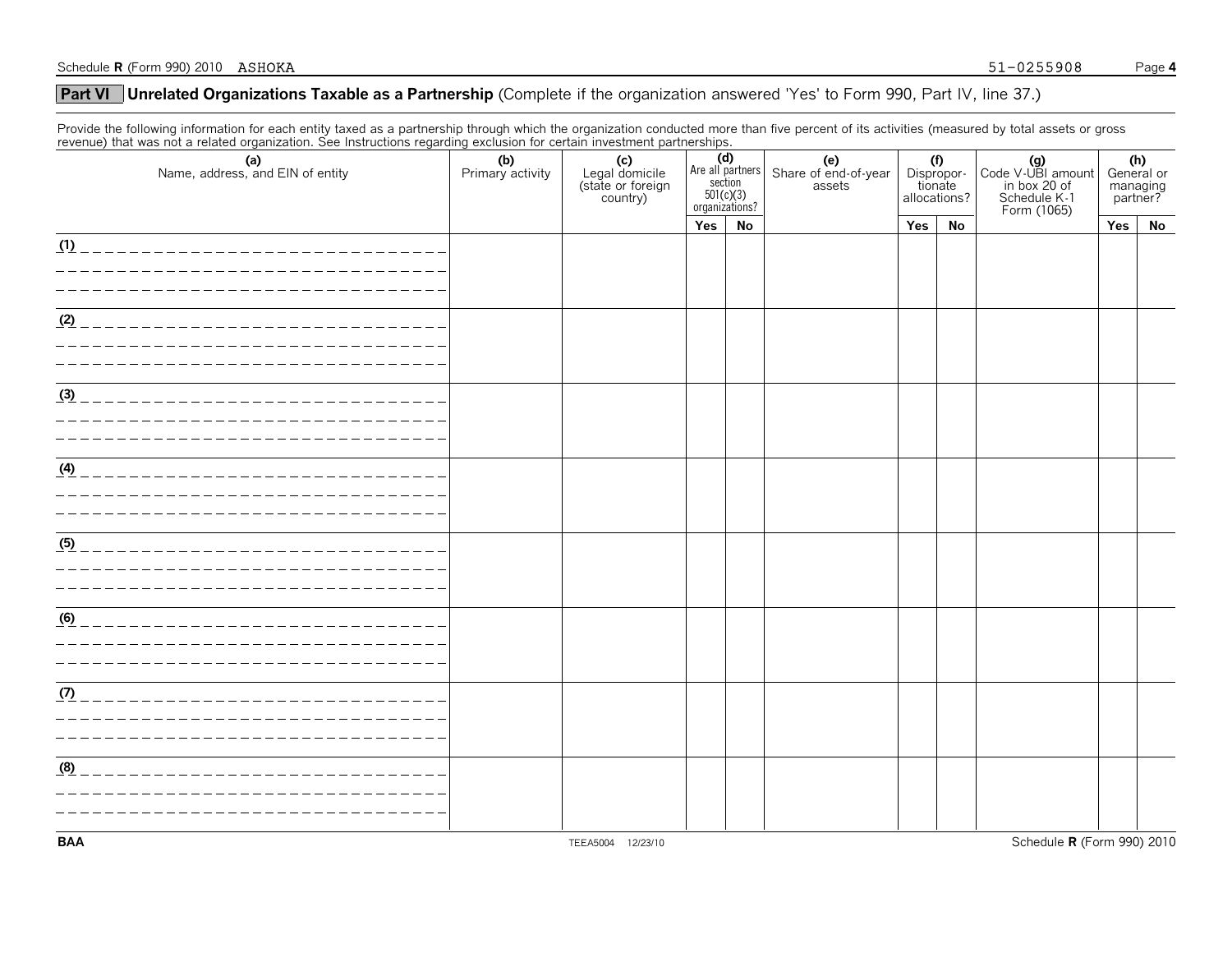## Part VI Unrelated Organizations Taxable as a Partnership (Complete if the organization answered 'Yes' to Form 990, Part IV, line 37.)

Provide the following information for each entity taxed as a partnership through which the organization conducted more than five percent of its activities (measured by total assets or gross revenue) that was not a related organization. See Instructions regarding exclusion for certain investment partnerships.

| (a) Name, address, and EIN of entity | (b) Primary activity | (c) Legal domicile (state or foreign country) | (d) Are all partners section 501(c)(3) organizations? | | (e) Share of end-of-year assets | (f) Disproportionate allocations? | | (g) Code V-UBI amount in box 20 of Schedule K-1 Form (1065) | (h) General or managing partner? | |
|---|---|---|---|---|---|---|---|---|---|---|
| | | | Yes | No | | Yes | No | | Yes | No |
| (1) | | | | | | | | | | |
| (2) | | | | | | | | | | |
| (3) | | | | | | | | | | |
| (4) | | | | | | | | | | |
| (5) | | | | | | | | | | |
| (6) | | | | | | | | | | |
| (7) | | | | | | | | | | |
| (8) | | | | | | | | | | |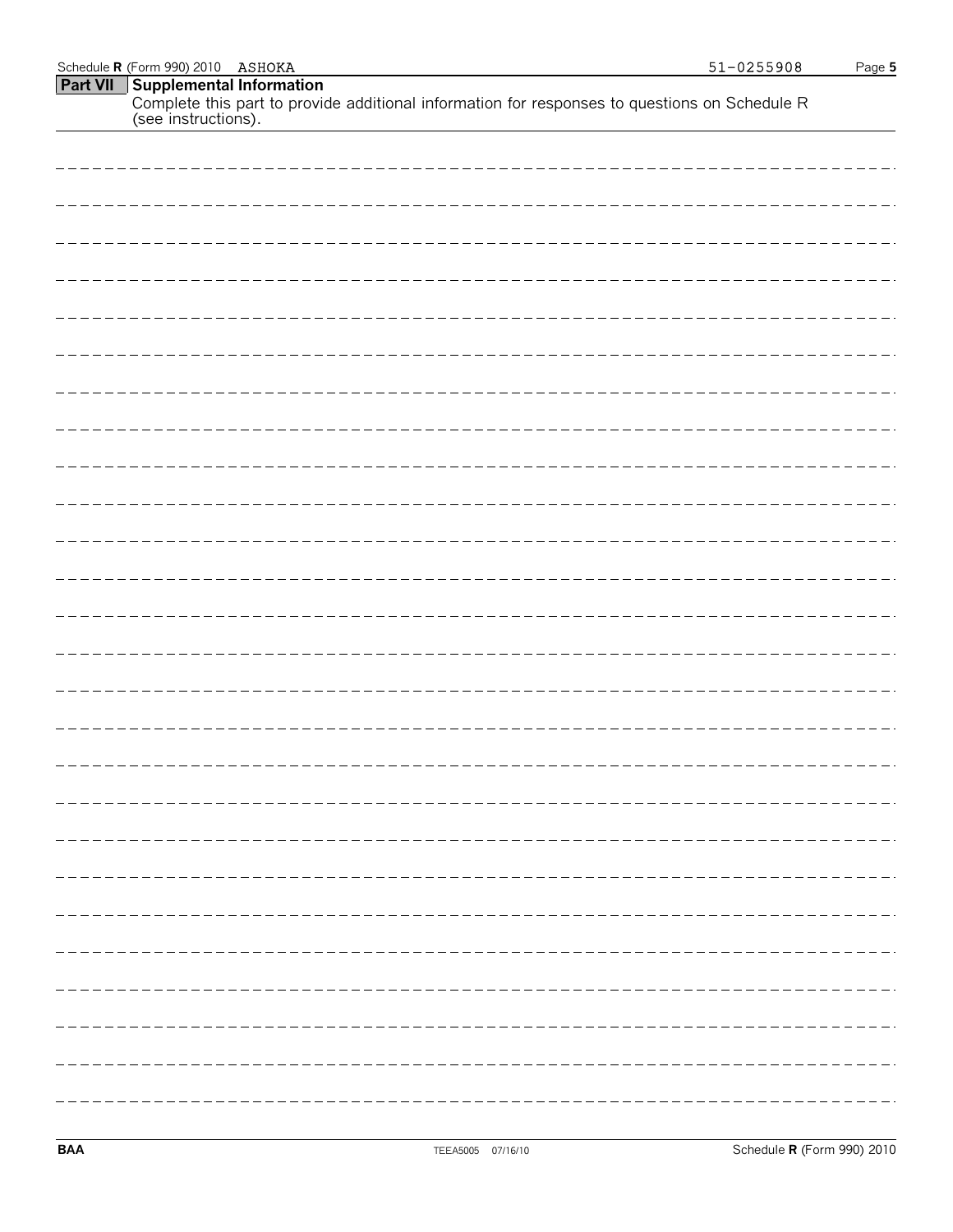## Part VII Supplemental Information

Complete this part to provide additional information for responses to questions on Schedule R (see instructions).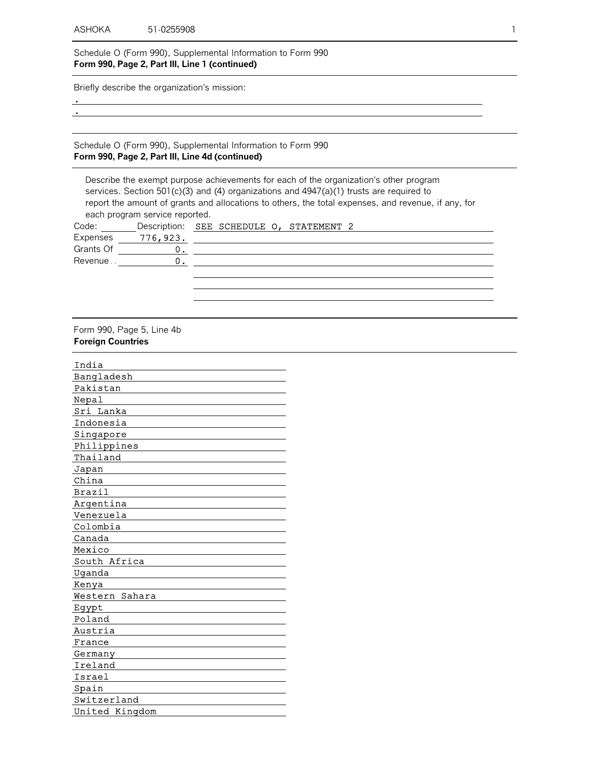ASHOKA 51-0255908

Schedule O (Form 990), Supplemental Information to Form 990
**Form 990, Page 2, Part III, Line 1 (continued)**

Briefly describe the organization's mission:

.
.

Schedule O (Form 990), Supplemental Information to Form 990
**Form 990, Page 2, Part III, Line 4d (continued)**

Describe the exempt purpose achievements for each of the organization's other program services. Section 501(c)(3) and (4) organizations and 4947(a)(1) trusts are required to report the amount of grants and allocations to others, the total expenses, and revenue, if any, for each program service reported.

Code: Description: SEE SCHEDULE O, STATEMENT 2

Expenses 776,923.

Grants Of 0.

Revenue 0.

Form 990, Page 5, Line 4b
**Foreign Countries**

India
Bangladesh
Pakistan
Nepal
Sri Lanka
Indonesia
Singapore
Philippines
Thailand
Japan
China
Brazil
Argentina
Venezuela
Colombia
Canada
Mexico
South Africa
Uganda
Kenya
Western Sahara
Egypt
Poland
Austria
France
Germany
Ireland
Israel
Spain
Switzerland
United Kingdom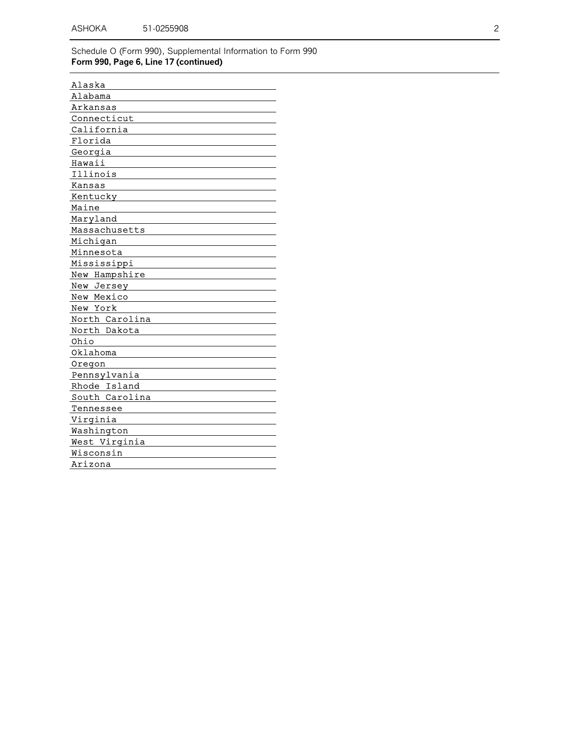Schedule O (Form 990), Supplemental Information to Form 990
**Form 990, Page 6, Line 17 (continued)**

Alaska
Alabama
Arkansas
Connecticut
California
Florida
Georgia
Hawaii
Illinois
Kansas
Kentucky
Maine
Maryland
Massachusetts
Michigan
Minnesota
Mississippi
New Hampshire
New Jersey
New Mexico
New York
North Carolina
North Dakota
Ohio
Oklahoma
Oregon
Pennsylvania
Rhode Island
South Carolina
Tennessee
Virginia
Washington
West Virginia
Wisconsin
Arizona